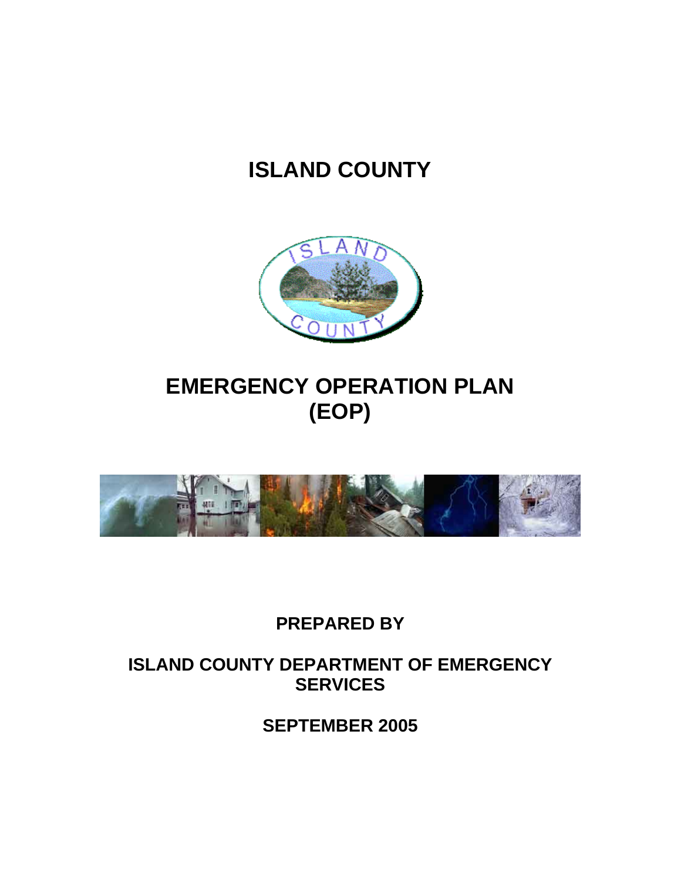# ISLAND COUNTY

# EMERGENCY OPERATION PLAN (EOP)

**PREPARED BY**

**ISLAND COUNTY DEPARTMENT OF EMERGENCY SERVICES**

**SEPTEMBER 2005**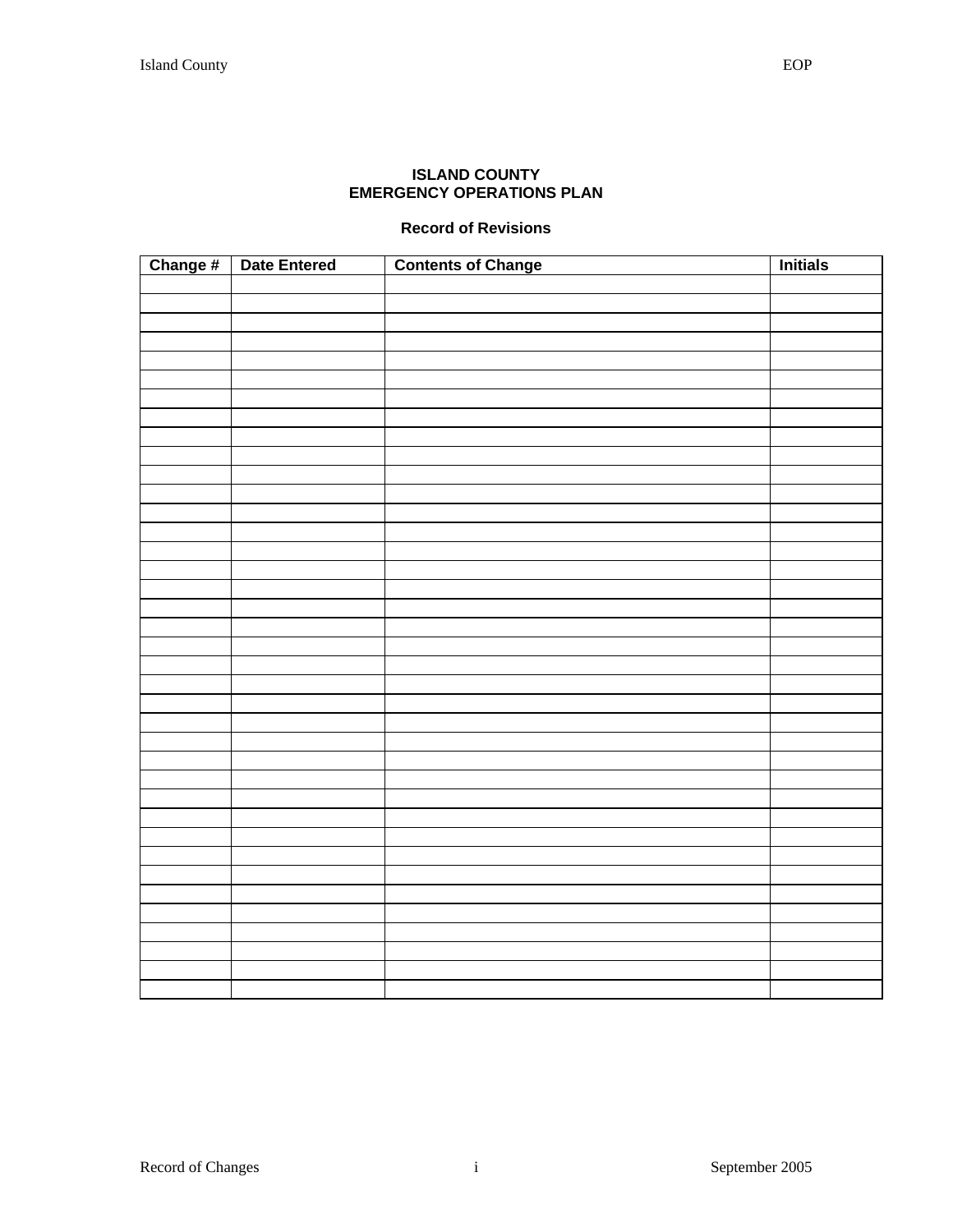**ISLAND COUNTY**
**EMERGENCY OPERATIONS PLAN**

**Record of Revisions**

| Change # | Date Entered | Contents of Change | Initials |
|---|---|---|---|
| | | | |
| | | | |
| | | | |
| | | | |
| | | | |
| | | | |
| | | | |
| | | | |
| | | | |
| | | | |
| | | | |
| | | | |
| | | | |
| | | | |
| | | | |
| | | | |
| | | | |
| | | | |
| | | | |
| | | | |
| | | | |
| | | | |
| | | | |
| | | | |
| | | | |
| | | | |
| | | | |
| | | | |
| | | | |
| | | | |
| | | | |
| | | | |
| | | | |
| | | | |
| | | | |
| | | | |
| | | | |
| | | | |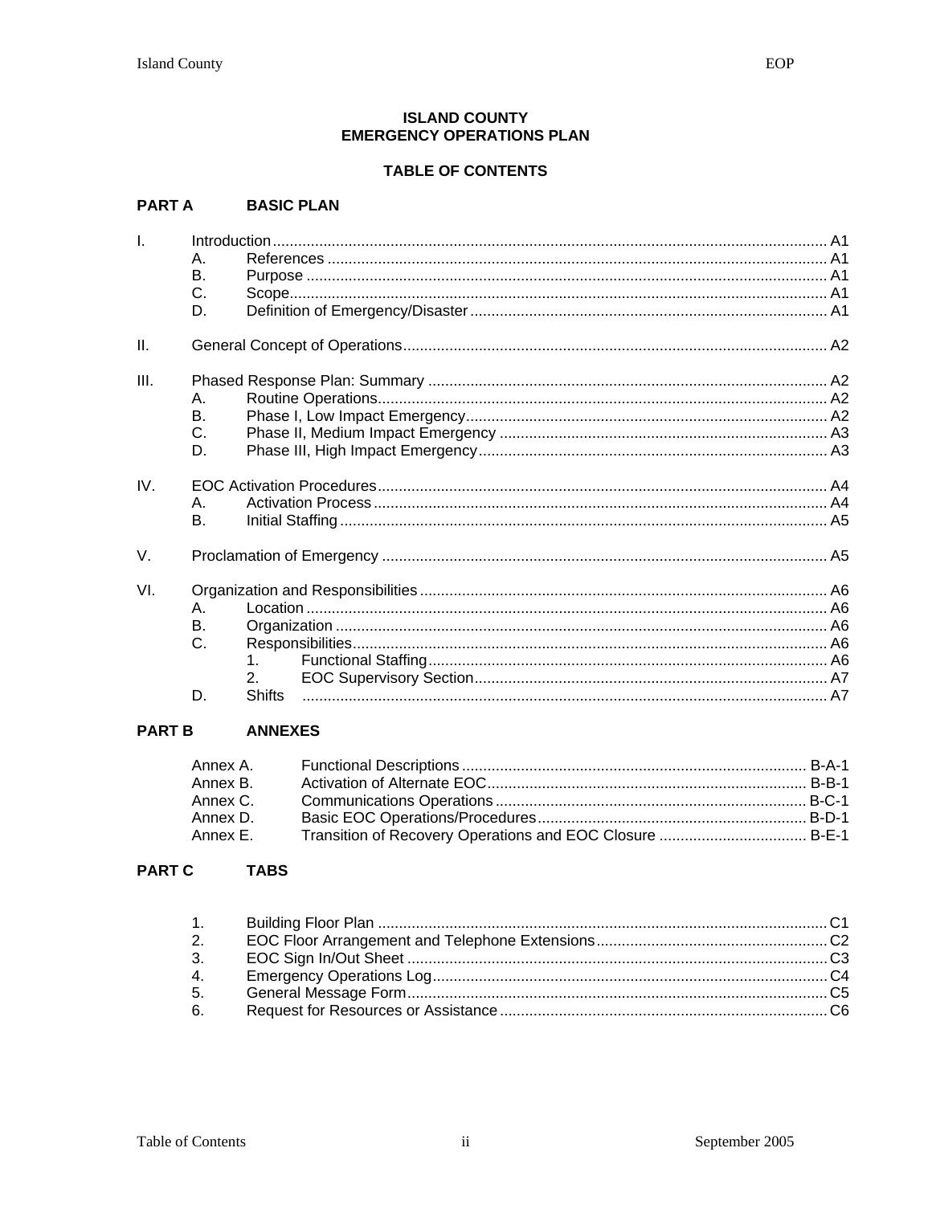**ISLAND COUNTY**
**EMERGENCY OPERATIONS PLAN**

**TABLE OF CONTENTS**

**PART A BASIC PLAN**

I. Introduction ........ A1
- A. References ........ A1
- B. Purpose ........ A1
- C. Scope ........ A1
- D. Definition of Emergency/Disaster ........ A1

II. General Concept of Operations ........ A2

III. Phased Response Plan: Summary ........ A2
- A. Routine Operations ........ A2
- B. Phase I, Low Impact Emergency ........ A2
- C. Phase II, Medium Impact Emergency ........ A3
- D. Phase III, High Impact Emergency ........ A3

IV. EOC Activation Procedures ........ A4
- A. Activation Process ........ A4
- B. Initial Staffing ........ A5

V. Proclamation of Emergency ........ A5

VI. Organization and Responsibilities ........ A6
- A. Location ........ A6
- B. Organization ........ A6
- C. Responsibilities ........ A6
  1. Functional Staffing ........ A6
  2. EOC Supervisory Section ........ A7
- D. Shifts ........ A7

**PART B ANNEXES**

- Annex A. Functional Descriptions ........ B-A-1
- Annex B. Activation of Alternate EOC ........ B-B-1
- Annex C. Communications Operations ........ B-C-1
- Annex D. Basic EOC Operations/Procedures ........ B-D-1
- Annex E. Transition of Recovery Operations and EOC Closure ........ B-E-1

**PART C TABS**

1. Building Floor Plan ........ C1
2. EOC Floor Arrangement and Telephone Extensions ........ C2
3. EOC Sign In/Out Sheet ........ C3
4. Emergency Operations Log ........ C4
5. General Message Form ........ C5
6. Request for Resources or Assistance ........ C6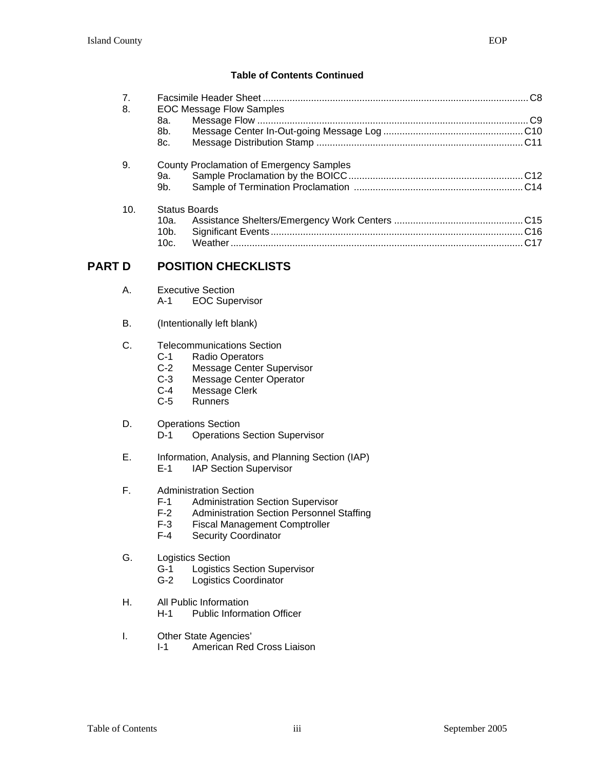**Table of Contents Continued**

7. Facsimile Header Sheet .......... C8
8. EOC Message Flow Samples
   - 8a. Message Flow .......... C9
   - 8b. Message Center In-Out-going Message Log .......... C10
   - 8c. Message Distribution Stamp .......... C11

9. County Proclamation of Emergency Samples
   - 9a. Sample Proclamation by the BOICC .......... C12
   - 9b. Sample of Termination Proclamation .......... C14

10. Status Boards
    - 10a. Assistance Shelters/Emergency Work Centers .......... C15
    - 10b. Significant Events .......... C16
    - 10c. Weather .......... C17

## PART D POSITION CHECKLISTS

A. Executive Section
   - A-1 EOC Supervisor

B. (Intentionally left blank)

C. Telecommunications Section
   - C-1 Radio Operators
   - C-2 Message Center Supervisor
   - C-3 Message Center Operator
   - C-4 Message Clerk
   - C-5 Runners

D. Operations Section
   - D-1 Operations Section Supervisor

E. Information, Analysis, and Planning Section (IAP)
   - E-1 IAP Section Supervisor

F. Administration Section
   - F-1 Administration Section Supervisor
   - F-2 Administration Section Personnel Staffing
   - F-3 Fiscal Management Comptroller
   - F-4 Security Coordinator

G. Logistics Section
   - G-1 Logistics Section Supervisor
   - G-2 Logistics Coordinator

H. All Public Information
   - H-1 Public Information Officer

I. Other State Agencies'
   - I-1 American Red Cross Liaison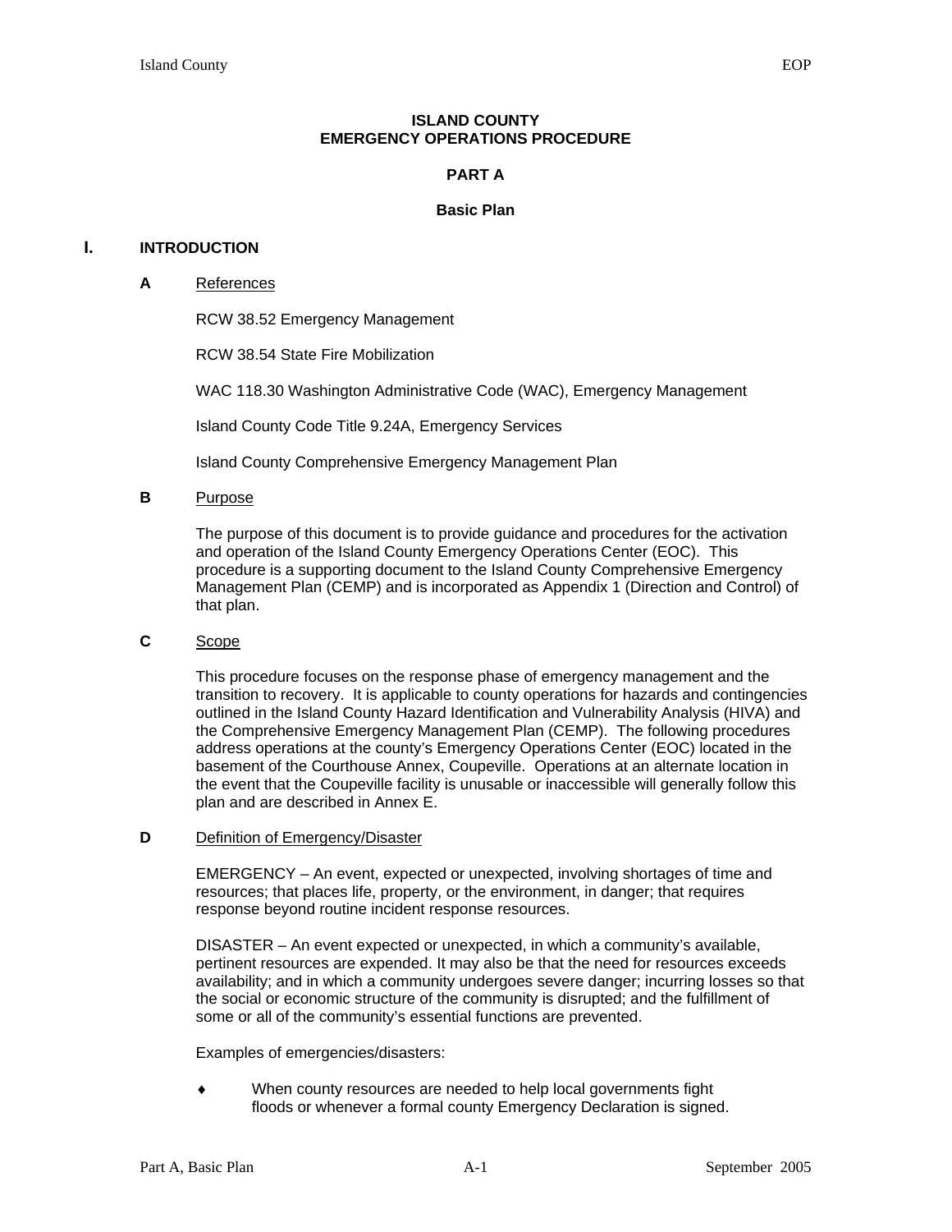# ISLAND COUNTY
# EMERGENCY OPERATIONS PROCEDURE

## PART A

## Basic Plan

## I. INTRODUCTION

### A References

RCW 38.52 Emergency Management

RCW 38.54 State Fire Mobilization

WAC 118.30 Washington Administrative Code (WAC), Emergency Management

Island County Code Title 9.24A, Emergency Services

Island County Comprehensive Emergency Management Plan

### B Purpose

The purpose of this document is to provide guidance and procedures for the activation and operation of the Island County Emergency Operations Center (EOC). This procedure is a supporting document to the Island County Comprehensive Emergency Management Plan (CEMP) and is incorporated as Appendix 1 (Direction and Control) of that plan.

### C Scope

This procedure focuses on the response phase of emergency management and the transition to recovery. It is applicable to county operations for hazards and contingencies outlined in the Island County Hazard Identification and Vulnerability Analysis (HIVA) and the Comprehensive Emergency Management Plan (CEMP). The following procedures address operations at the county's Emergency Operations Center (EOC) located in the basement of the Courthouse Annex, Coupeville. Operations at an alternate location in the event that the Coupeville facility is unusable or inaccessible will generally follow this plan and are described in Annex E.

### D Definition of Emergency/Disaster

EMERGENCY – An event, expected or unexpected, involving shortages of time and resources; that places life, property, or the environment, in danger; that requires response beyond routine incident response resources.

DISASTER – An event expected or unexpected, in which a community's available, pertinent resources are expended. It may also be that the need for resources exceeds availability; and in which a community undergoes severe danger; incurring losses so that the social or economic structure of the community is disrupted; and the fulfillment of some or all of the community's essential functions are prevented.

Examples of emergencies/disasters:

- When county resources are needed to help local governments fight floods or whenever a formal county Emergency Declaration is signed.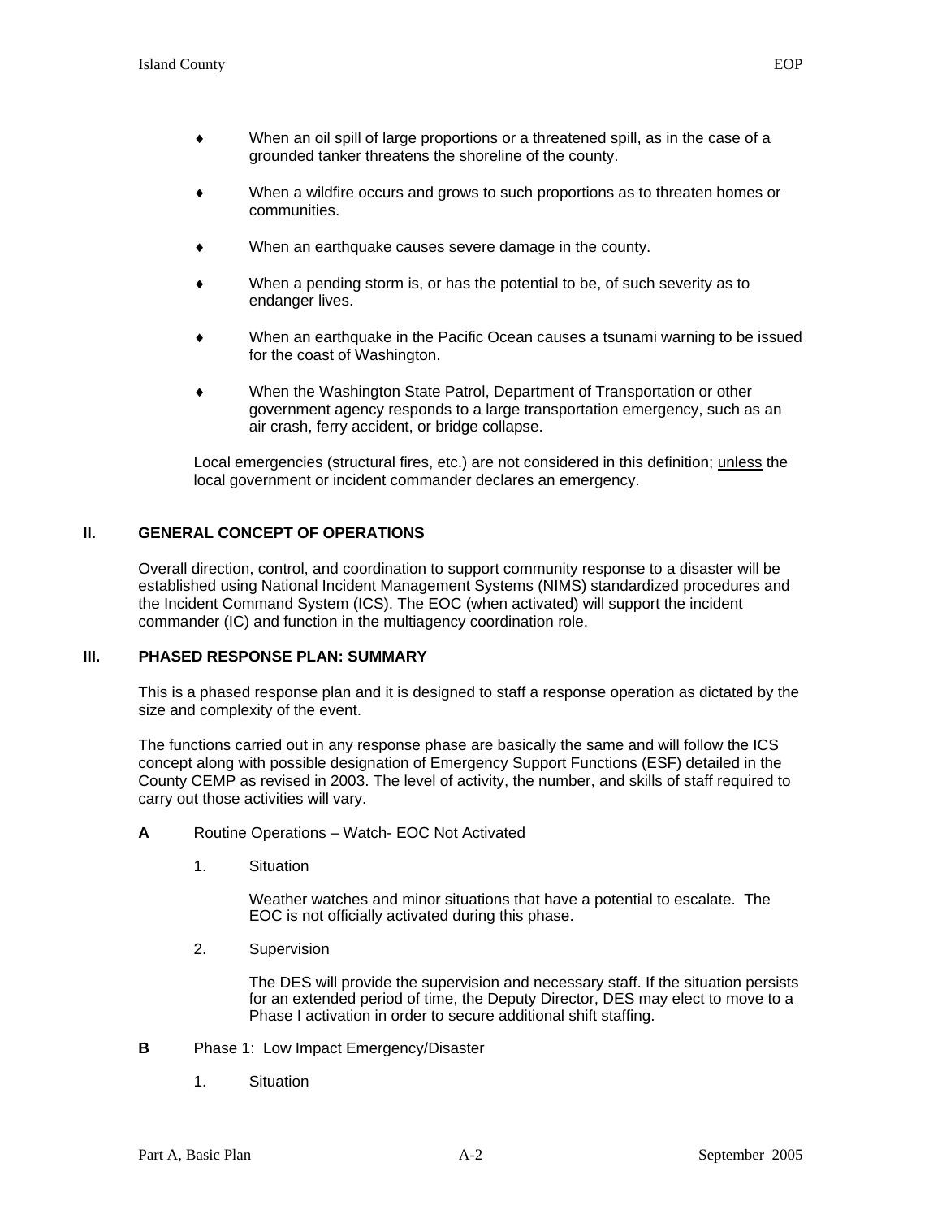- When an oil spill of large proportions or a threatened spill, as in the case of a grounded tanker threatens the shoreline of the county.
- When a wildfire occurs and grows to such proportions as to threaten homes or communities.
- When an earthquake causes severe damage in the county.
- When a pending storm is, or has the potential to be, of such severity as to endanger lives.
- When an earthquake in the Pacific Ocean causes a tsunami warning to be issued for the coast of Washington.
- When the Washington State Patrol, Department of Transportation or other government agency responds to a large transportation emergency, such as an air crash, ferry accident, or bridge collapse.

Local emergencies (structural fires, etc.) are not considered in this definition; unless the local government or incident commander declares an emergency.

## II. GENERAL CONCEPT OF OPERATIONS

Overall direction, control, and coordination to support community response to a disaster will be established using National Incident Management Systems (NIMS) standardized procedures and the Incident Command System (ICS). The EOC (when activated) will support the incident commander (IC) and function in the multiagency coordination role.

## III. PHASED RESPONSE PLAN: SUMMARY

This is a phased response plan and it is designed to staff a response operation as dictated by the size and complexity of the event.

The functions carried out in any response phase are basically the same and will follow the ICS concept along with possible designation of Emergency Support Functions (ESF) detailed in the County CEMP as revised in 2003. The level of activity, the number, and skills of staff required to carry out those activities will vary.

**A** Routine Operations – Watch- EOC Not Activated

1. Situation

   Weather watches and minor situations that have a potential to escalate. The EOC is not officially activated during this phase.

2. Supervision

   The DES will provide the supervision and necessary staff. If the situation persists for an extended period of time, the Deputy Director, DES may elect to move to a Phase I activation in order to secure additional shift staffing.

**B** Phase 1: Low Impact Emergency/Disaster

1. Situation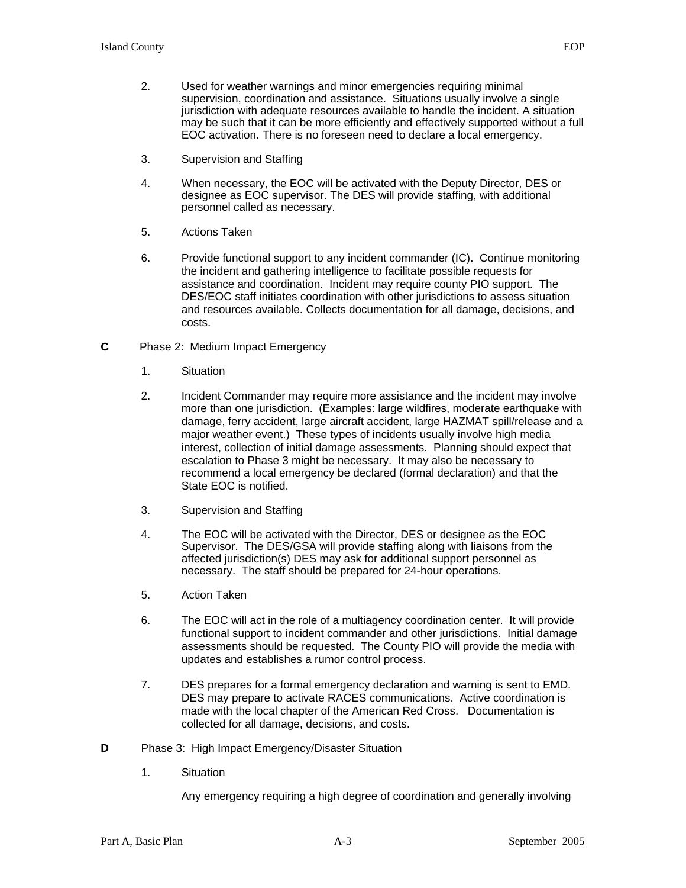2. Used for weather warnings and minor emergencies requiring minimal supervision, coordination and assistance. Situations usually involve a single jurisdiction with adequate resources available to handle the incident. A situation may be such that it can be more efficiently and effectively supported without a full EOC activation. There is no foreseen need to declare a local emergency.

3. Supervision and Staffing

4. When necessary, the EOC will be activated with the Deputy Director, DES or designee as EOC supervisor. The DES will provide staffing, with additional personnel called as necessary.

5. Actions Taken

6. Provide functional support to any incident commander (IC). Continue monitoring the incident and gathering intelligence to facilitate possible requests for assistance and coordination. Incident may require county PIO support. The DES/EOC staff initiates coordination with other jurisdictions to assess situation and resources available. Collects documentation for all damage, decisions, and costs.

**C** Phase 2: Medium Impact Emergency

1. Situation

2. Incident Commander may require more assistance and the incident may involve more than one jurisdiction. (Examples: large wildfires, moderate earthquake with damage, ferry accident, large aircraft accident, large HAZMAT spill/release and a major weather event.) These types of incidents usually involve high media interest, collection of initial damage assessments. Planning should expect that escalation to Phase 3 might be necessary. It may also be necessary to recommend a local emergency be declared (formal declaration) and that the State EOC is notified.

3. Supervision and Staffing

4. The EOC will be activated with the Director, DES or designee as the EOC Supervisor. The DES/GSA will provide staffing along with liaisons from the affected jurisdiction(s) DES may ask for additional support personnel as necessary. The staff should be prepared for 24-hour operations.

5. Action Taken

6. The EOC will act in the role of a multiagency coordination center. It will provide functional support to incident commander and other jurisdictions. Initial damage assessments should be requested. The County PIO will provide the media with updates and establishes a rumor control process.

7. DES prepares for a formal emergency declaration and warning is sent to EMD. DES may prepare to activate RACES communications. Active coordination is made with the local chapter of the American Red Cross. Documentation is collected for all damage, decisions, and costs.

**D** Phase 3: High Impact Emergency/Disaster Situation

1. Situation

   Any emergency requiring a high degree of coordination and generally involving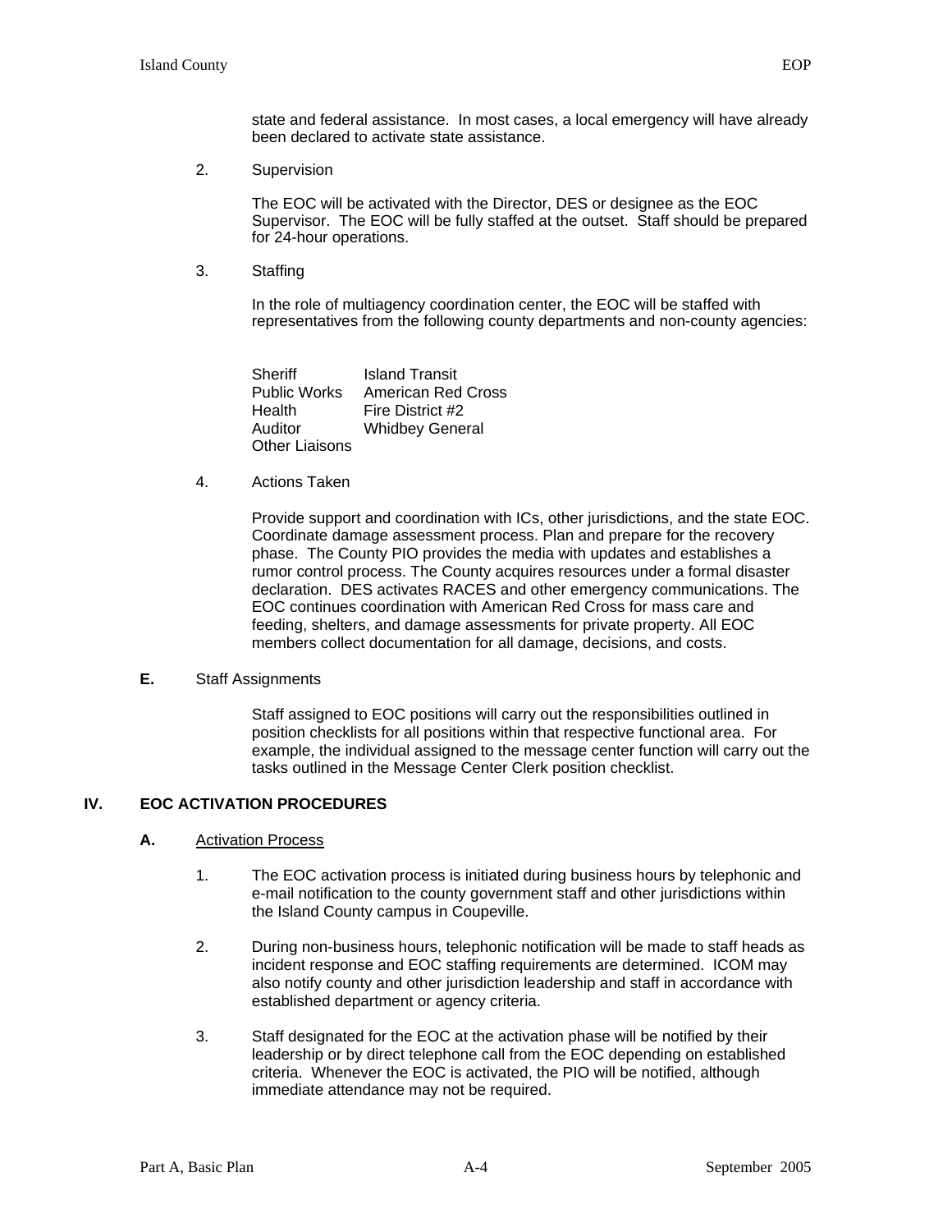state and federal assistance. In most cases, a local emergency will have already been declared to activate state assistance.

2. Supervision

The EOC will be activated with the Director, DES or designee as the EOC Supervisor. The EOC will be fully staffed at the outset. Staff should be prepared for 24-hour operations.

3. Staffing

In the role of multiagency coordination center, the EOC will be staffed with representatives from the following county departments and non-county agencies:

| | |
|---|---|
| Sheriff | Island Transit |
| Public Works | American Red Cross |
| Health | Fire District #2 |
| Auditor | Whidbey General |
| Other Liaisons | |

4. Actions Taken

Provide support and coordination with ICs, other jurisdictions, and the state EOC. Coordinate damage assessment process. Plan and prepare for the recovery phase. The County PIO provides the media with updates and establishes a rumor control process. The County acquires resources under a formal disaster declaration. DES activates RACES and other emergency communications. The EOC continues coordination with American Red Cross for mass care and feeding, shelters, and damage assessments for private property. All EOC members collect documentation for all damage, decisions, and costs.

**E.** Staff Assignments

Staff assigned to EOC positions will carry out the responsibilities outlined in position checklists for all positions within that respective functional area. For example, the individual assigned to the message center function will carry out the tasks outlined in the Message Center Clerk position checklist.

## IV. EOC ACTIVATION PROCEDURES

### A. Activation Process

1. The EOC activation process is initiated during business hours by telephonic and e-mail notification to the county government staff and other jurisdictions within the Island County campus in Coupeville.

2. During non-business hours, telephonic notification will be made to staff heads as incident response and EOC staffing requirements are determined. ICOM may also notify county and other jurisdiction leadership and staff in accordance with established department or agency criteria.

3. Staff designated for the EOC at the activation phase will be notified by their leadership or by direct telephone call from the EOC depending on established criteria. Whenever the EOC is activated, the PIO will be notified, although immediate attendance may not be required.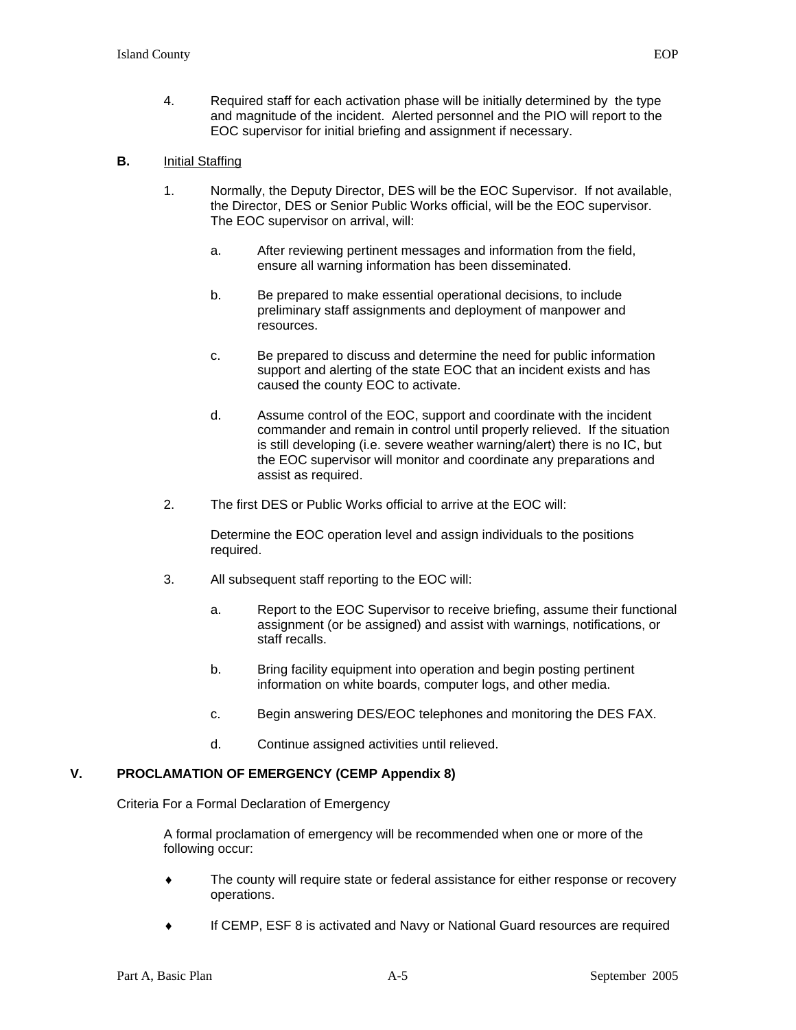4. Required staff for each activation phase will be initially determined by the type and magnitude of the incident. Alerted personnel and the PIO will report to the EOC supervisor for initial briefing and assignment if necessary.

**B.** Initial Staffing

1. Normally, the Deputy Director, DES will be the EOC Supervisor. If not available, the Director, DES or Senior Public Works official, will be the EOC supervisor. The EOC supervisor on arrival, will:

   a. After reviewing pertinent messages and information from the field, ensure all warning information has been disseminated.

   b. Be prepared to make essential operational decisions, to include preliminary staff assignments and deployment of manpower and resources.

   c. Be prepared to discuss and determine the need for public information support and alerting of the state EOC that an incident exists and has caused the county EOC to activate.

   d. Assume control of the EOC, support and coordinate with the incident commander and remain in control until properly relieved. If the situation is still developing (i.e. severe weather warning/alert) there is no IC, but the EOC supervisor will monitor and coordinate any preparations and assist as required.

2. The first DES or Public Works official to arrive at the EOC will:

   Determine the EOC operation level and assign individuals to the positions required.

3. All subsequent staff reporting to the EOC will:

   a. Report to the EOC Supervisor to receive briefing, assume their functional assignment (or be assigned) and assist with warnings, notifications, or staff recalls.

   b. Bring facility equipment into operation and begin posting pertinent information on white boards, computer logs, and other media.

   c. Begin answering DES/EOC telephones and monitoring the DES FAX.

   d. Continue assigned activities until relieved.

## V. PROCLAMATION OF EMERGENCY (CEMP Appendix 8)

Criteria For a Formal Declaration of Emergency

A formal proclamation of emergency will be recommended when one or more of the following occur:

- The county will require state or federal assistance for either response or recovery operations.
- If CEMP, ESF 8 is activated and Navy or National Guard resources are required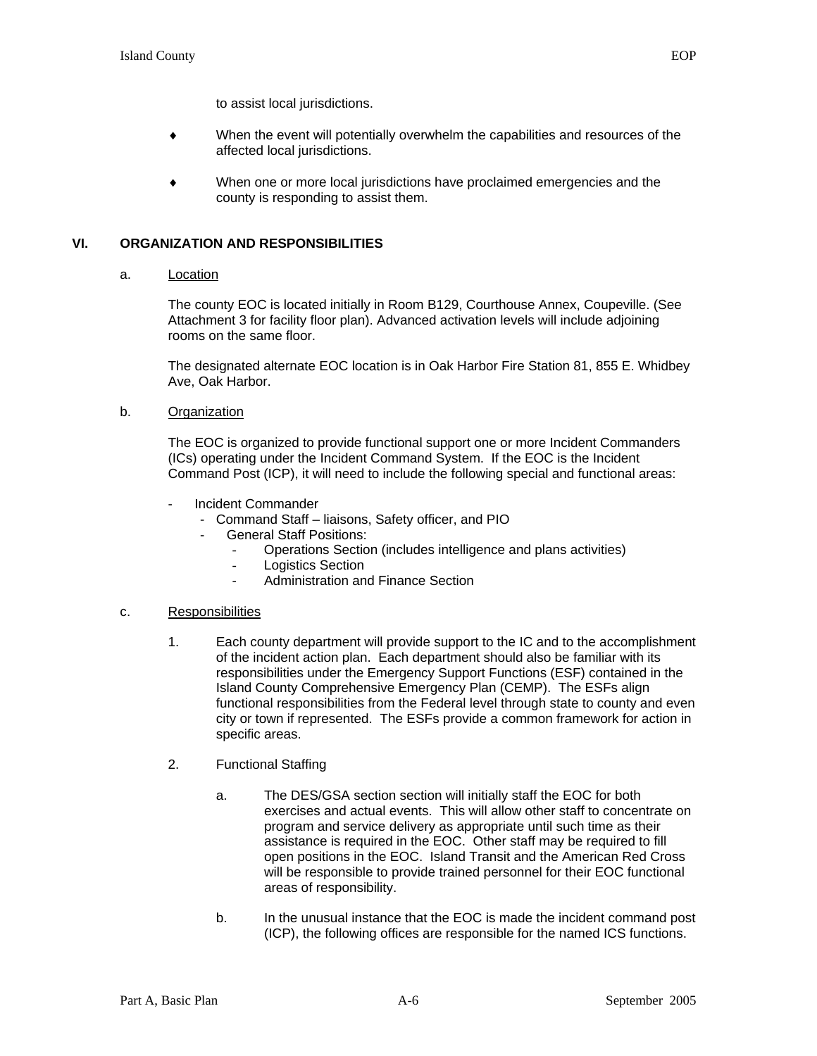to assist local jurisdictions.

- When the event will potentially overwhelm the capabilities and resources of the affected local jurisdictions.

- When one or more local jurisdictions have proclaimed emergencies and the county is responding to assist them.

## VI. ORGANIZATION AND RESPONSIBILITIES

a. Location

The county EOC is located initially in Room B129, Courthouse Annex, Coupeville. (See Attachment 3 for facility floor plan). Advanced activation levels will include adjoining rooms on the same floor.

The designated alternate EOC location is in Oak Harbor Fire Station 81, 855 E. Whidbey Ave, Oak Harbor.

b. Organization

The EOC is organized to provide functional support one or more Incident Commanders (ICs) operating under the Incident Command System. If the EOC is the Incident Command Post (ICP), it will need to include the following special and functional areas:

- Incident Commander
  - Command Staff – liaisons, Safety officer, and PIO
  - General Staff Positions:
    - Operations Section (includes intelligence and plans activities)
    - Logistics Section
    - Administration and Finance Section

c. Responsibilities

1. Each county department will provide support to the IC and to the accomplishment of the incident action plan. Each department should also be familiar with its responsibilities under the Emergency Support Functions (ESF) contained in the Island County Comprehensive Emergency Plan (CEMP). The ESFs align functional responsibilities from the Federal level through state to county and even city or town if represented. The ESFs provide a common framework for action in specific areas.

2. Functional Staffing

   a. The DES/GSA section section will initially staff the EOC for both exercises and actual events. This will allow other staff to concentrate on program and service delivery as appropriate until such time as their assistance is required in the EOC. Other staff may be required to fill open positions in the EOC. Island Transit and the American Red Cross will be responsible to provide trained personnel for their EOC functional areas of responsibility.

   b. In the unusual instance that the EOC is made the incident command post (ICP), the following offices are responsible for the named ICS functions.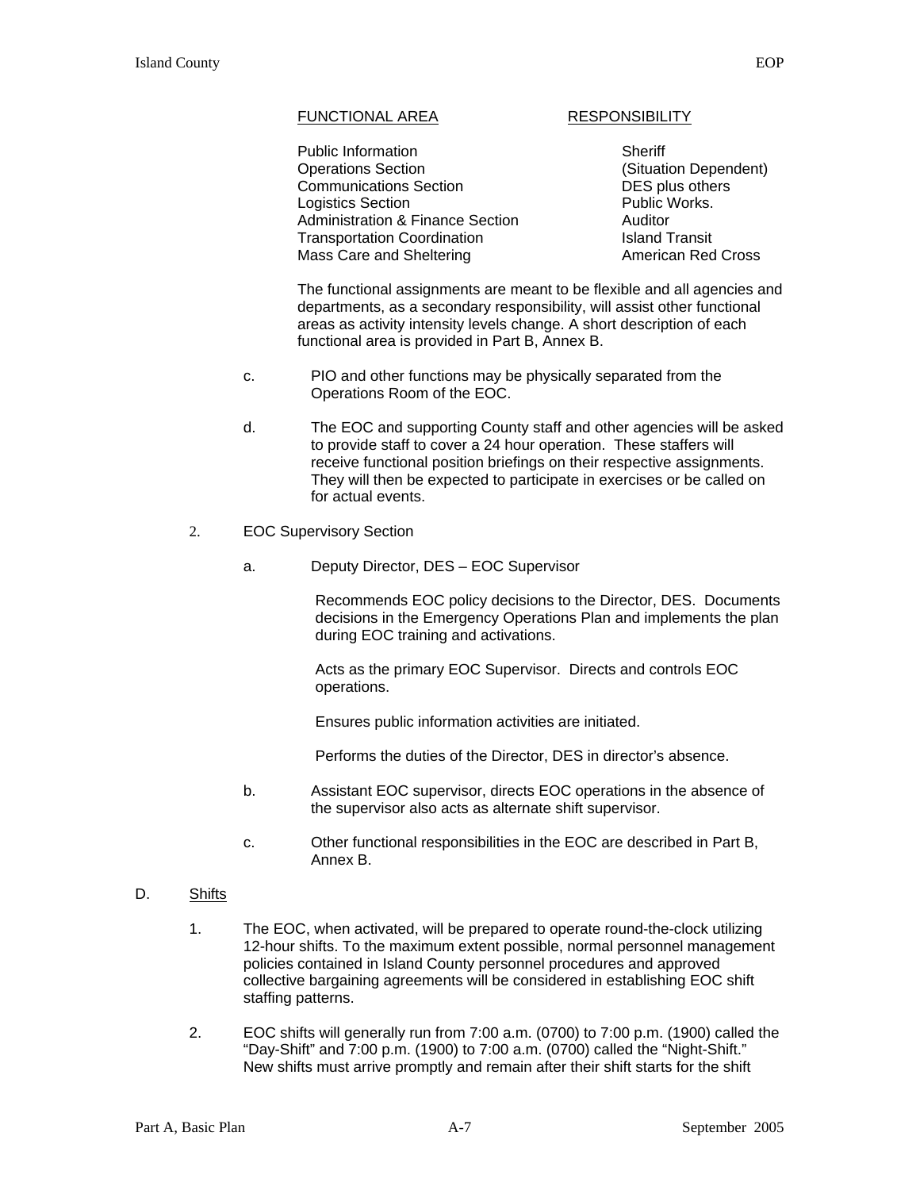| FUNCTIONAL AREA | RESPONSIBILITY |
|---|---|
| Public Information | Sheriff |
| Operations Section | (Situation Dependent) |
| Communications Section | DES plus others |
| Logistics Section | Public Works. |
| Administration & Finance Section | Auditor |
| Transportation Coordination | Island Transit |
| Mass Care and Sheltering | American Red Cross |

The functional assignments are meant to be flexible and all agencies and departments, as a secondary responsibility, will assist other functional areas as activity intensity levels change. A short description of each functional area is provided in Part B, Annex B.

c. PIO and other functions may be physically separated from the Operations Room of the EOC.

d. The EOC and supporting County staff and other agencies will be asked to provide staff to cover a 24 hour operation. These staffers will receive functional position briefings on their respective assignments. They will then be expected to participate in exercises or be called on for actual events.

2. EOC Supervisory Section

a. Deputy Director, DES – EOC Supervisor

Recommends EOC policy decisions to the Director, DES. Documents decisions in the Emergency Operations Plan and implements the plan during EOC training and activations.

Acts as the primary EOC Supervisor. Directs and controls EOC operations.

Ensures public information activities are initiated.

Performs the duties of the Director, DES in director's absence.

b. Assistant EOC supervisor, directs EOC operations in the absence of the supervisor also acts as alternate shift supervisor.

c. Other functional responsibilities in the EOC are described in Part B, Annex B.

D. Shifts

1. The EOC, when activated, will be prepared to operate round-the-clock utilizing 12-hour shifts. To the maximum extent possible, normal personnel management policies contained in Island County personnel procedures and approved collective bargaining agreements will be considered in establishing EOC shift staffing patterns.

2. EOC shifts will generally run from 7:00 a.m. (0700) to 7:00 p.m. (1900) called the "Day-Shift" and 7:00 p.m. (1900) to 7:00 a.m. (0700) called the "Night-Shift." New shifts must arrive promptly and remain after their shift starts for the shift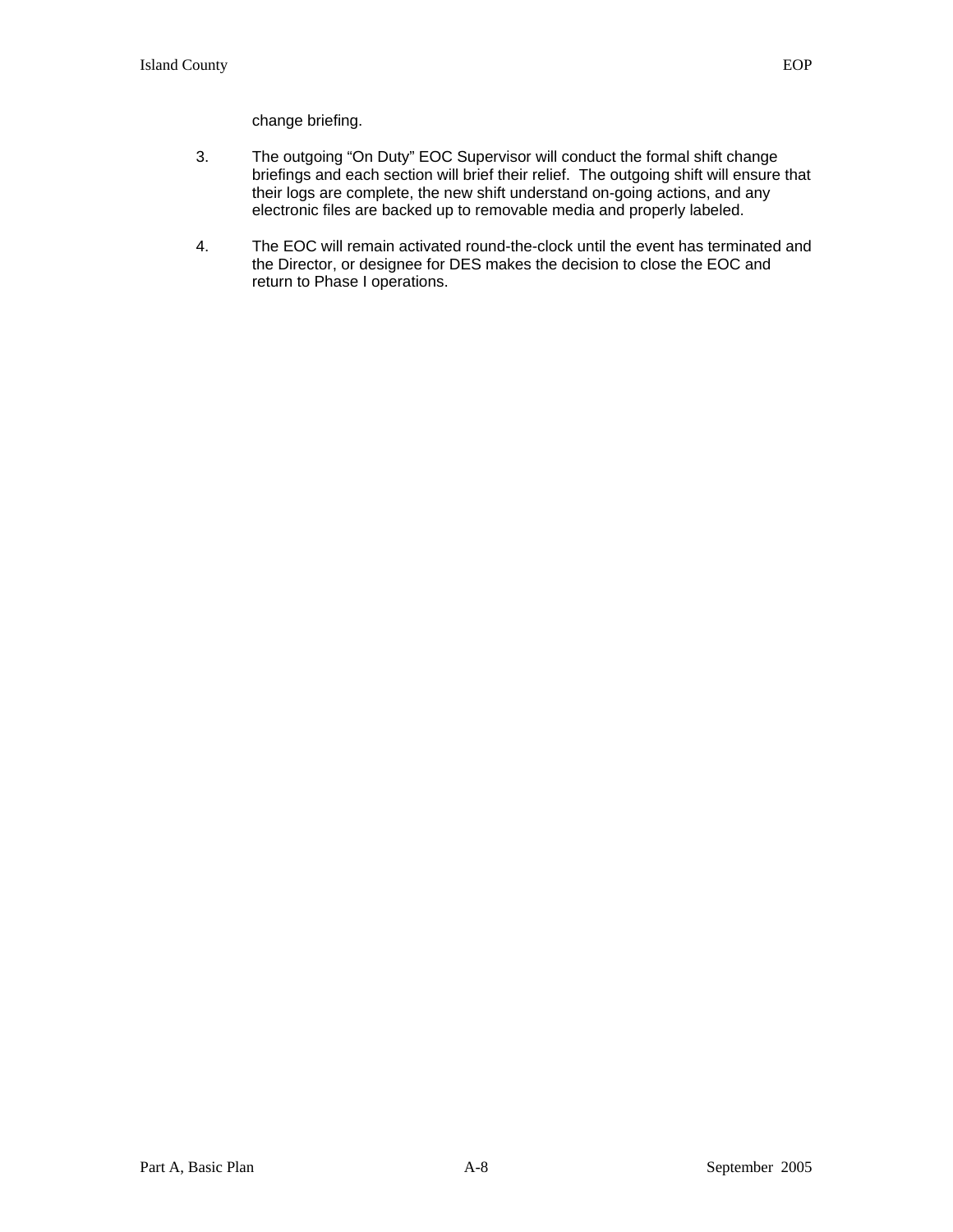change briefing.

3. The outgoing "On Duty" EOC Supervisor will conduct the formal shift change briefings and each section will brief their relief. The outgoing shift will ensure that their logs are complete, the new shift understand on-going actions, and any electronic files are backed up to removable media and properly labeled.

4. The EOC will remain activated round-the-clock until the event has terminated and the Director, or designee for DES makes the decision to close the EOC and return to Phase I operations.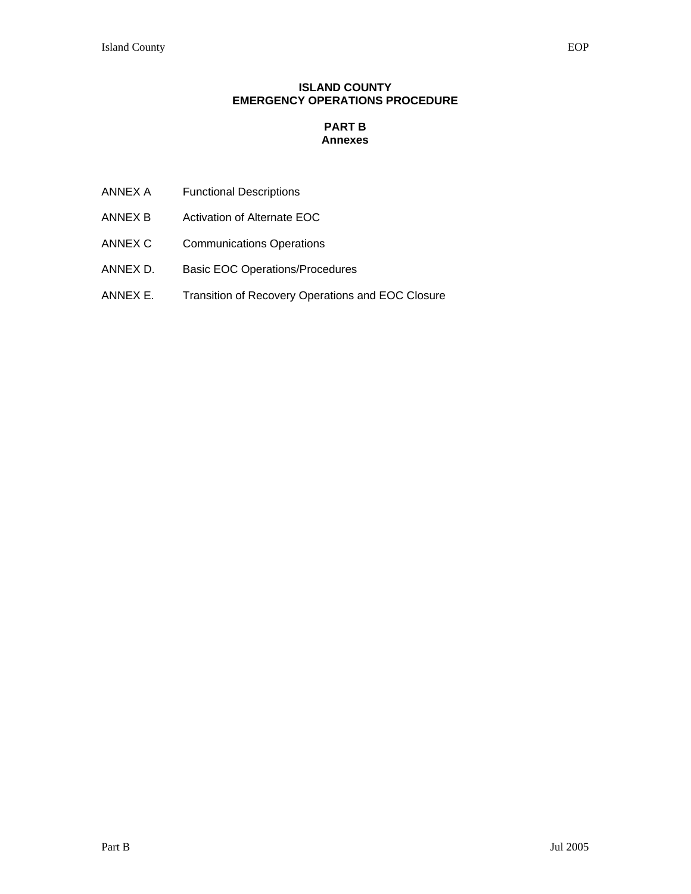**ISLAND COUNTY**
**EMERGENCY OPERATIONS PROCEDURE**

**PART B**
**Annexes**

| | |
|---|---|
| ANNEX A | Functional Descriptions |
| ANNEX B | Activation of Alternate EOC |
| ANNEX C | Communications Operations |
| ANNEX D. | Basic EOC Operations/Procedures |
| ANNEX E. | Transition of Recovery Operations and EOC Closure |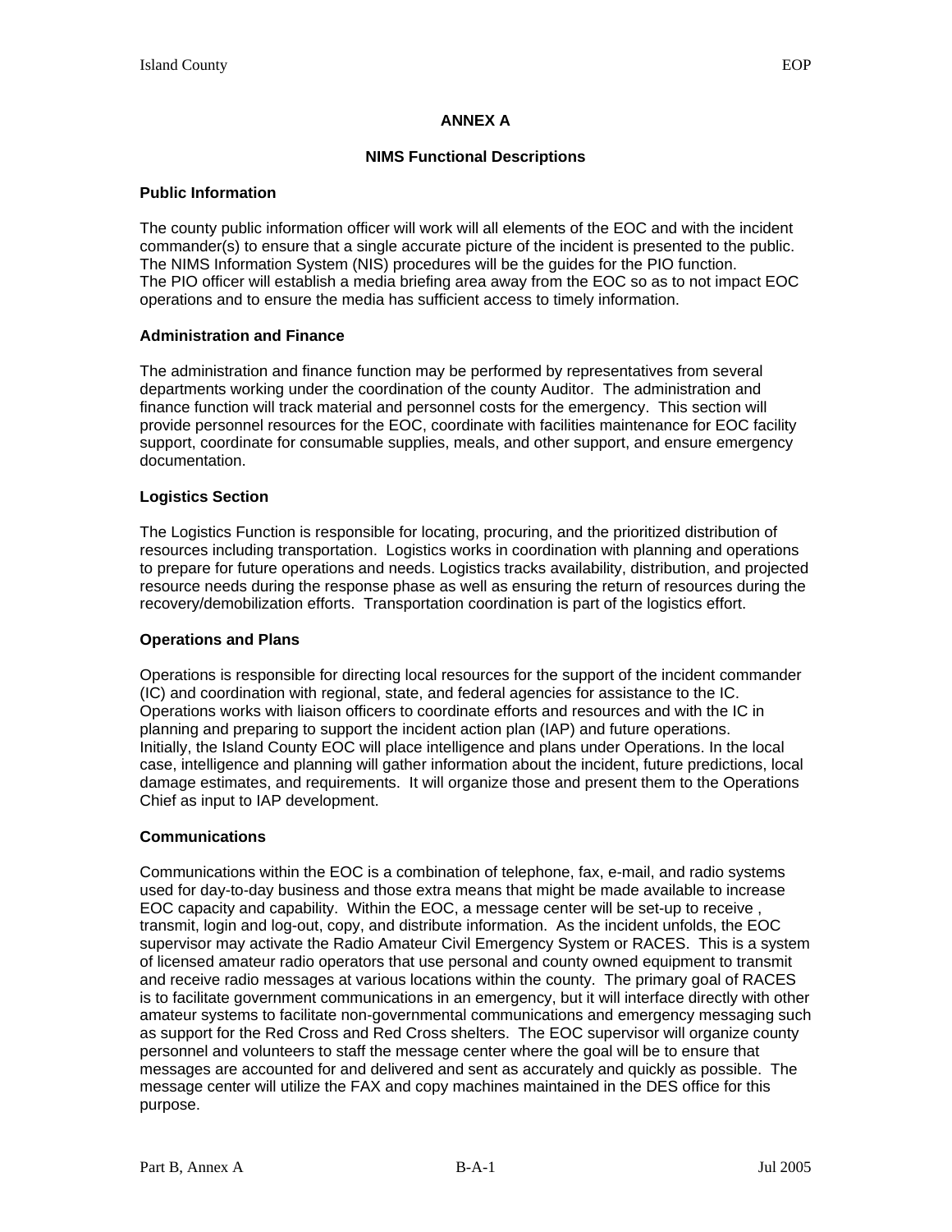# ANNEX A

## NIMS Functional Descriptions

### Public Information

The county public information officer will work will all elements of the EOC and with the incident commander(s) to ensure that a single accurate picture of the incident is presented to the public. The NIMS Information System (NIS) procedures will be the guides for the PIO function. The PIO officer will establish a media briefing area away from the EOC so as to not impact EOC operations and to ensure the media has sufficient access to timely information.

### Administration and Finance

The administration and finance function may be performed by representatives from several departments working under the coordination of the county Auditor. The administration and finance function will track material and personnel costs for the emergency. This section will provide personnel resources for the EOC, coordinate with facilities maintenance for EOC facility support, coordinate for consumable supplies, meals, and other support, and ensure emergency documentation.

### Logistics Section

The Logistics Function is responsible for locating, procuring, and the prioritized distribution of resources including transportation. Logistics works in coordination with planning and operations to prepare for future operations and needs. Logistics tracks availability, distribution, and projected resource needs during the response phase as well as ensuring the return of resources during the recovery/demobilization efforts. Transportation coordination is part of the logistics effort.

### Operations and Plans

Operations is responsible for directing local resources for the support of the incident commander (IC) and coordination with regional, state, and federal agencies for assistance to the IC. Operations works with liaison officers to coordinate efforts and resources and with the IC in planning and preparing to support the incident action plan (IAP) and future operations. Initially, the Island County EOC will place intelligence and plans under Operations. In the local case, intelligence and planning will gather information about the incident, future predictions, local damage estimates, and requirements. It will organize those and present them to the Operations Chief as input to IAP development.

### Communications

Communications within the EOC is a combination of telephone, fax, e-mail, and radio systems used for day-to-day business and those extra means that might be made available to increase EOC capacity and capability. Within the EOC, a message center will be set-up to receive , transmit, login and log-out, copy, and distribute information. As the incident unfolds, the EOC supervisor may activate the Radio Amateur Civil Emergency System or RACES. This is a system of licensed amateur radio operators that use personal and county owned equipment to transmit and receive radio messages at various locations within the county. The primary goal of RACES is to facilitate government communications in an emergency, but it will interface directly with other amateur systems to facilitate non-governmental communications and emergency messaging such as support for the Red Cross and Red Cross shelters. The EOC supervisor will organize county personnel and volunteers to staff the message center where the goal will be to ensure that messages are accounted for and delivered and sent as accurately and quickly as possible. The message center will utilize the FAX and copy machines maintained in the DES office for this purpose.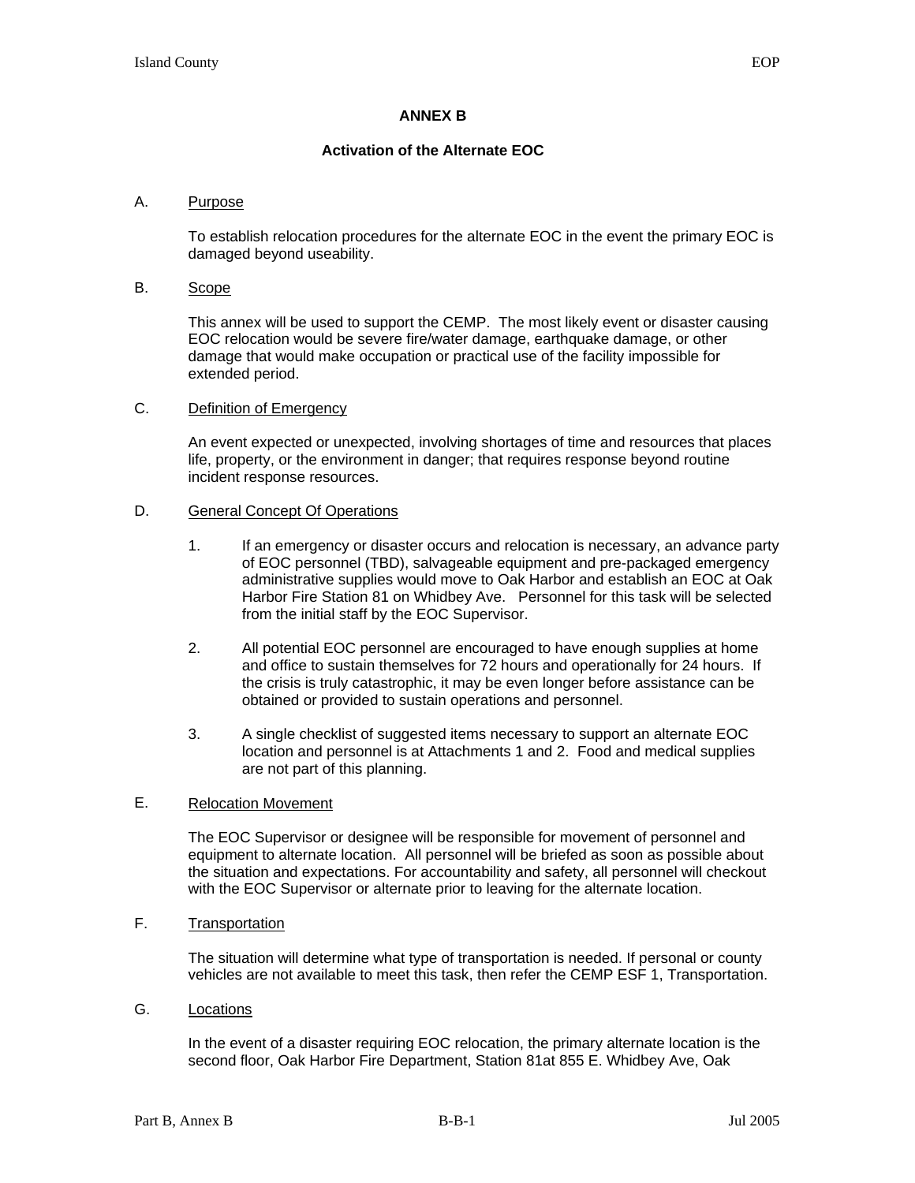## ANNEX B

### Activation of the Alternate EOC

A. Purpose

To establish relocation procedures for the alternate EOC in the event the primary EOC is damaged beyond useability.

B. Scope

This annex will be used to support the CEMP. The most likely event or disaster causing EOC relocation would be severe fire/water damage, earthquake damage, or other damage that would make occupation or practical use of the facility impossible for extended period.

C. Definition of Emergency

An event expected or unexpected, involving shortages of time and resources that places life, property, or the environment in danger; that requires response beyond routine incident response resources.

D. General Concept Of Operations

1. If an emergency or disaster occurs and relocation is necessary, an advance party of EOC personnel (TBD), salvageable equipment and pre-packaged emergency administrative supplies would move to Oak Harbor and establish an EOC at Oak Harbor Fire Station 81 on Whidbey Ave. Personnel for this task will be selected from the initial staff by the EOC Supervisor.

2. All potential EOC personnel are encouraged to have enough supplies at home and office to sustain themselves for 72 hours and operationally for 24 hours. If the crisis is truly catastrophic, it may be even longer before assistance can be obtained or provided to sustain operations and personnel.

3. A single checklist of suggested items necessary to support an alternate EOC location and personnel is at Attachments 1 and 2. Food and medical supplies are not part of this planning.

E. Relocation Movement

The EOC Supervisor or designee will be responsible for movement of personnel and equipment to alternate location. All personnel will be briefed as soon as possible about the situation and expectations. For accountability and safety, all personnel will checkout with the EOC Supervisor or alternate prior to leaving for the alternate location.

F. Transportation

The situation will determine what type of transportation is needed. If personal or county vehicles are not available to meet this task, then refer the CEMP ESF 1, Transportation.

G. Locations

In the event of a disaster requiring EOC relocation, the primary alternate location is the second floor, Oak Harbor Fire Department, Station 81at 855 E. Whidbey Ave, Oak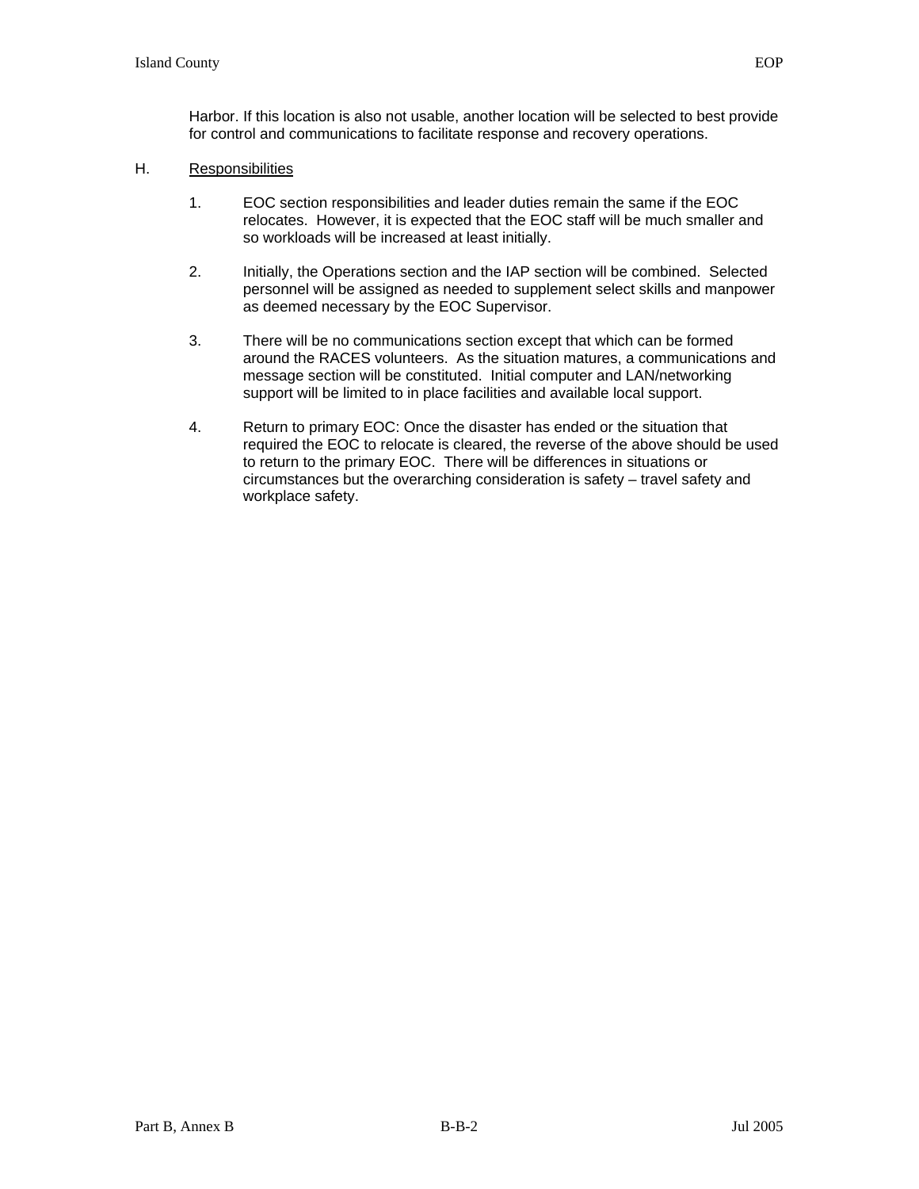Harbor. If this location is also not usable, another location will be selected to best provide for control and communications to facilitate response and recovery operations.

H. Responsibilities

1. EOC section responsibilities and leader duties remain the same if the EOC relocates. However, it is expected that the EOC staff will be much smaller and so workloads will be increased at least initially.

2. Initially, the Operations section and the IAP section will be combined. Selected personnel will be assigned as needed to supplement select skills and manpower as deemed necessary by the EOC Supervisor.

3. There will be no communications section except that which can be formed around the RACES volunteers. As the situation matures, a communications and message section will be constituted. Initial computer and LAN/networking support will be limited to in place facilities and available local support.

4. Return to primary EOC: Once the disaster has ended or the situation that required the EOC to relocate is cleared, the reverse of the above should be used to return to the primary EOC. There will be differences in situations or circumstances but the overarching consideration is safety – travel safety and workplace safety.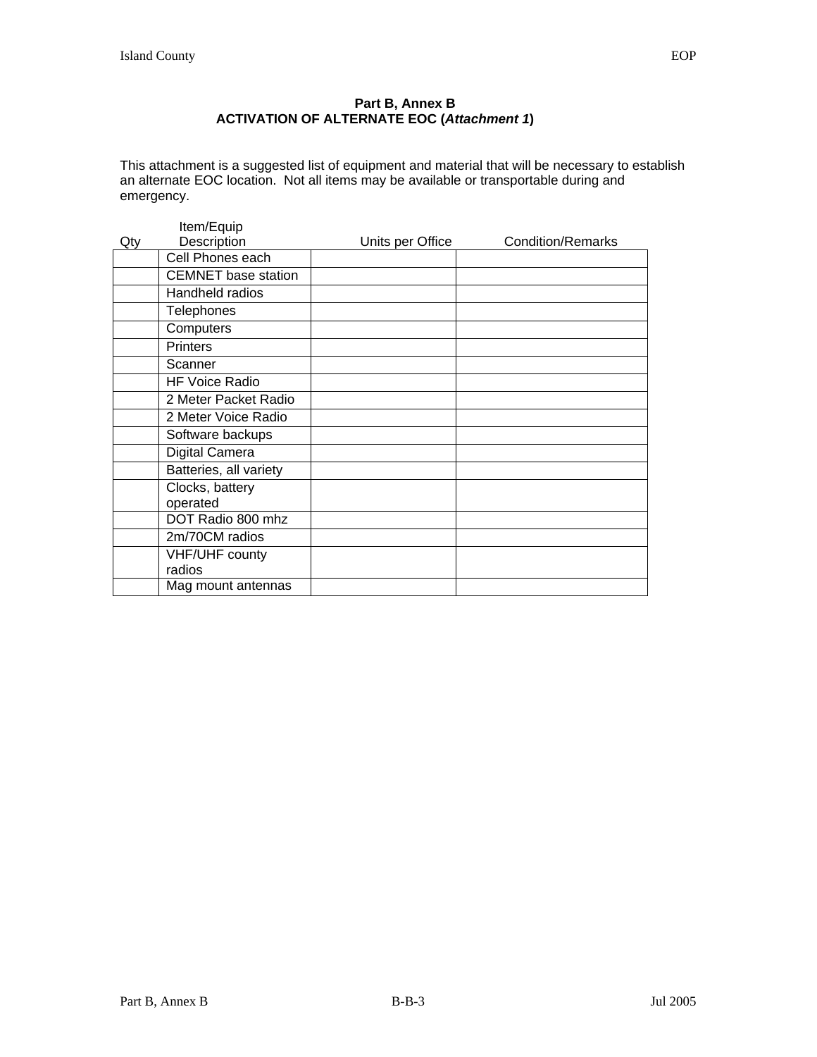**Part B, Annex B**
**ACTIVATION OF ALTERNATE EOC (*Attachment 1*)**

This attachment is a suggested list of equipment and material that will be necessary to establish an alternate EOC location. Not all items may be available or transportable during and emergency.

| Qty | Item/Equip Description | Units per Office | Condition/Remarks |
|---|---|---|---|
| | Cell Phones each | | |
| | CEMNET base station | | |
| | Handheld radios | | |
| | Telephones | | |
| | Computers | | |
| | Printers | | |
| | Scanner | | |
| | HF Voice Radio | | |
| | 2 Meter Packet Radio | | |
| | 2 Meter Voice Radio | | |
| | Software backups | | |
| | Digital Camera | | |
| | Batteries, all variety | | |
| | Clocks, battery operated | | |
| | DOT Radio 800 mhz | | |
| | 2m/70CM radios | | |
| | VHF/UHF county radios | | |
| | Mag mount antennas | | |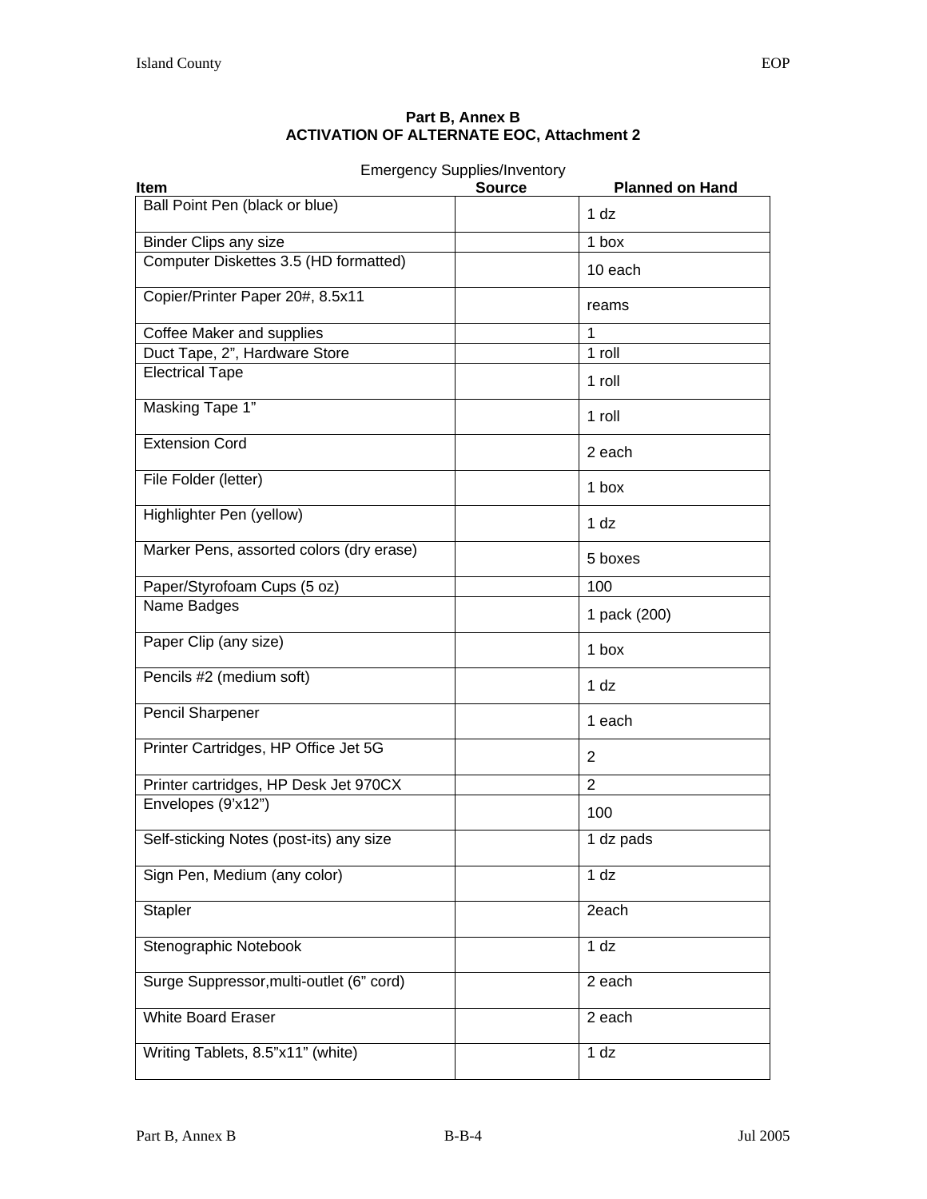**Part B, Annex B**
**ACTIVATION OF ALTERNATE EOC, Attachment 2**

Emergency Supplies/Inventory

| Item | Source | Planned on Hand |
|---|---|---|
| Ball Point Pen (black or blue) | | 1 dz |
| Binder Clips any size | | 1 box |
| Computer Diskettes 3.5 (HD formatted) | | 10 each |
| Copier/Printer Paper 20#, 8.5x11 | | reams |
| Coffee Maker and supplies | | 1 |
| Duct Tape, 2", Hardware Store | | 1 roll |
| Electrical Tape | | 1 roll |
| Masking Tape 1" | | 1 roll |
| Extension Cord | | 2 each |
| File Folder (letter) | | 1 box |
| Highlighter Pen (yellow) | | 1 dz |
| Marker Pens, assorted colors (dry erase) | | 5 boxes |
| Paper/Styrofoam Cups (5 oz) | | 100 |
| Name Badges | | 1 pack (200) |
| Paper Clip (any size) | | 1 box |
| Pencils #2 (medium soft) | | 1 dz |
| Pencil Sharpener | | 1 each |
| Printer Cartridges, HP Office Jet 5G | | 2 |
| Printer cartridges, HP Desk Jet 970CX | | 2 |
| Envelopes (9'x12") | | 100 |
| Self-sticking Notes (post-its) any size | | 1 dz pads |
| Sign Pen, Medium (any color) | | 1 dz |
| Stapler | | 2each |
| Stenographic Notebook | | 1 dz |
| Surge Suppressor,multi-outlet (6" cord) | | 2 each |
| White Board Eraser | | 2 each |
| Writing Tablets, 8.5"x11" (white) | | 1 dz |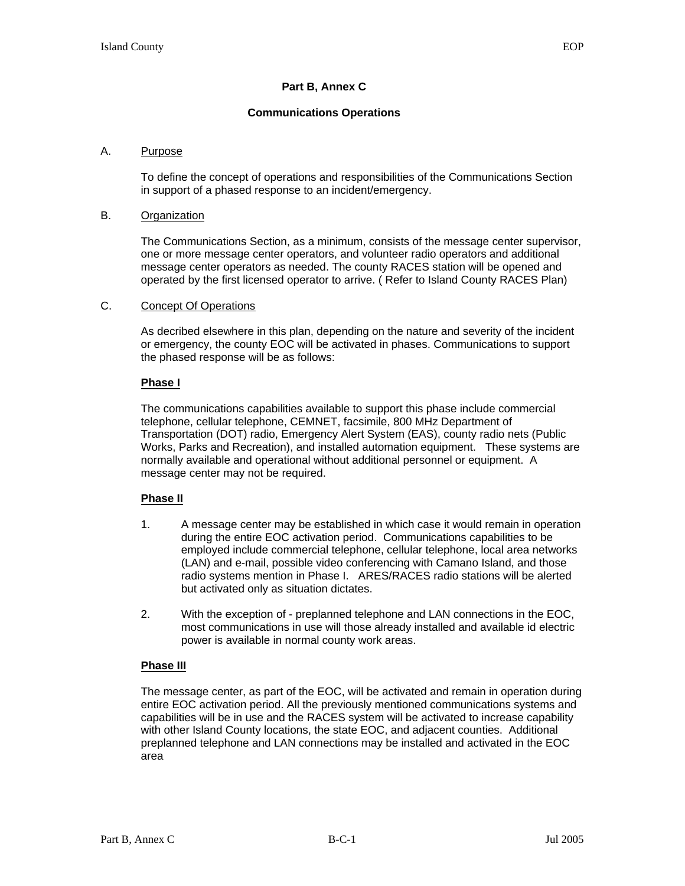# Part B, Annex C

## Communications Operations

A. Purpose

To define the concept of operations and responsibilities of the Communications Section in support of a phased response to an incident/emergency.

B. Organization

The Communications Section, as a minimum, consists of the message center supervisor, one or more message center operators, and volunteer radio operators and additional message center operators as needed. The county RACES station will be opened and operated by the first licensed operator to arrive. ( Refer to Island County RACES Plan)

C. Concept Of Operations

As decribed elsewhere in this plan, depending on the nature and severity of the incident or emergency, the county EOC will be activated in phases. Communications to support the phased response will be as follows:

**Phase I**

The communications capabilities available to support this phase include commercial telephone, cellular telephone, CEMNET, facsimile, 800 MHz Department of Transportation (DOT) radio, Emergency Alert System (EAS), county radio nets (Public Works, Parks and Recreation), and installed automation equipment. These systems are normally available and operational without additional personnel or equipment. A message center may not be required.

**Phase II**

1. A message center may be established in which case it would remain in operation during the entire EOC activation period. Communications capabilities to be employed include commercial telephone, cellular telephone, local area networks (LAN) and e-mail, possible video conferencing with Camano Island, and those radio systems mention in Phase I. ARES/RACES radio stations will be alerted but activated only as situation dictates.

2. With the exception of - preplanned telephone and LAN connections in the EOC, most communications in use will those already installed and available id electric power is available in normal county work areas.

**Phase III**

The message center, as part of the EOC, will be activated and remain in operation during entire EOC activation period. All the previously mentioned communications systems and capabilities will be in use and the RACES system will be activated to increase capability with other Island County locations, the state EOC, and adjacent counties. Additional preplanned telephone and LAN connections may be installed and activated in the EOC area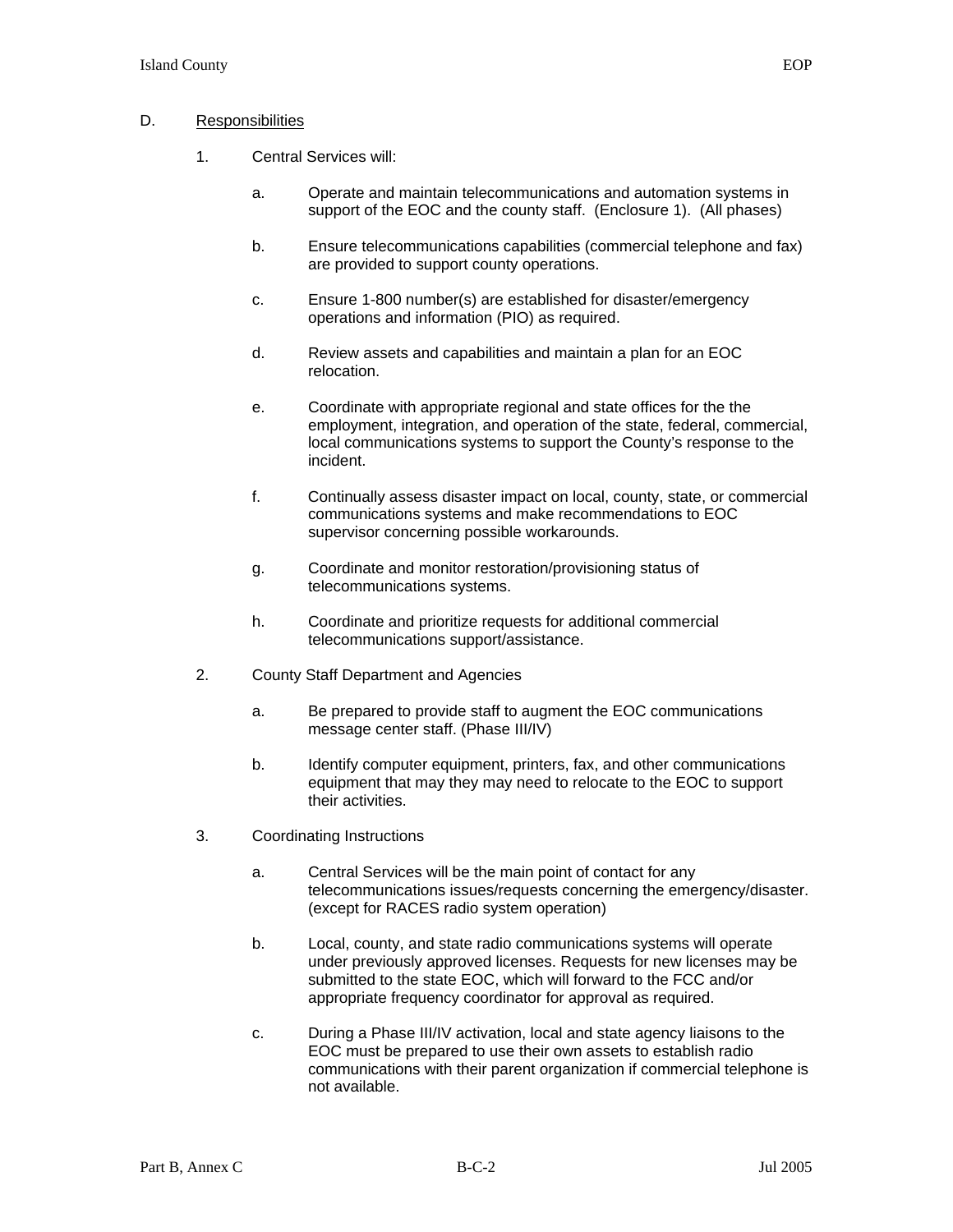D. Responsibilities

1. Central Services will:

   a. Operate and maintain telecommunications and automation systems in support of the EOC and the county staff. (Enclosure 1). (All phases)

   b. Ensure telecommunications capabilities (commercial telephone and fax) are provided to support county operations.

   c. Ensure 1-800 number(s) are established for disaster/emergency operations and information (PIO) as required.

   d. Review assets and capabilities and maintain a plan for an EOC relocation.

   e. Coordinate with appropriate regional and state offices for the the employment, integration, and operation of the state, federal, commercial, local communications systems to support the County's response to the incident.

   f. Continually assess disaster impact on local, county, state, or commercial communications systems and make recommendations to EOC supervisor concerning possible workarounds.

   g. Coordinate and monitor restoration/provisioning status of telecommunications systems.

   h. Coordinate and prioritize requests for additional commercial telecommunications support/assistance.

2. County Staff Department and Agencies

   a. Be prepared to provide staff to augment the EOC communications message center staff. (Phase III/IV)

   b. Identify computer equipment, printers, fax, and other communications equipment that may they may need to relocate to the EOC to support their activities.

3. Coordinating Instructions

   a. Central Services will be the main point of contact for any telecommunications issues/requests concerning the emergency/disaster. (except for RACES radio system operation)

   b. Local, county, and state radio communications systems will operate under previously approved licenses. Requests for new licenses may be submitted to the state EOC, which will forward to the FCC and/or appropriate frequency coordinator for approval as required.

   c. During a Phase III/IV activation, local and state agency liaisons to the EOC must be prepared to use their own assets to establish radio communications with their parent organization if commercial telephone is not available.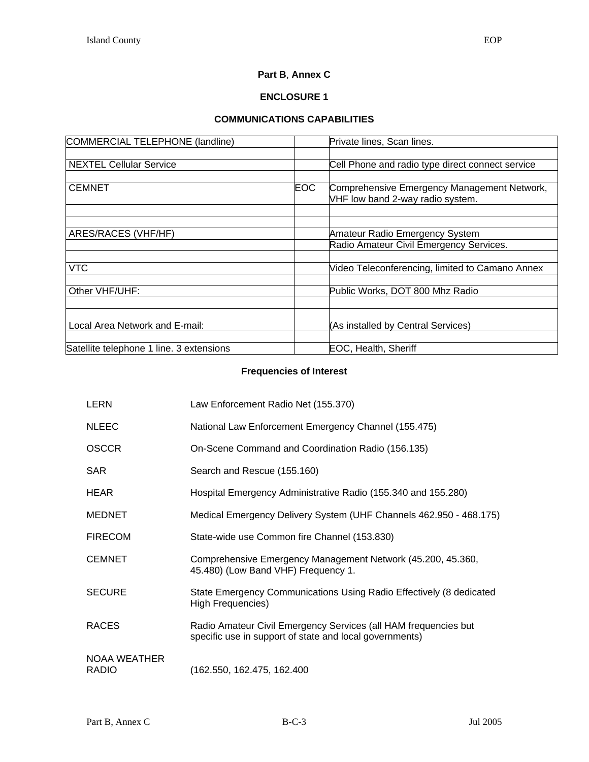**Part B**, **Annex C**

**ENCLOSURE 1**

**COMMUNICATIONS CAPABILITIES**

| | | |
|---|---|---|
| COMMERCIAL TELEPHONE (landline) | | Private lines, Scan lines. |
| | | |
| NEXTEL Cellular Service | | Cell Phone and radio type direct connect service |
| | | |
| CEMNET | EOC | Comprehensive Emergency Management Network, VHF low band 2-way radio system. |
| | | |
| | | |
| ARES/RACES (VHF/HF) | | Amateur Radio Emergency System |
| | | Radio Amateur Civil Emergency Services. |
| | | |
| VTC | | Video Teleconferencing, limited to Camano Annex |
| | | |
| Other VHF/UHF: | | Public Works, DOT 800 Mhz Radio |
| | | |
| Local Area Network and E-mail: | | (As installed by Central Services) |
| | | |
| Satellite telephone 1 line. 3 extensions | | EOC, Health, Sheriff |

**Frequencies of Interest**

LERN — Law Enforcement Radio Net (155.370)

NLEEC — National Law Enforcement Emergency Channel (155.475)

OSCCR — On-Scene Command and Coordination Radio (156.135)

SAR — Search and Rescue (155.160)

HEAR — Hospital Emergency Administrative Radio (155.340 and 155.280)

MEDNET — Medical Emergency Delivery System (UHF Channels 462.950 - 468.175)

FIRECOM — State-wide use Common fire Channel (153.830)

CEMNET — Comprehensive Emergency Management Network (45.200, 45.360, 45.480) (Low Band VHF) Frequency 1.

SECURE — State Emergency Communications Using Radio Effectively (8 dedicated High Frequencies)

RACES — Radio Amateur Civil Emergency Services (all HAM frequencies but specific use in support of state and local governments)

NOAA WEATHER RADIO — (162.550, 162.475, 162.400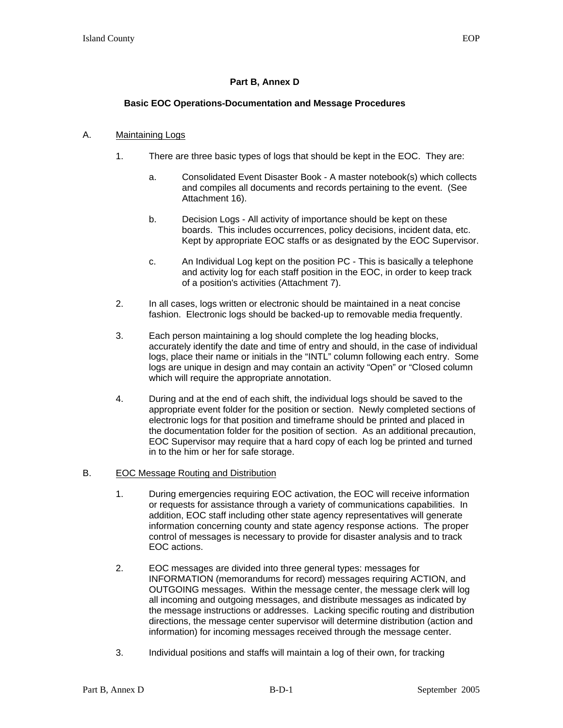## Part B, Annex D

### Basic EOC Operations-Documentation and Message Procedures

A. Maintaining Logs

1. There are three basic types of logs that should be kept in the EOC. They are:

   a. Consolidated Event Disaster Book - A master notebook(s) which collects and compiles all documents and records pertaining to the event. (See Attachment 16).

   b. Decision Logs - All activity of importance should be kept on these boards. This includes occurrences, policy decisions, incident data, etc. Kept by appropriate EOC staffs or as designated by the EOC Supervisor.

   c. An Individual Log kept on the position PC - This is basically a telephone and activity log for each staff position in the EOC, in order to keep track of a position's activities (Attachment 7).

2. In all cases, logs written or electronic should be maintained in a neat concise fashion. Electronic logs should be backed-up to removable media frequently.

3. Each person maintaining a log should complete the log heading blocks, accurately identify the date and time of entry and should, in the case of individual logs, place their name or initials in the "INTL" column following each entry. Some logs are unique in design and may contain an activity "Open" or "Closed column which will require the appropriate annotation.

4. During and at the end of each shift, the individual logs should be saved to the appropriate event folder for the position or section. Newly completed sections of electronic logs for that position and timeframe should be printed and placed in the documentation folder for the position of section. As an additional precaution, EOC Supervisor may require that a hard copy of each log be printed and turned in to the him or her for safe storage.

B. EOC Message Routing and Distribution

1. During emergencies requiring EOC activation, the EOC will receive information or requests for assistance through a variety of communications capabilities. In addition, EOC staff including other state agency representatives will generate information concerning county and state agency response actions. The proper control of messages is necessary to provide for disaster analysis and to track EOC actions.

2. EOC messages are divided into three general types: messages for INFORMATION (memorandums for record) messages requiring ACTION, and OUTGOING messages. Within the message center, the message clerk will log all incoming and outgoing messages, and distribute messages as indicated by the message instructions or addresses. Lacking specific routing and distribution directions, the message center supervisor will determine distribution (action and information) for incoming messages received through the message center.

3. Individual positions and staffs will maintain a log of their own, for tracking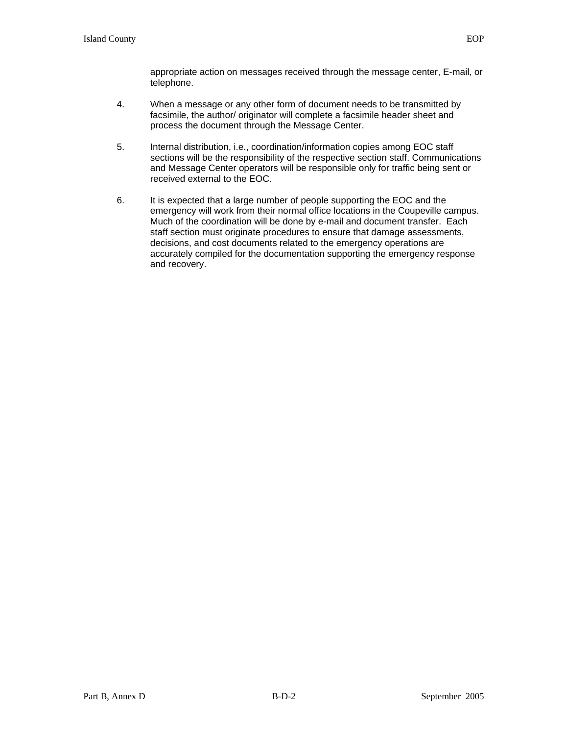appropriate action on messages received through the message center, E-mail, or telephone.

4. When a message or any other form of document needs to be transmitted by facsimile, the author/ originator will complete a facsimile header sheet and process the document through the Message Center.

5. Internal distribution, i.e., coordination/information copies among EOC staff sections will be the responsibility of the respective section staff. Communications and Message Center operators will be responsible only for traffic being sent or received external to the EOC.

6. It is expected that a large number of people supporting the EOC and the emergency will work from their normal office locations in the Coupeville campus. Much of the coordination will be done by e-mail and document transfer. Each staff section must originate procedures to ensure that damage assessments, decisions, and cost documents related to the emergency operations are accurately compiled for the documentation supporting the emergency response and recovery.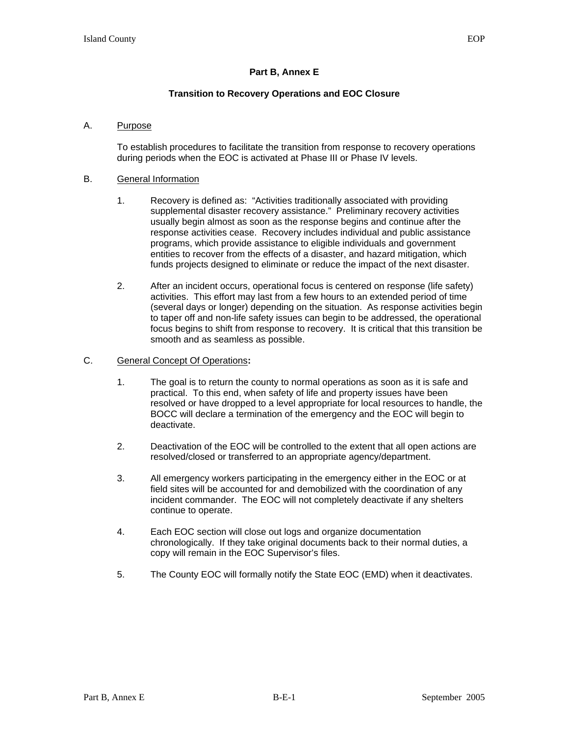# Part B, Annex E

## Transition to Recovery Operations and EOC Closure

A. Purpose

To establish procedures to facilitate the transition from response to recovery operations during periods when the EOC is activated at Phase III or Phase IV levels.

B. General Information

1. Recovery is defined as: "Activities traditionally associated with providing supplemental disaster recovery assistance." Preliminary recovery activities usually begin almost as soon as the response begins and continue after the response activities cease. Recovery includes individual and public assistance programs, which provide assistance to eligible individuals and government entities to recover from the effects of a disaster, and hazard mitigation, which funds projects designed to eliminate or reduce the impact of the next disaster.

2. After an incident occurs, operational focus is centered on response (life safety) activities. This effort may last from a few hours to an extended period of time (several days or longer) depending on the situation. As response activities begin to taper off and non-life safety issues can begin to be addressed, the operational focus begins to shift from response to recovery. It is critical that this transition be smooth and as seamless as possible.

C. General Concept Of Operations**:**

1. The goal is to return the county to normal operations as soon as it is safe and practical. To this end, when safety of life and property issues have been resolved or have dropped to a level appropriate for local resources to handle, the BOCC will declare a termination of the emergency and the EOC will begin to deactivate.

2. Deactivation of the EOC will be controlled to the extent that all open actions are resolved/closed or transferred to an appropriate agency/department.

3. All emergency workers participating in the emergency either in the EOC or at field sites will be accounted for and demobilized with the coordination of any incident commander. The EOC will not completely deactivate if any shelters continue to operate.

4. Each EOC section will close out logs and organize documentation chronologically. If they take original documents back to their normal duties, a copy will remain in the EOC Supervisor's files.

5. The County EOC will formally notify the State EOC (EMD) when it deactivates.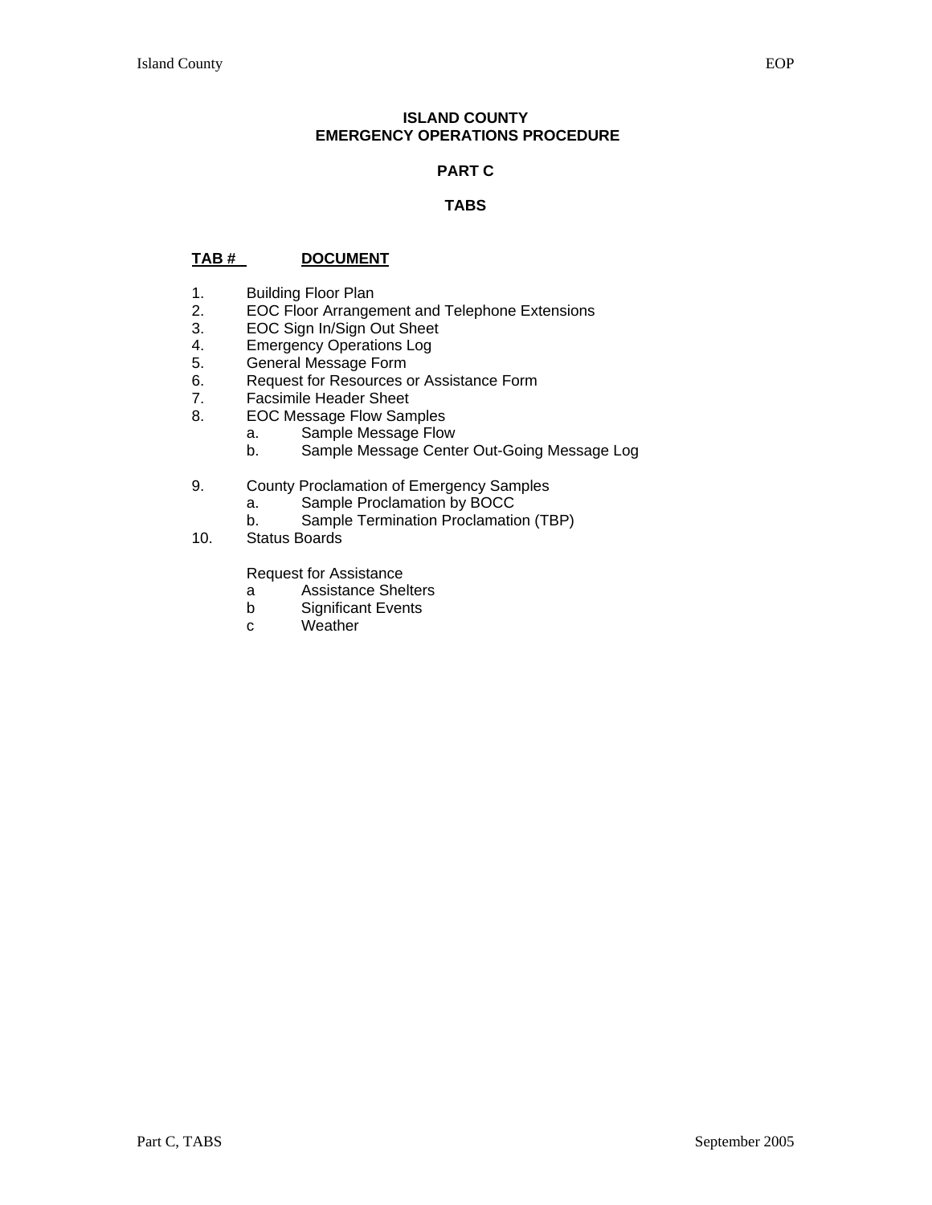# ISLAND COUNTY
# EMERGENCY OPERATIONS PROCEDURE

## PART C

## TABS

| TAB # | DOCUMENT |
|---|---|
| 1. | Building Floor Plan |
| 2. | EOC Floor Arrangement and Telephone Extensions |
| 3. | EOC Sign In/Sign Out Sheet |
| 4. | Emergency Operations Log |
| 5. | General Message Form |
| 6. | Request for Resources or Assistance Form |
| 7. | Facsimile Header Sheet |
| 8. | EOC Message Flow Samples<br>a. Sample Message Flow<br>b. Sample Message Center Out-Going Message Log |
| 9. | County Proclamation of Emergency Samples<br>a. Sample Proclamation by BOCC<br>b. Sample Termination Proclamation (TBP) |
| 10. | Status Boards<br><br>Request for Assistance<br>a Assistance Shelters<br>b Significant Events<br>c Weather |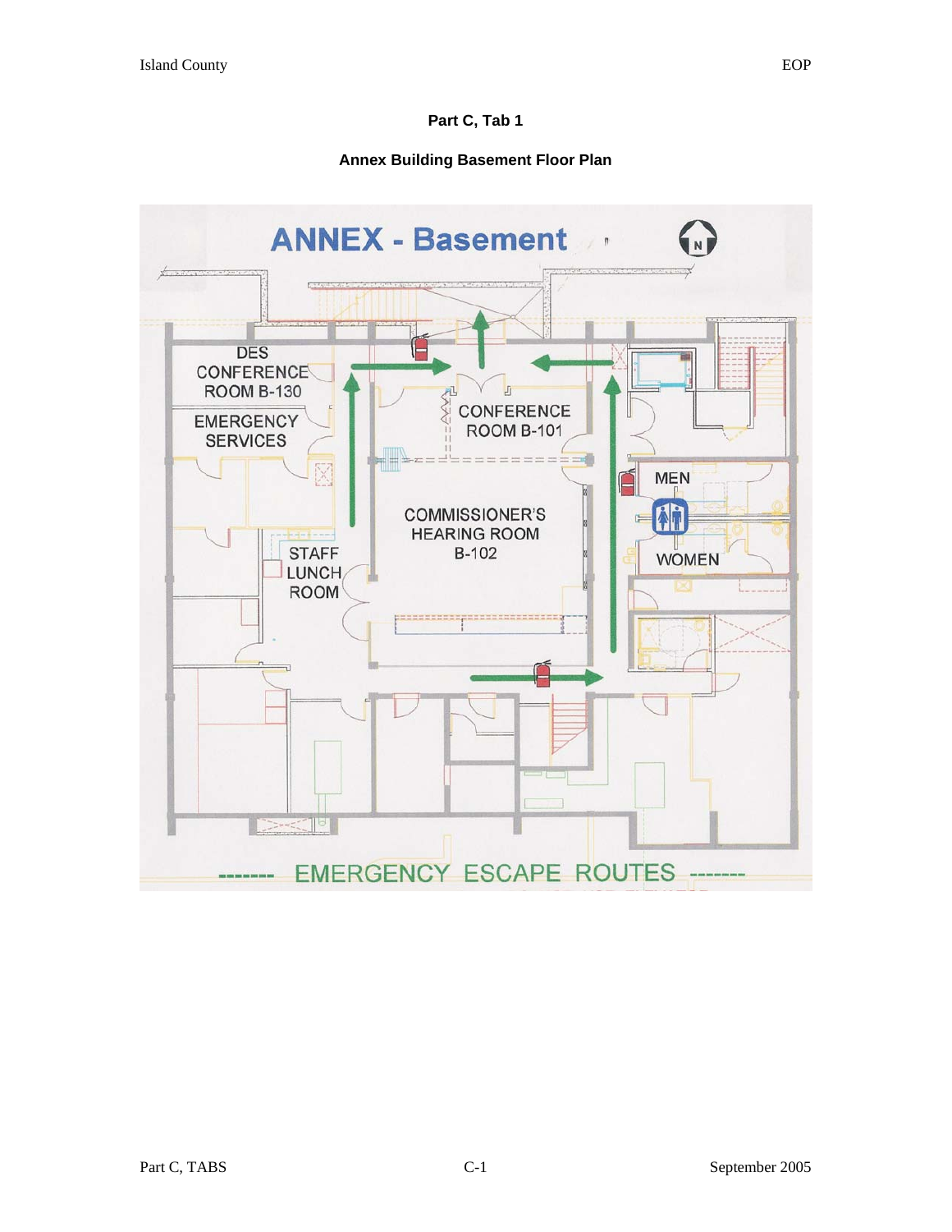**Part C, Tab 1**

**Annex Building Basement Floor Plan**

ANNEX - Basement

DES CONFERENCE ROOM B-130

EMERGENCY SERVICES

CONFERENCE ROOM B-101

COMMISSIONER'S HEARING ROOM B-102

STAFF LUNCH ROOM

MEN

WOMEN

------- EMERGENCY ESCAPE ROUTES -------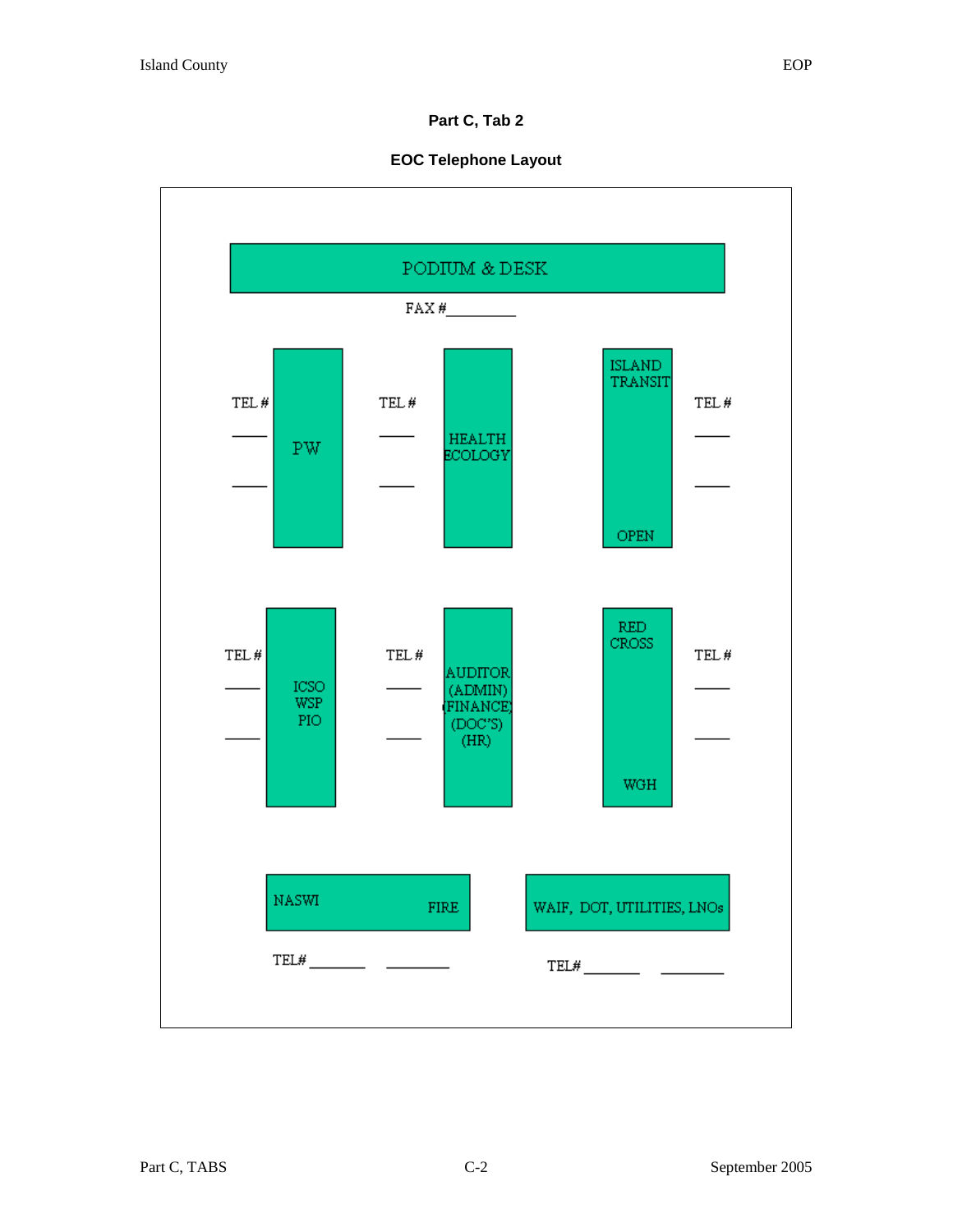## Part C, Tab 2

## EOC Telephone Layout

PODIUM & DESK

FAX #________

TEL # ____ ____ | PW | TEL # ____ ____ | HEALTH ECOLOGY | ISLAND TRANSIT OPEN | TEL # ____ ____

TEL # ____ ____ | ICSO WSP PIO | TEL # ____ ____ | AUDITOR (ADMIN) (FINANCE) (DOC'S) (HR) | RED CROSS WGH | TEL # ____ ____

NASWI FIRE

TEL# ________ ________

WAIF, DOT, UTILITIES, LNOs

TEL# ________ ________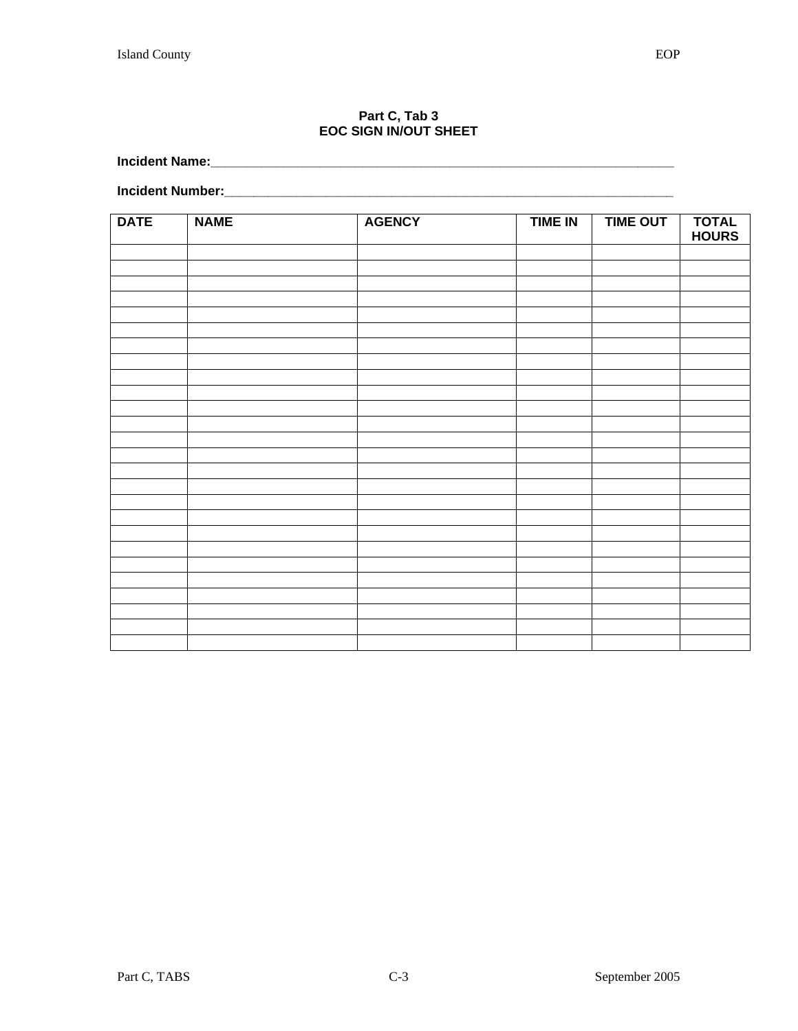### Part C, Tab 3
### EOC SIGN IN/OUT SHEET

**Incident Name:**______________________________________________________________

**Incident Number:**____________________________________________________________

| DATE | NAME | AGENCY | TIME IN | TIME OUT | TOTAL HOURS |
|---|---|---|---|---|---|
| | | | | | |
| | | | | | |
| | | | | | |
| | | | | | |
| | | | | | |
| | | | | | |
| | | | | | |
| | | | | | |
| | | | | | |
| | | | | | |
| | | | | | |
| | | | | | |
| | | | | | |
| | | | | | |
| | | | | | |
| | | | | | |
| | | | | | |
| | | | | | |
| | | | | | |
| | | | | | |
| | | | | | |
| | | | | | |
| | | | | | |
| | | | | | |
| | | | | | |
| | | | | | |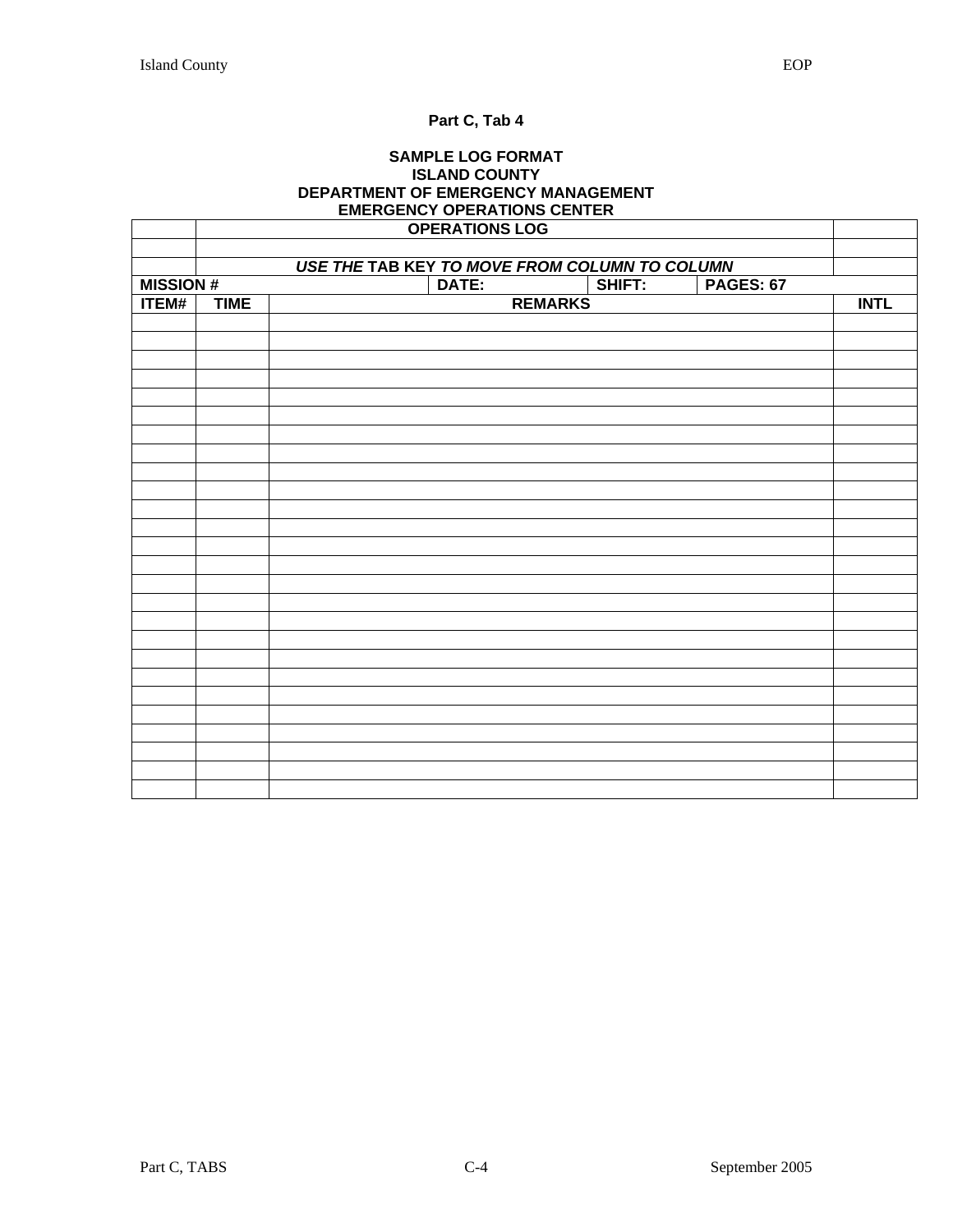**Part C, Tab 4**

**SAMPLE LOG FORMAT**
**ISLAND COUNTY**
**DEPARTMENT OF EMERGENCY MANAGEMENT**
**EMERGENCY OPERATIONS CENTER**

| | | | | | | | |
|---|---|---|---|---|---|---|---|
| | **OPERATIONS LOG** | | | | | | |
| | | | | | | | |
| | ***USE THE* TAB KEY *TO MOVE FROM COLUMN TO COLUMN*** | | | | | | |
| **MISSION #** | | | **DATE:** | **SHIFT:** | **PAGES: 67** | | |
| **ITEM#** | **TIME** | **REMARKS** | | | | | **INTL** |
| | | | | | | | |
| | | | | | | | |
| | | | | | | | |
| | | | | | | | |
| | | | | | | | |
| | | | | | | | |
| | | | | | | | |
| | | | | | | | |
| | | | | | | | |
| | | | | | | | |
| | | | | | | | |
| | | | | | | | |
| | | | | | | | |
| | | | | | | | |
| | | | | | | | |
| | | | | | | | |
| | | | | | | | |
| | | | | | | | |
| | | | | | | | |
| | | | | | | | |
| | | | | | | | |
| | | | | | | | |
| | | | | | | | |
| | | | | | | | |
| | | | | | | | |
| | | | | | | | |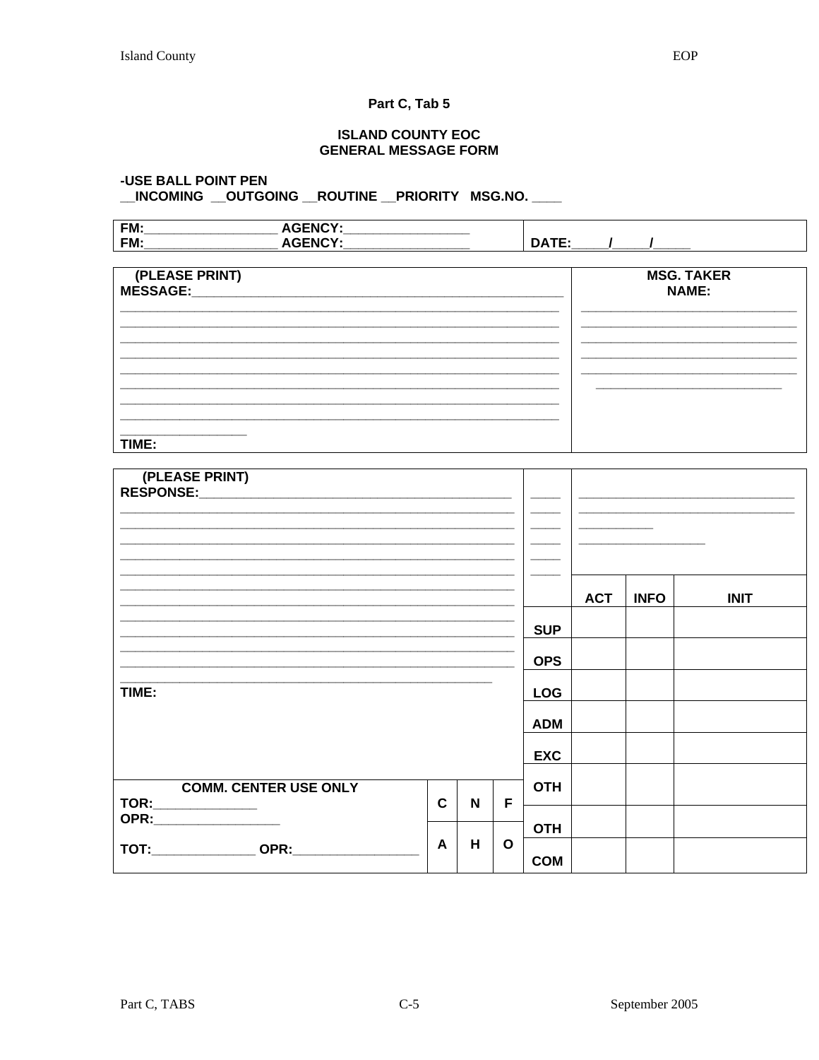**Part C, Tab 5**

**ISLAND COUNTY EOC**
**GENERAL MESSAGE FORM**

**-USE BALL POINT PEN**
**__INCOMING __OUTGOING __ROUTINE __PRIORITY MSG.NO. ____**

| FM:__________________ AGENCY:_________________<br>FM:__________________ AGENCY:_________________ | DATE:_____/_____/_____ |
|---|---|

| (PLEASE PRINT)<br>MESSAGE:______________________________________________________<br>________________________________________________________________<br>________________________________________________________________<br>________________________________________________________________<br>________________________________________________________________<br>________________________________________________________________<br>________________________________________________________________<br>________________________________________________________________<br>________________________________________________________________<br>_________________<br>TIME: | MSG. TAKER<br>NAME:<br>______________________________<br>______________________________<br>______________________________<br>______________________________<br>______________________________<br>__________________________ |
|---|---|

| (PLEASE PRINT)<br>RESPONSE:____________________________________________ | ____<br>____<br>____<br>____<br>____<br>____ | ______________________________<br>______________________________<br>__________<br>_________________ | | |
|---|---|---|---|---|
| | | ACT | INFO | INIT |
| | SUP | | | |
| | OPS | | | |
| TIME: | LOG | | | |
| | ADM | | | |
| | EXC | | | |
| **COMM. CENTER USE ONLY**<br>TOR:______________<br>OPR:_________________<br>TOT:______________ OPR:_________________ &nbsp;&nbsp; C N F / A H O | OTH | | | |
| | OTH | | | |
| | COM | | | |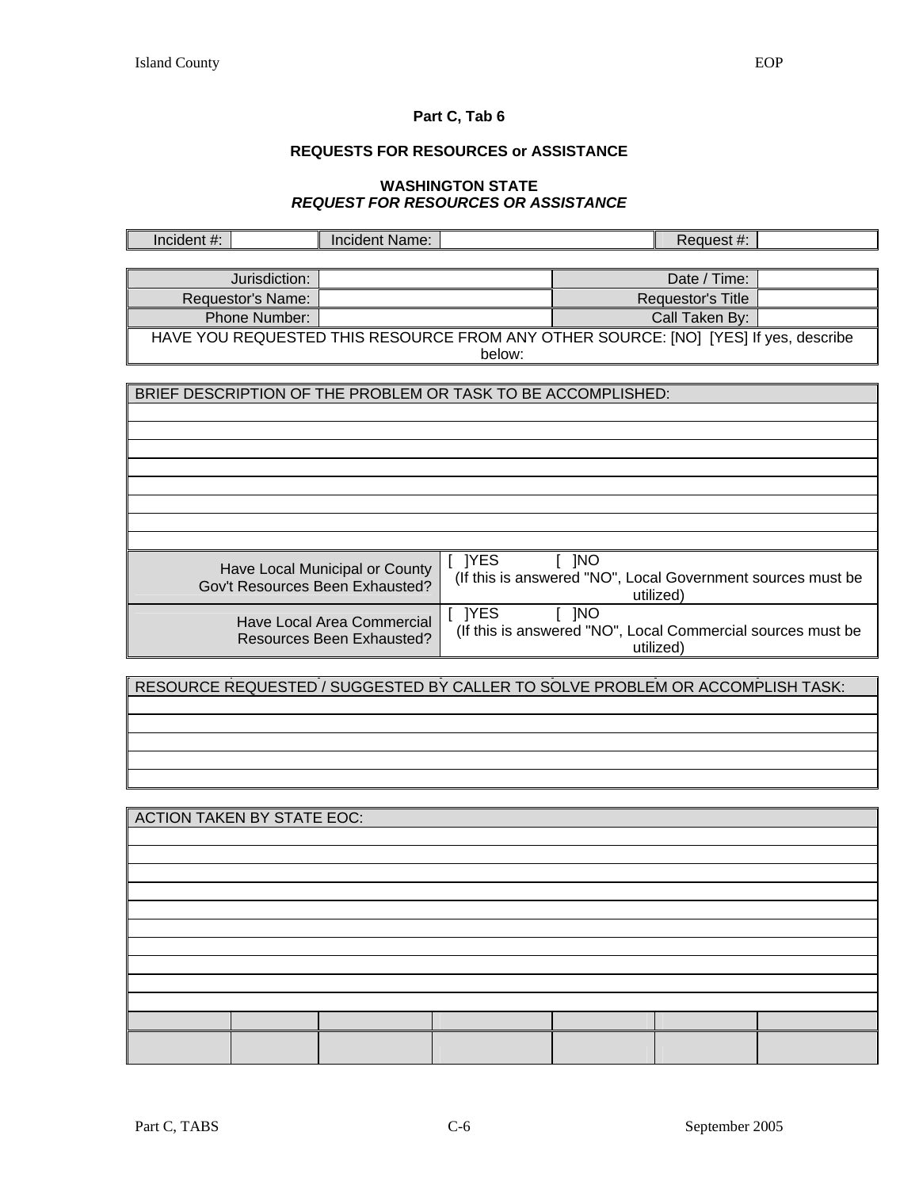**Part C, Tab 6**

**REQUESTS FOR RESOURCES or ASSISTANCE**

**WASHINGTON STATE**
***REQUEST FOR RESOURCES OR ASSISTANCE***

| Incident #: | | Incident Name: | | Request #: | |
|---|---|---|---|---|---|

| Jurisdiction: | | Date / Time: | |
|---|---|---|---|
| Requestor's Name: | | Requestor's Title | |
| Phone Number: | | Call Taken By: | |
| HAVE YOU REQUESTED THIS RESOURCE FROM ANY OTHER SOURCE: [NO] [YES] If yes, describe below: | | | |

| BRIEF DESCRIPTION OF THE PROBLEM OR TASK TO BE ACCOMPLISHED: | |
|---|---|
| | |
| | |
| | |
| | |
| | |
| | |
| | |
| | |
| Have Local Municipal or County Gov't Resources Been Exhausted? | [ ]YES [ ]NO (If this is answered "NO", Local Government sources must be utilized) |
| Have Local Area Commercial Resources Been Exhausted? | [ ]YES [ ]NO (If this is answered "NO", Local Commercial sources must be utilized) |

| RESOURCE REQUESTED / SUGGESTED BY CALLER TO SOLVE PROBLEM OR ACCOMPLISH TASK: |
|---|
| |
| |
| |
| |
| |

| ACTION TAKEN BY STATE EOC: | | | | | | |
|---|---|---|---|---|---|---|
| | | | | | | |
| | | | | | | |
| | | | | | | |
| | | | | | | |
| | | | | | | |
| | | | | | | |
| | | | | | | |
| | | | | | | |
| | | | | | | |
| | | | | | | |
| | | | | | | |
| | | | | | | |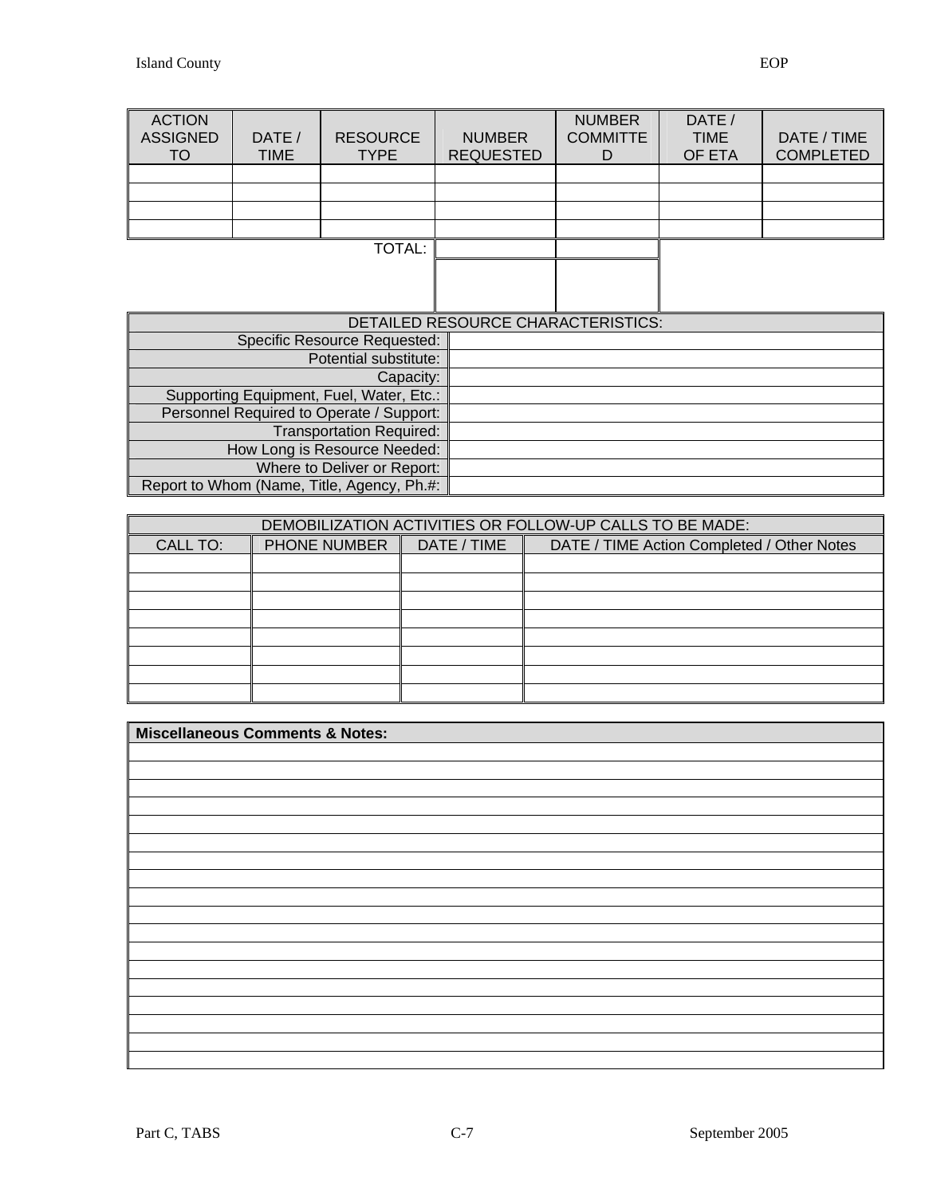| ACTION ASSIGNED TO | DATE / TIME | RESOURCE TYPE | NUMBER REQUESTED | NUMBER COMMITTED | DATE / TIME OF ETA | DATE / TIME COMPLETED |
|---|---|---|---|---|---|---|
| | | | | | | |
| | | | | | | |
| | | | | | | |
| | | | | | | |
| | | TOTAL: | | | | |

| DETAILED RESOURCE CHARACTERISTICS: | |
|---|---|
| Specific Resource Requested: | |
| Potential substitute: | |
| Capacity: | |
| Supporting Equipment, Fuel, Water, Etc.: | |
| Personnel Required to Operate / Support: | |
| Transportation Required: | |
| How Long is Resource Needed: | |
| Where to Deliver or Report: | |
| Report to Whom (Name, Title, Agency, Ph.#: | |

| DEMOBILIZATION ACTIVITIES OR FOLLOW-UP CALLS TO BE MADE: | | | |
|---|---|---|---|
| CALL TO: | PHONE NUMBER | DATE / TIME | DATE / TIME Action Completed / Other Notes |
| | | | |
| | | | |
| | | | |
| | | | |
| | | | |
| | | | |
| | | | |
| | | | |

| **Miscellaneous Comments & Notes:** |
|---|
| |
| |
| |
| |
| |
| |
| |
| |
| |
| |
| |
| |
| |
| |
| |
| |
| |
| |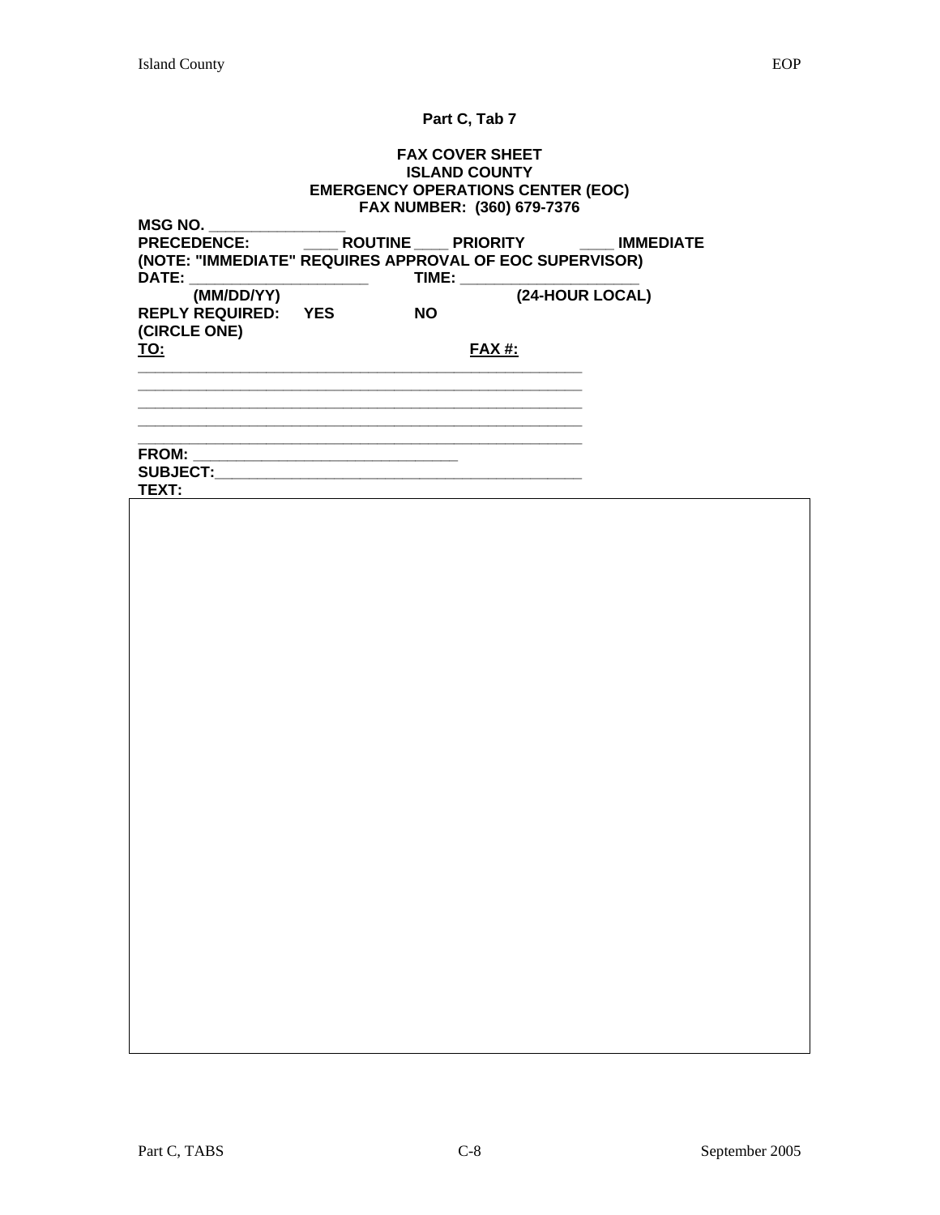**Part C, Tab 7**

**FAX COVER SHEET**
**ISLAND COUNTY**
**EMERGENCY OPERATIONS CENTER (EOC)**
**FAX NUMBER: (360) 679-7376**

**MSG NO.** ________________

**PRECEDENCE:** ____ **ROUTINE** ____ **PRIORITY** ____ **IMMEDIATE**

**(NOTE: "IMMEDIATE" REQUIRES APPROVAL OF EOC SUPERVISOR)**

**DATE:** _____________________ **TIME:** _____________________

**(MM/DD/YY)** **(24-HOUR LOCAL)**

**REPLY REQUIRED: YES NO**

**(CIRCLE ONE)**

**TO:** **FAX #:**

_______________________________________________________

_______________________________________________________

_______________________________________________________

_______________________________________________________

_______________________________________________________

**FROM:** ________________________________

**SUBJECT:**______________________________________________

**TEXT:**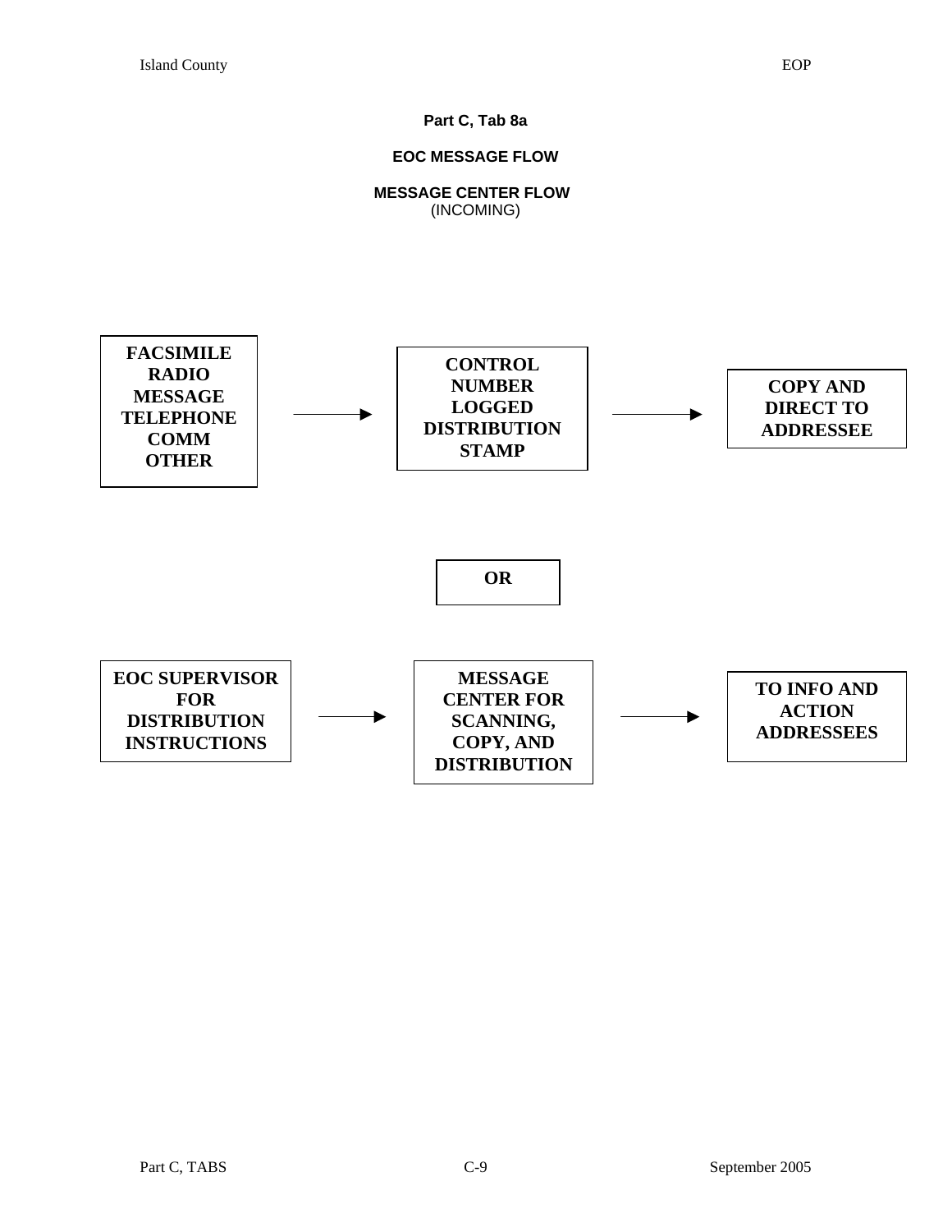**Part C, Tab 8a**

**EOC MESSAGE FLOW**

**MESSAGE CENTER FLOW**
(INCOMING)

**FACSIMILE**
**RADIO**
**MESSAGE**
**TELEPHONE**
**COMM**
**OTHER**

→

**CONTROL NUMBER LOGGED DISTRIBUTION STAMP**

→

**COPY AND DIRECT TO ADDRESSEE**

**OR**

**EOC SUPERVISOR FOR DISTRIBUTION INSTRUCTIONS**

→

**MESSAGE CENTER FOR SCANNING, COPY, AND DISTRIBUTION**

→

**TO INFO AND ACTION ADDRESSEES**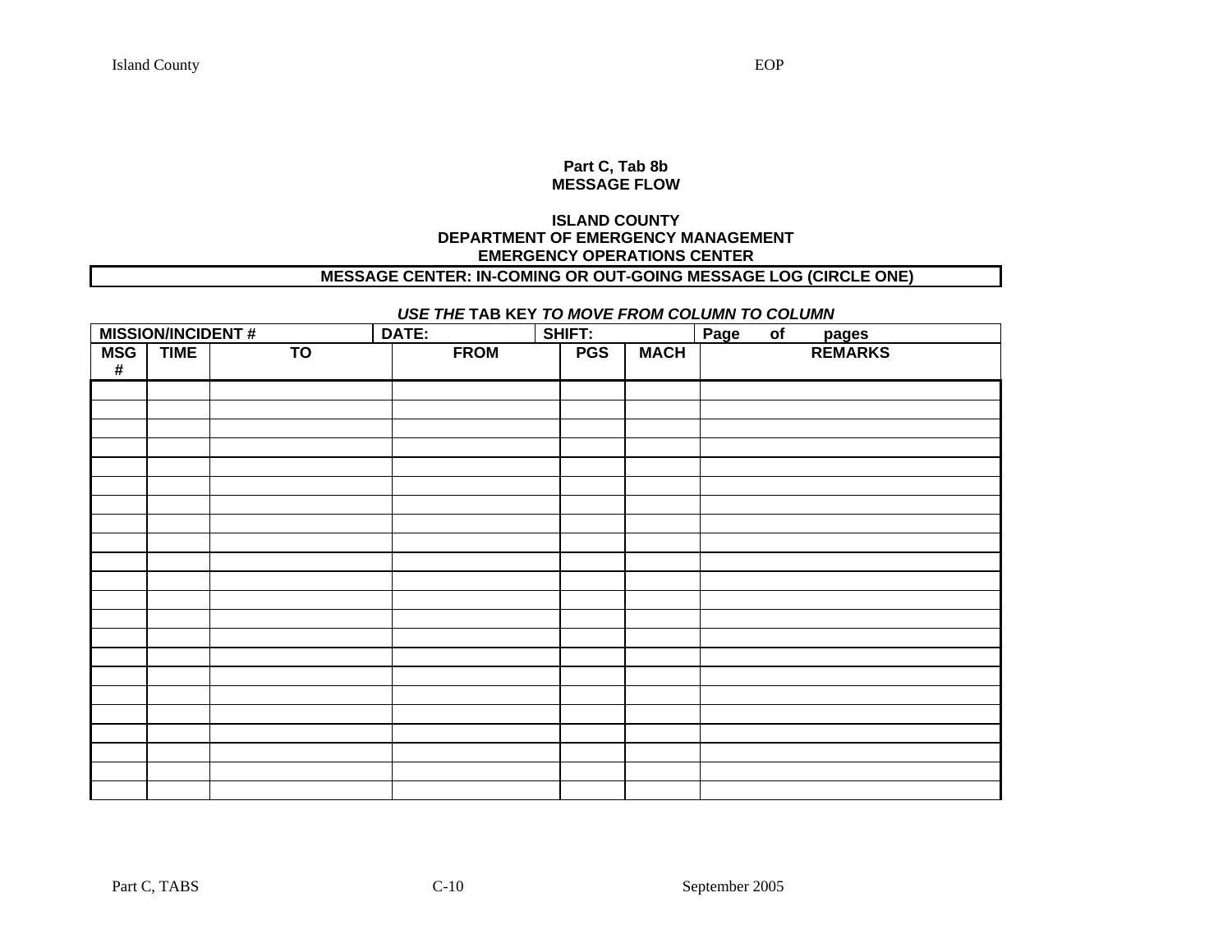## Part C, Tab 8b
## MESSAGE FLOW

**ISLAND COUNTY**
**DEPARTMENT OF EMERGENCY MANAGEMENT**
**EMERGENCY OPERATIONS CENTER**

**MESSAGE CENTER: IN-COMING OR OUT-GOING MESSAGE LOG (CIRCLE ONE)**

***USE THE* TAB KEY *TO MOVE FROM COLUMN TO COLUMN***

| MISSION/INCIDENT # | | | DATE: | SHIFT: | | Page of pages |
|---|---|---|---|---|---|---|
| **MSG #** | **TIME** | **TO** | **FROM** | **PGS** | **MACH** | **REMARKS** |
| | | | | | | |
| | | | | | | |
| | | | | | | |
| | | | | | | |
| | | | | | | |
| | | | | | | |
| | | | | | | |
| | | | | | | |
| | | | | | | |
| | | | | | | |
| | | | | | | |
| | | | | | | |
| | | | | | | |
| | | | | | | |
| | | | | | | |
| | | | | | | |
| | | | | | | |
| | | | | | | |
| | | | | | | |
| | | | | | | |
| | | | | | | |
| | | | | | | |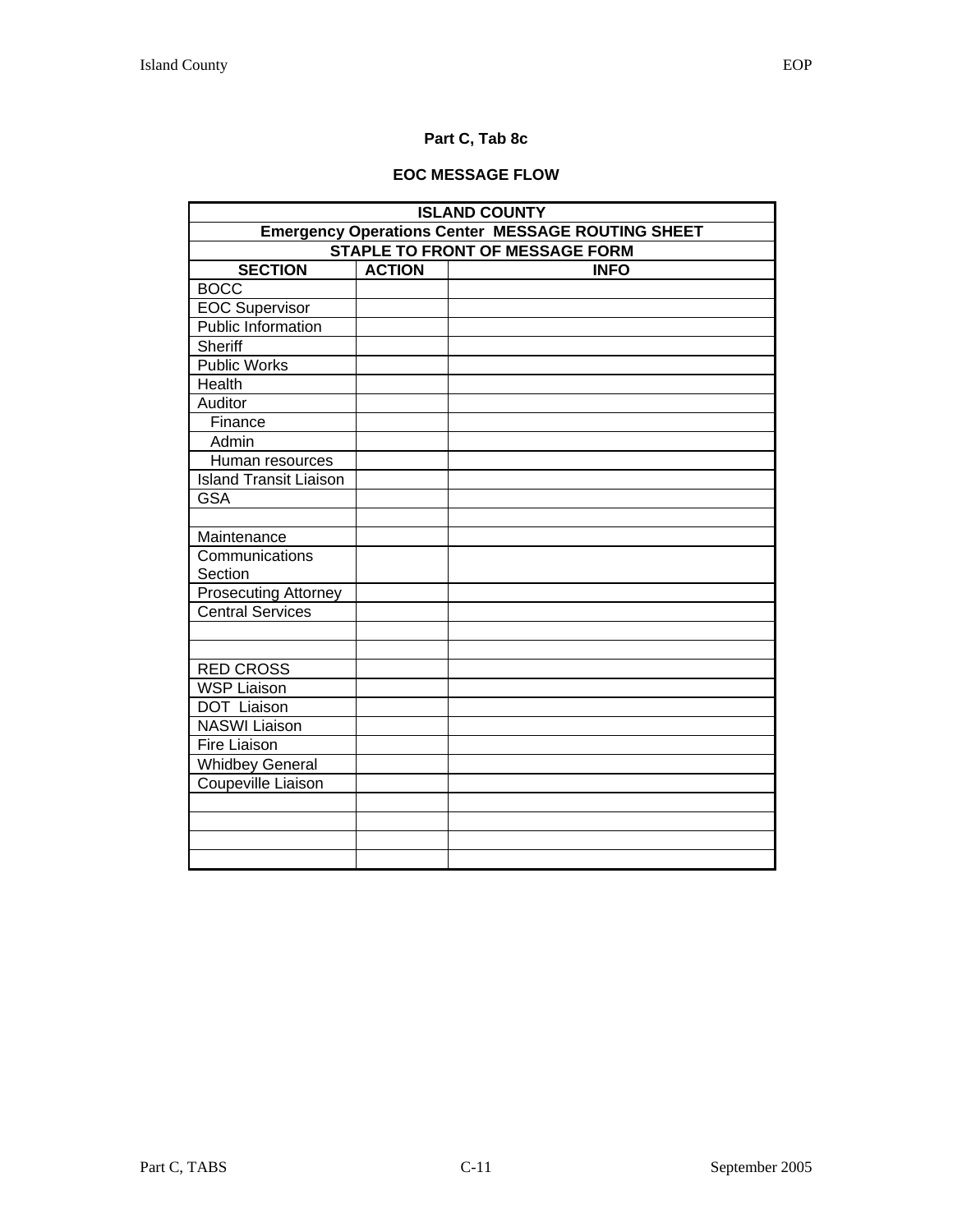**Part C, Tab 8c**

**EOC MESSAGE FLOW**

| ISLAND COUNTY | | |
|---|---|---|
| **Emergency Operations Center MESSAGE ROUTING SHEET** | | |
| **STAPLE TO FRONT OF MESSAGE FORM** | | |
| **SECTION** | **ACTION** | **INFO** |
| BOCC | | |
| EOC Supervisor | | |
| Public Information | | |
| Sheriff | | |
| Public Works | | |
| Health | | |
| Auditor | | |
| Finance | | |
| Admin | | |
| Human resources | | |
| Island Transit Liaison | | |
| GSA | | |
| | | |
| Maintenance | | |
| Communications Section | | |
| Prosecuting Attorney | | |
| Central Services | | |
| | | |
| | | |
| RED CROSS | | |
| WSP Liaison | | |
| DOT Liaison | | |
| NASWI Liaison | | |
| Fire Liaison | | |
| Whidbey General | | |
| Coupeville Liaison | | |
| | | |
| | | |
| | | |
| | | |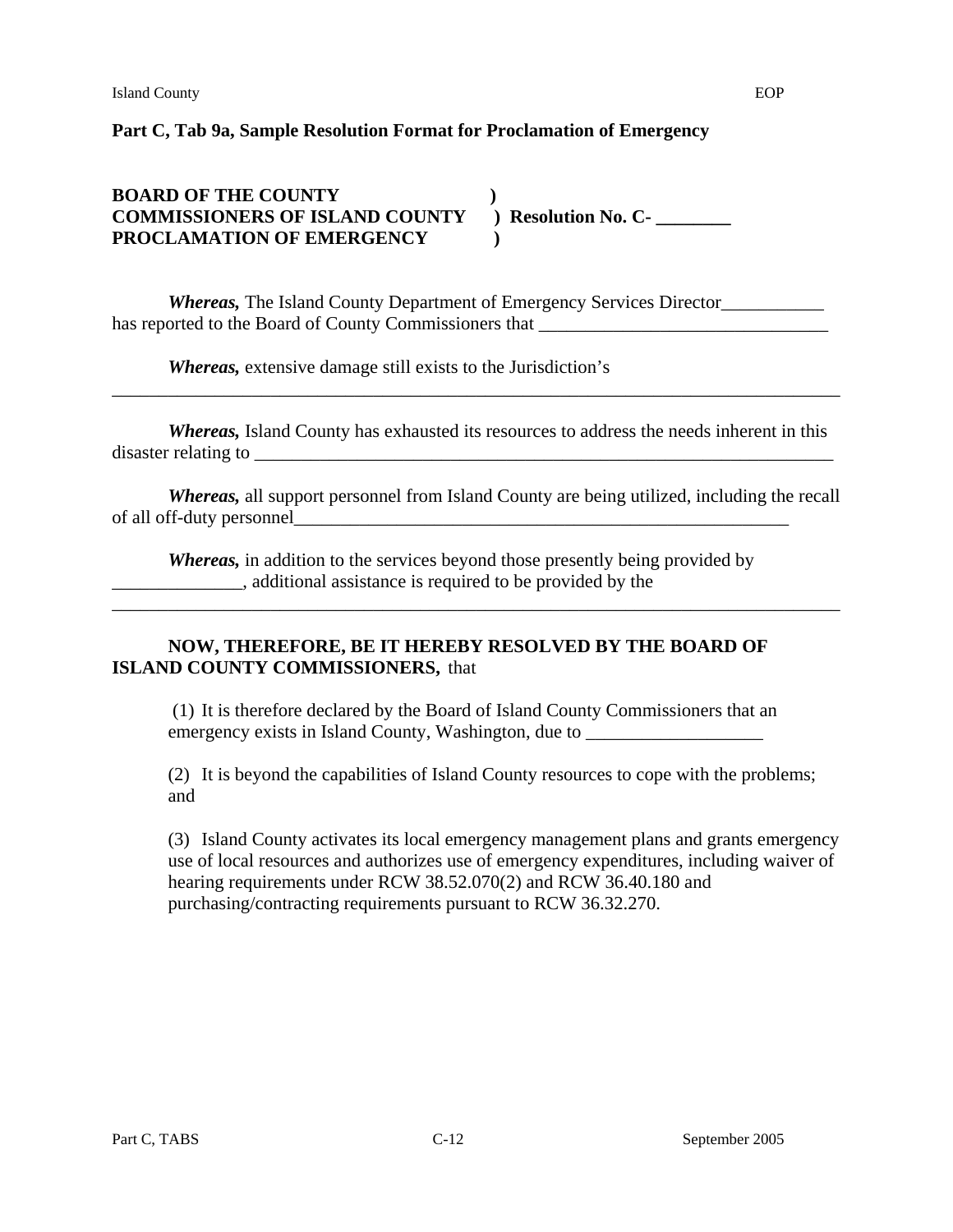**Part C, Tab 9a, Sample Resolution Format for Proclamation of Emergency**

**BOARD OF THE COUNTY )**
**COMMISSIONERS OF ISLAND COUNTY ) Resolution No. C- ________**
**PROCLAMATION OF EMERGENCY )**

***Whereas,*** The Island County Department of Emergency Services Director___________ has reported to the Board of County Commissioners that _______________________________

***Whereas,*** extensive damage still exists to the Jurisdiction's ________________________________________________________________________________

***Whereas,*** Island County has exhausted its resources to address the needs inherent in this disaster relating to _________________________________________________________________

***Whereas,*** all support personnel from Island County are being utilized, including the recall of all off-duty personnel________________________________________________________

***Whereas,*** in addition to the services beyond those presently being provided by ______________, additional assistance is required to be provided by the ________________________________________________________________________________

**NOW, THEREFORE, BE IT HEREBY RESOLVED BY THE BOARD OF ISLAND COUNTY COMMISSIONERS,** that

(1) It is therefore declared by the Board of Island County Commissioners that an emergency exists in Island County, Washington, due to ___________________

(2) It is beyond the capabilities of Island County resources to cope with the problems; and

(3) Island County activates its local emergency management plans and grants emergency use of local resources and authorizes use of emergency expenditures, including waiver of hearing requirements under RCW 38.52.070(2) and RCW 36.40.180 and purchasing/contracting requirements pursuant to RCW 36.32.270.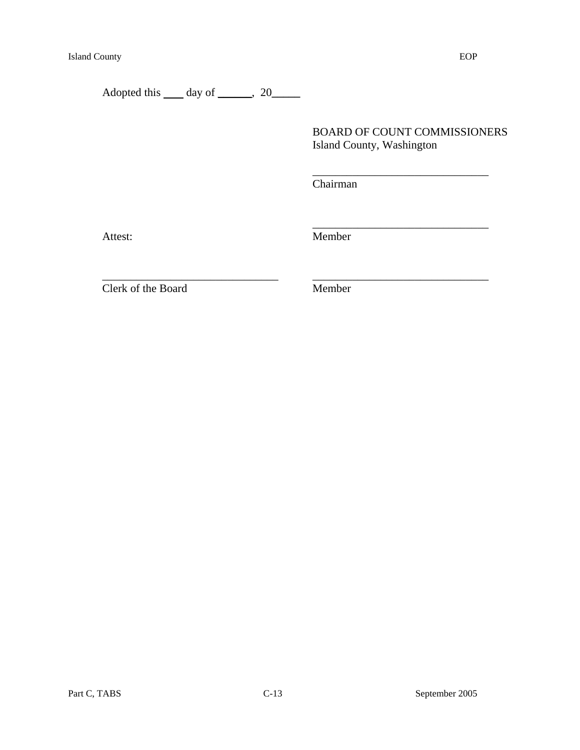Adopted this ____ day of ______, 20_____

BOARD OF COUNT COMMISSIONERS
Island County, Washington

_______________________________
Chairman

_______________________________
Member

Attest:

_______________________________
Clerk of the Board

_______________________________
Member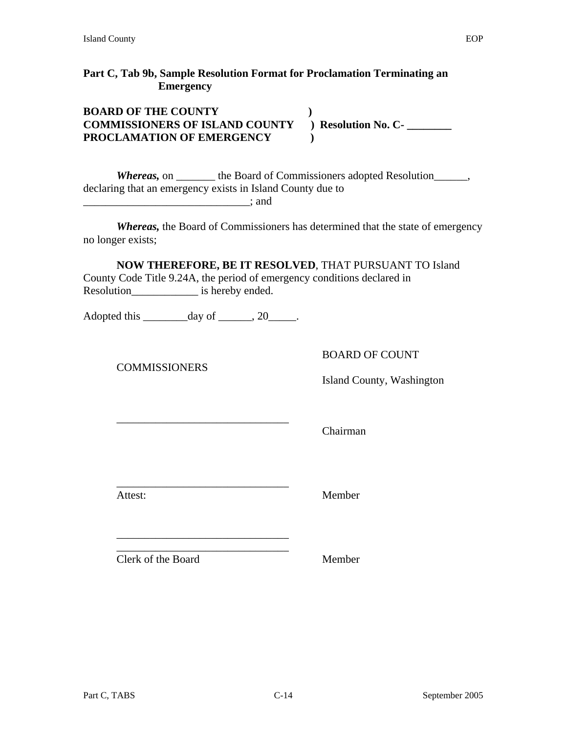**Part C, Tab 9b, Sample Resolution Format for Proclamation Terminating an Emergency**

**BOARD OF THE COUNTY )**
**COMMISSIONERS OF ISLAND COUNTY ) Resolution No. C- ________**
**PROCLAMATION OF EMERGENCY )**

***Whereas,*** on _______ the Board of Commissioners adopted Resolution______, declaring that an emergency exists in Island County due to ______________________________; and

***Whereas,*** the Board of Commissioners has determined that the state of emergency no longer exists;

**NOW THEREFORE, BE IT RESOLVED**, THAT PURSUANT TO Island County Code Title 9.24A, the period of emergency conditions declared in Resolution____________ is hereby ended.

Adopted this ________day of ______, 20_____.

BOARD OF COUNT
COMMISSIONERS
Island County, Washington

_______________________________
Chairman

_______________________________
Attest: Member

_______________________________
_______________________________
Clerk of the Board Member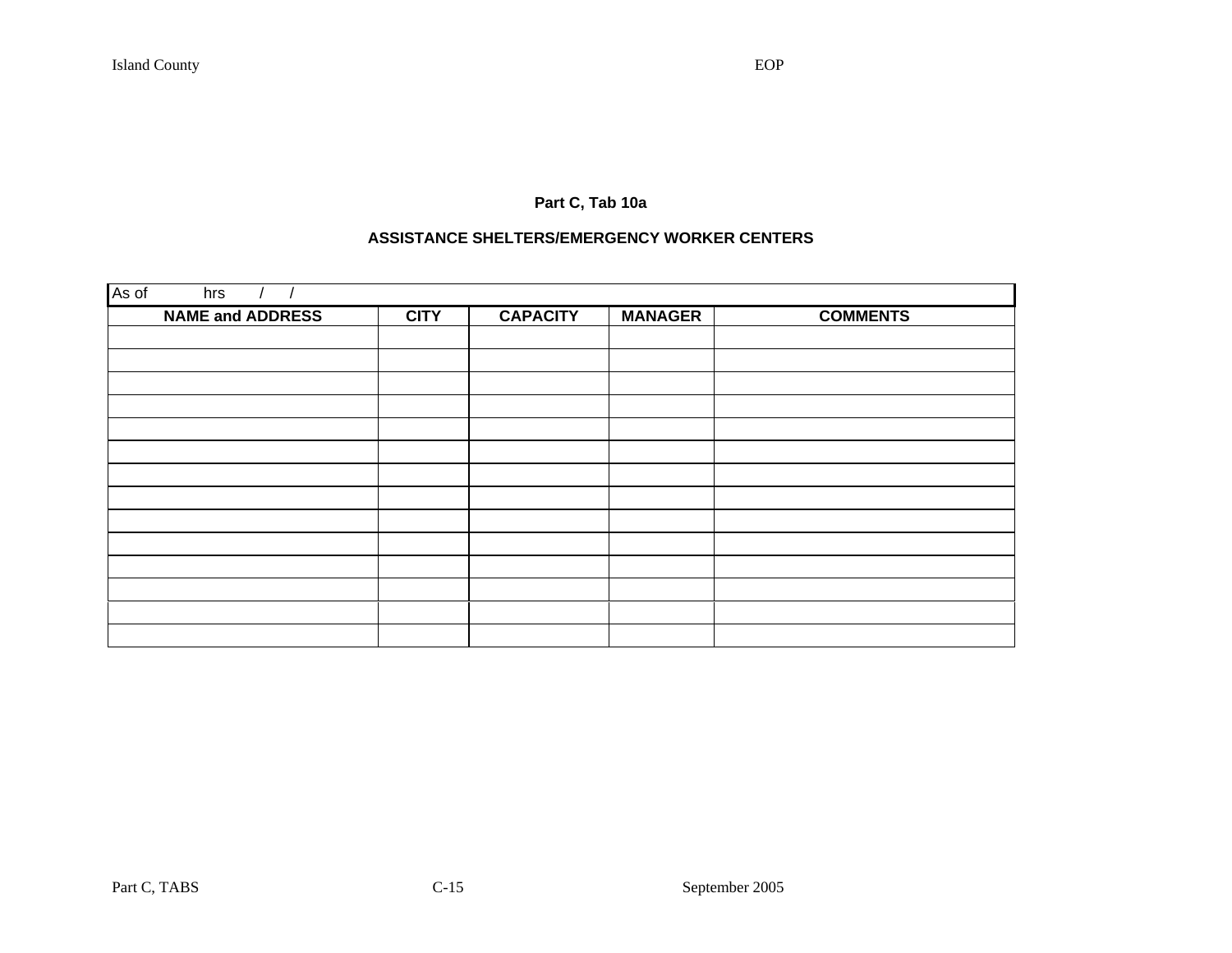**Part C, Tab 10a**

**ASSISTANCE SHELTERS/EMERGENCY WORKER CENTERS**

| As of hrs / / | | | | |
|---|---|---|---|---|
| **NAME and ADDRESS** | **CITY** | **CAPACITY** | **MANAGER** | **COMMENTS** |
| | | | | |
| | | | | |
| | | | | |
| | | | | |
| | | | | |
| | | | | |
| | | | | |
| | | | | |
| | | | | |
| | | | | |
| | | | | |
| | | | | |
| | | | | |
| | | | | |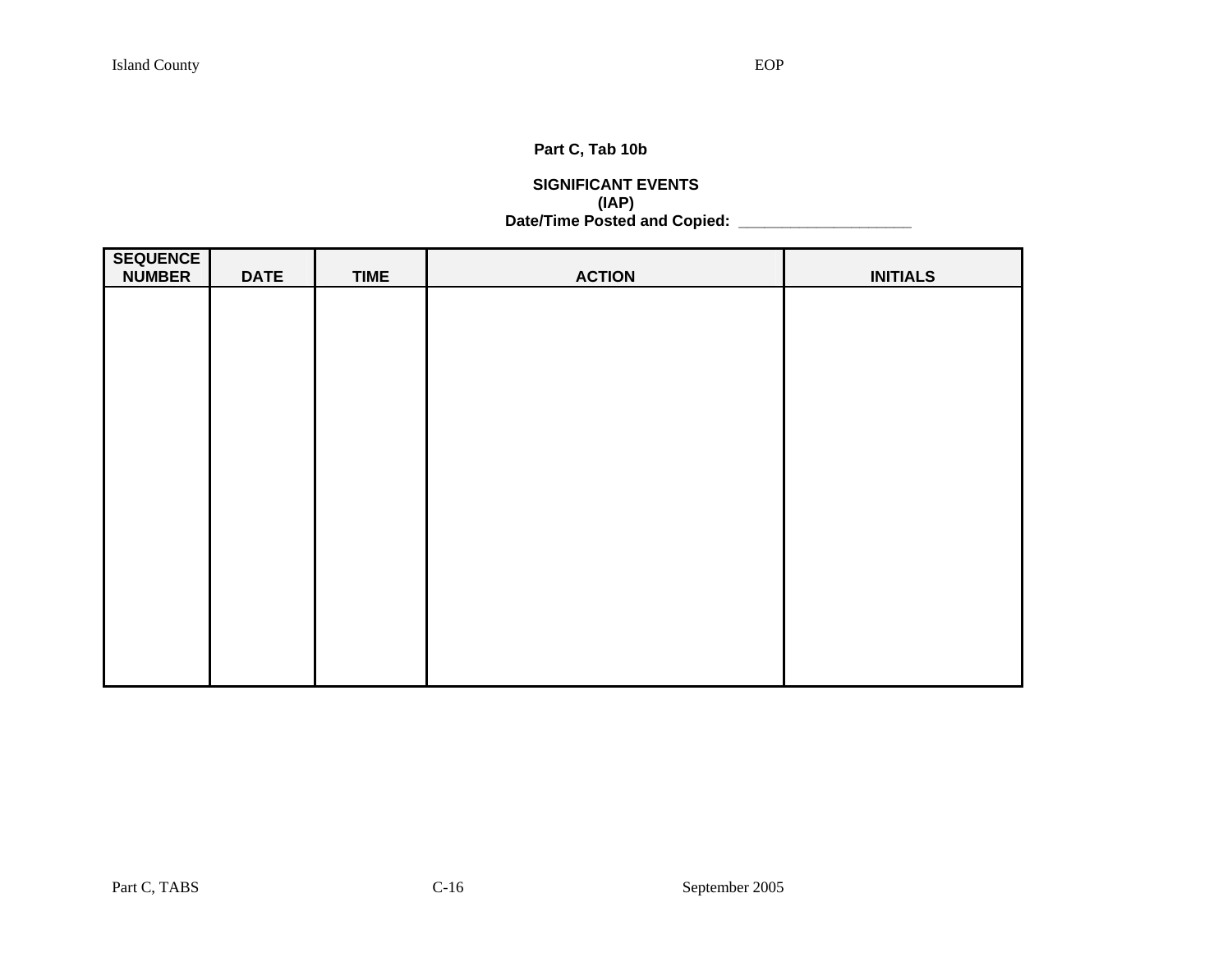**Part C, Tab 10b**

**SIGNIFICANT EVENTS**
**(IAP)**
**Date/Time Posted and Copied: ____________________**

| SEQUENCE NUMBER | DATE | TIME | ACTION | INITIALS |
|---|---|---|---|---|
| | | | | |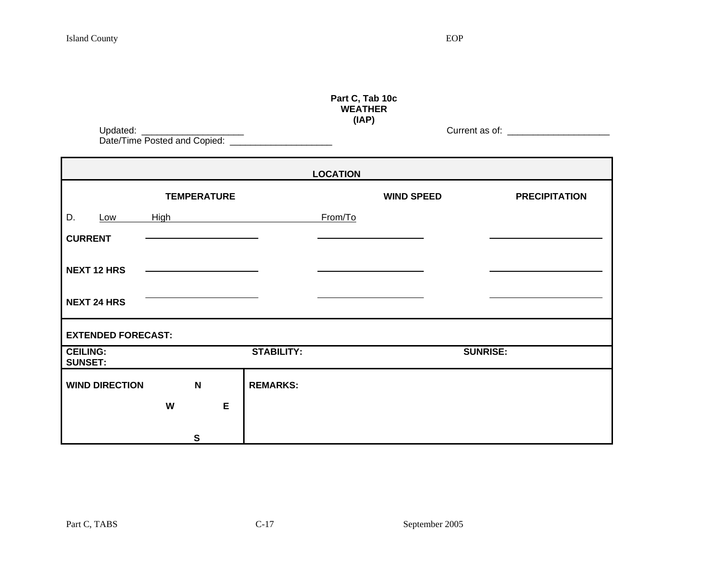**Part C, Tab 10c**
**WEATHER**
**(IAP)**

Updated: ____________________

Date/Time Posted and Copied: ____________________

Current as of: ____________________

| **LOCATION** | | | |
|---|---|---|---|
| | **TEMPERATURE** | **WIND SPEED** | **PRECIPITATION** |
| D. | Low High | From/To | |
| **CURRENT** | ____________________ | ____________________ | ____________________ |
| **NEXT 12 HRS** | ____________________ | ____________________ | ____________________ |
| **NEXT 24 HRS** | ____________________ | ____________________ | ____________________ |

**EXTENDED FORECAST:**

**CEILING:** **STABILITY:** **SUNRISE:**
**SUNSET:**

| **WIND DIRECTION** N<br>W E<br>S | **REMARKS:** |
|---|---|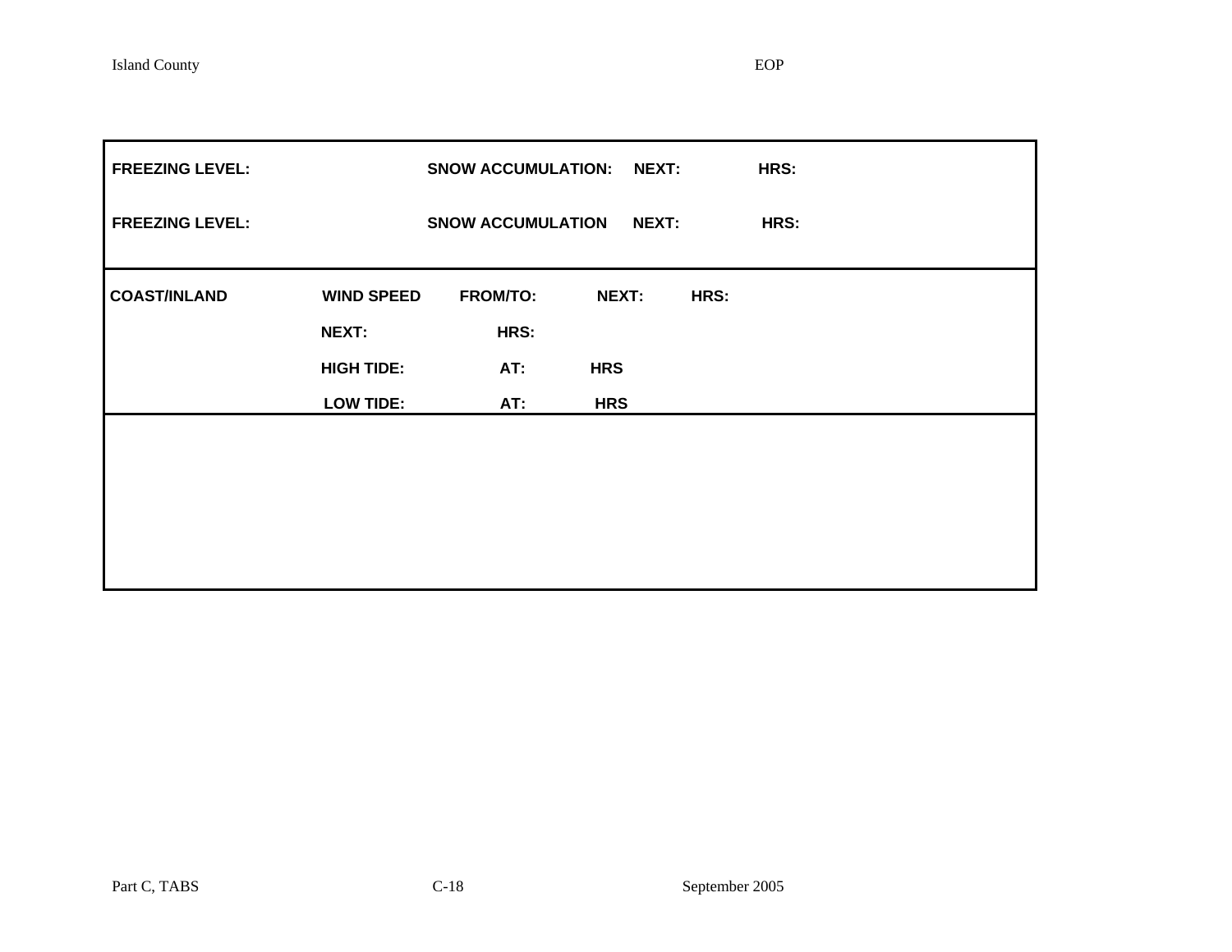| | | | | | |
|---|---|---|---|---|---|
| **FREEZING LEVEL:** | | **SNOW ACCUMULATION:** | **NEXT:** | **HRS:** | |
| **FREEZING LEVEL:** | | **SNOW ACCUMULATION** | **NEXT:** | **HRS:** | |
| **COAST/INLAND** | **WIND SPEED** | **FROM/TO:** | **NEXT:** | **HRS:** | |
| | **NEXT:** | **HRS:** | | | |
| | **HIGH TIDE:** | **AT:** | **HRS** | | |
| | **LOW TIDE:** | **AT:** | **HRS** | | |
| | | | | | |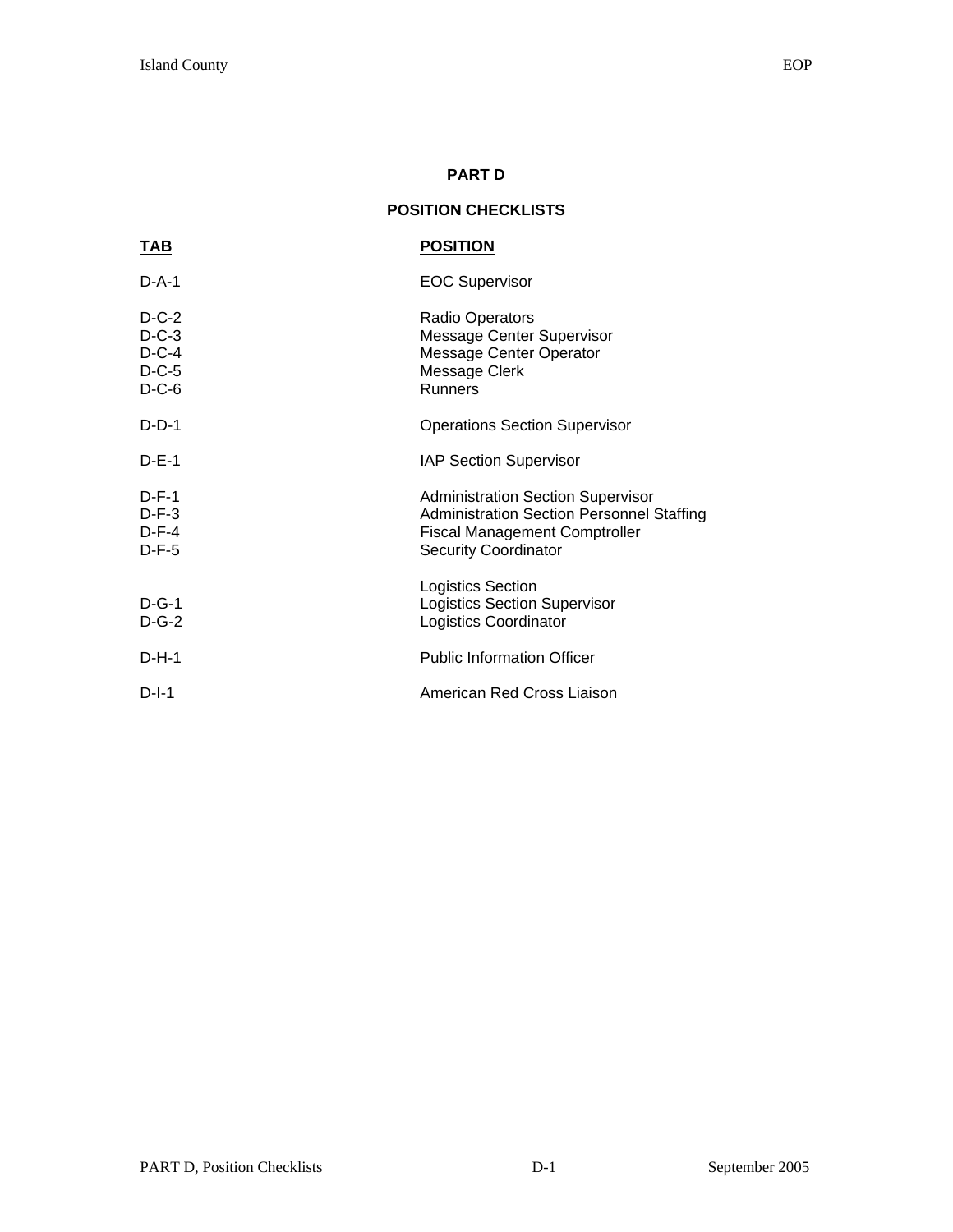# PART D

## POSITION CHECKLISTS

| TAB | POSITION |
| --- | --- |
| D-A-1 | EOC Supervisor |
| D-C-2 | Radio Operators |
| D-C-3 | Message Center Supervisor |
| D-C-4 | Message Center Operator |
| D-C-5 | Message Clerk |
| D-C-6 | Runners |
| D-D-1 | Operations Section Supervisor |
| D-E-1 | IAP Section Supervisor |
| D-F-1 | Administration Section Supervisor |
| D-F-3 | Administration Section Personnel Staffing |
| D-F-4 | Fiscal Management Comptroller |
| D-F-5 | Security Coordinator |
| | Logistics Section |
| D-G-1 | Logistics Section Supervisor |
| D-G-2 | Logistics Coordinator |
| D-H-1 | Public Information Officer |
| D-I-1 | American Red Cross Liaison |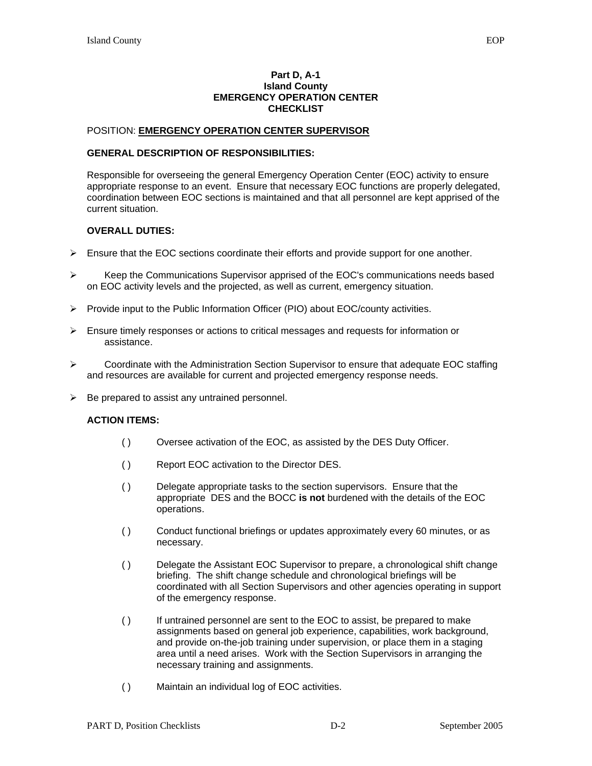**Part D, A-1**
**Island County**
**EMERGENCY OPERATION CENTER**
**CHECKLIST**

POSITION: **<u>EMERGENCY OPERATION CENTER SUPERVISOR</u>**

**GENERAL DESCRIPTION OF RESPONSIBILITIES:**

Responsible for overseeing the general Emergency Operation Center (EOC) activity to ensure appropriate response to an event. Ensure that necessary EOC functions are properly delegated, coordination between EOC sections is maintained and that all personnel are kept apprised of the current situation.

**OVERALL DUTIES:**

- Ensure that the EOC sections coordinate their efforts and provide support for one another.
- Keep the Communications Supervisor apprised of the EOC's communications needs based on EOC activity levels and the projected, as well as current, emergency situation.
- Provide input to the Public Information Officer (PIO) about EOC/county activities.
- Ensure timely responses or actions to critical messages and requests for information or assistance.
- Coordinate with the Administration Section Supervisor to ensure that adequate EOC staffing and resources are available for current and projected emergency response needs.
- Be prepared to assist any untrained personnel.

**ACTION ITEMS:**

( ) Oversee activation of the EOC, as assisted by the DES Duty Officer.

( ) Report EOC activation to the Director DES.

( ) Delegate appropriate tasks to the section supervisors. Ensure that the appropriate DES and the BOCC **is not** burdened with the details of the EOC operations.

( ) Conduct functional briefings or updates approximately every 60 minutes, or as necessary.

( ) Delegate the Assistant EOC Supervisor to prepare, a chronological shift change briefing. The shift change schedule and chronological briefings will be coordinated with all Section Supervisors and other agencies operating in support of the emergency response.

( ) If untrained personnel are sent to the EOC to assist, be prepared to make assignments based on general job experience, capabilities, work background, and provide on-the-job training under supervision, or place them in a staging area until a need arises. Work with the Section Supervisors in arranging the necessary training and assignments.

( ) Maintain an individual log of EOC activities.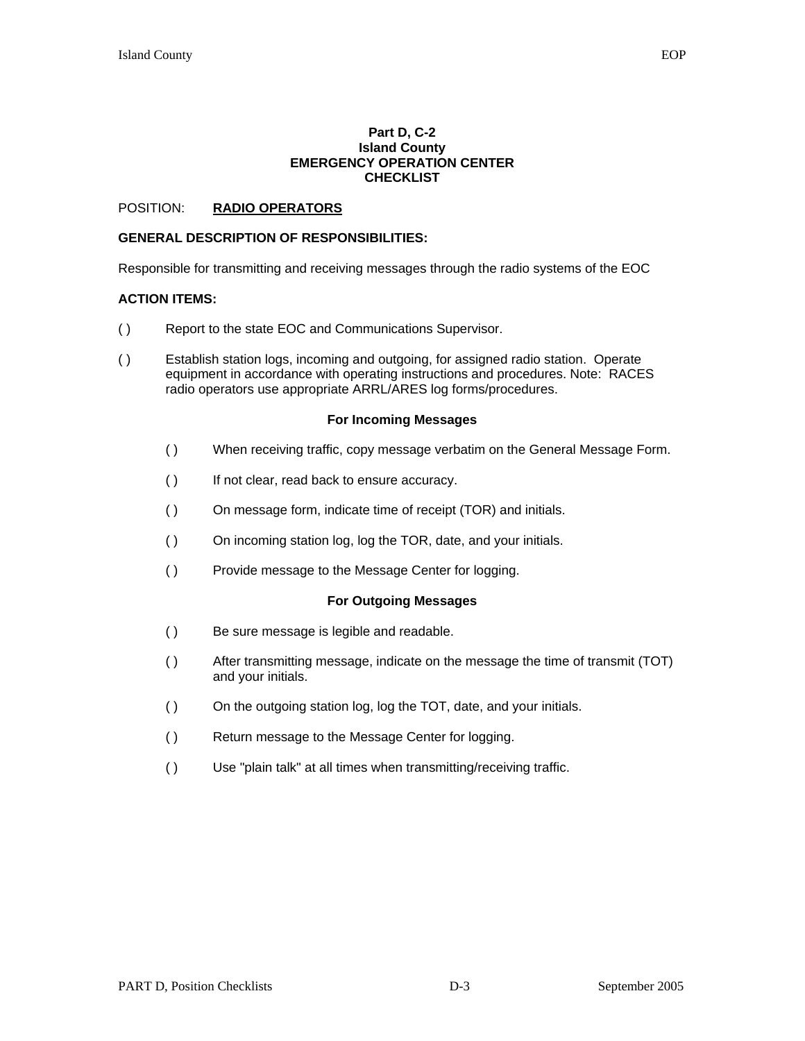**Part D, C-2**
**Island County**
**EMERGENCY OPERATION CENTER**
**CHECKLIST**

POSITION: **RADIO OPERATORS**

**GENERAL DESCRIPTION OF RESPONSIBILITIES:**

Responsible for transmitting and receiving messages through the radio systems of the EOC

**ACTION ITEMS:**

( ) Report to the state EOC and Communications Supervisor.

( ) Establish station logs, incoming and outgoing, for assigned radio station. Operate equipment in accordance with operating instructions and procedures. Note: RACES radio operators use appropriate ARRL/ARES log forms/procedures.

**For Incoming Messages**

- ( ) When receiving traffic, copy message verbatim on the General Message Form.
- ( ) If not clear, read back to ensure accuracy.
- ( ) On message form, indicate time of receipt (TOR) and initials.
- ( ) On incoming station log, log the TOR, date, and your initials.
- ( ) Provide message to the Message Center for logging.

**For Outgoing Messages**

- ( ) Be sure message is legible and readable.
- ( ) After transmitting message, indicate on the message the time of transmit (TOT) and your initials.
- ( ) On the outgoing station log, log the TOT, date, and your initials.
- ( ) Return message to the Message Center for logging.
- ( ) Use "plain talk" at all times when transmitting/receiving traffic.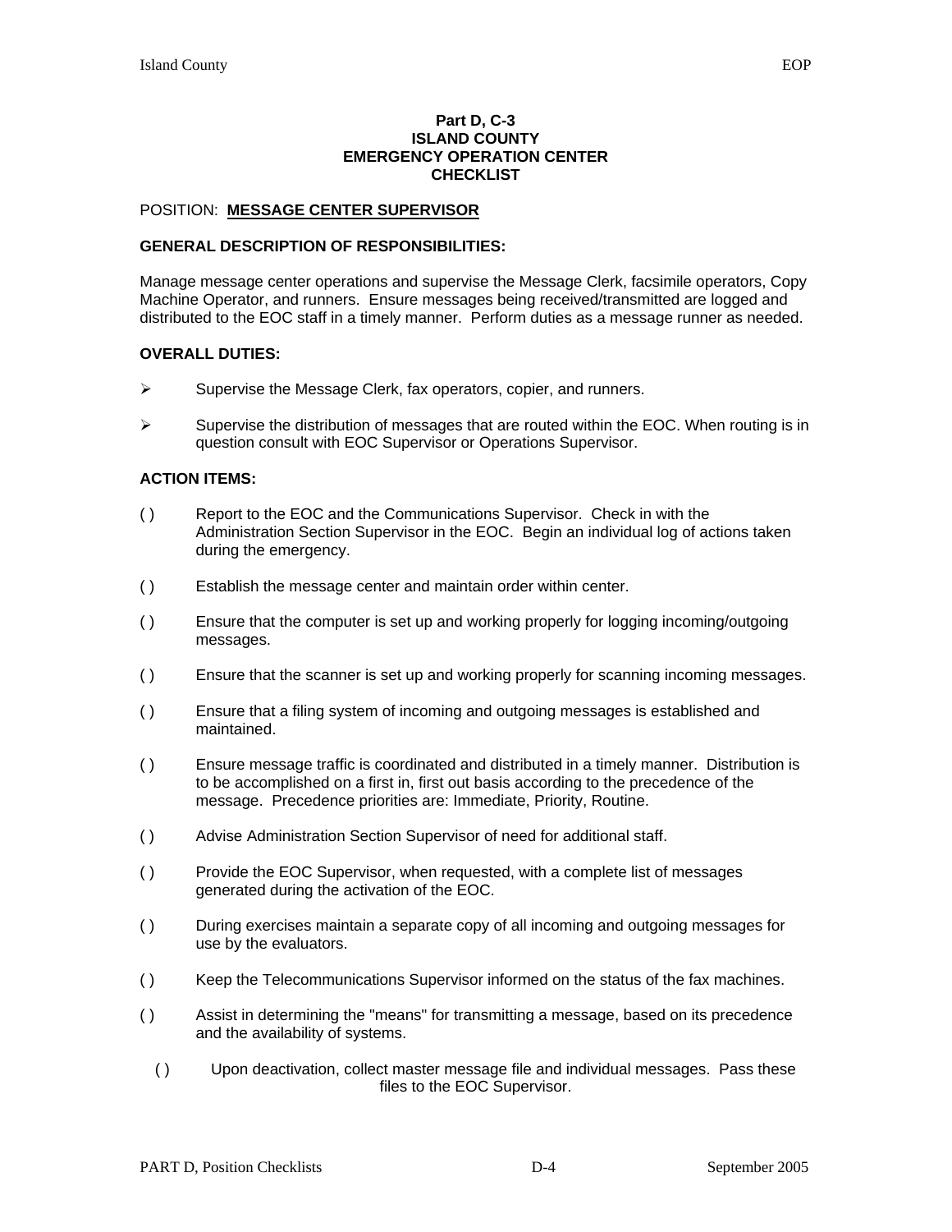**Part D, C-3**
**ISLAND COUNTY**
**EMERGENCY OPERATION CENTER**
**CHECKLIST**

POSITION: **MESSAGE CENTER SUPERVISOR**

**GENERAL DESCRIPTION OF RESPONSIBILITIES:**

Manage message center operations and supervise the Message Clerk, facsimile operators, Copy Machine Operator, and runners. Ensure messages being received/transmitted are logged and distributed to the EOC staff in a timely manner. Perform duties as a message runner as needed.

**OVERALL DUTIES:**

- Supervise the Message Clerk, fax operators, copier, and runners.
- Supervise the distribution of messages that are routed within the EOC. When routing is in question consult with EOC Supervisor or Operations Supervisor.

**ACTION ITEMS:**

( ) Report to the EOC and the Communications Supervisor. Check in with the Administration Section Supervisor in the EOC. Begin an individual log of actions taken during the emergency.

( ) Establish the message center and maintain order within center.

( ) Ensure that the computer is set up and working properly for logging incoming/outgoing messages.

( ) Ensure that the scanner is set up and working properly for scanning incoming messages.

( ) Ensure that a filing system of incoming and outgoing messages is established and maintained.

( ) Ensure message traffic is coordinated and distributed in a timely manner. Distribution is to be accomplished on a first in, first out basis according to the precedence of the message. Precedence priorities are: Immediate, Priority, Routine.

( ) Advise Administration Section Supervisor of need for additional staff.

( ) Provide the EOC Supervisor, when requested, with a complete list of messages generated during the activation of the EOC.

( ) During exercises maintain a separate copy of all incoming and outgoing messages for use by the evaluators.

( ) Keep the Telecommunications Supervisor informed on the status of the fax machines.

( ) Assist in determining the "means" for transmitting a message, based on its precedence and the availability of systems.

( ) Upon deactivation, collect master message file and individual messages. Pass these files to the EOC Supervisor.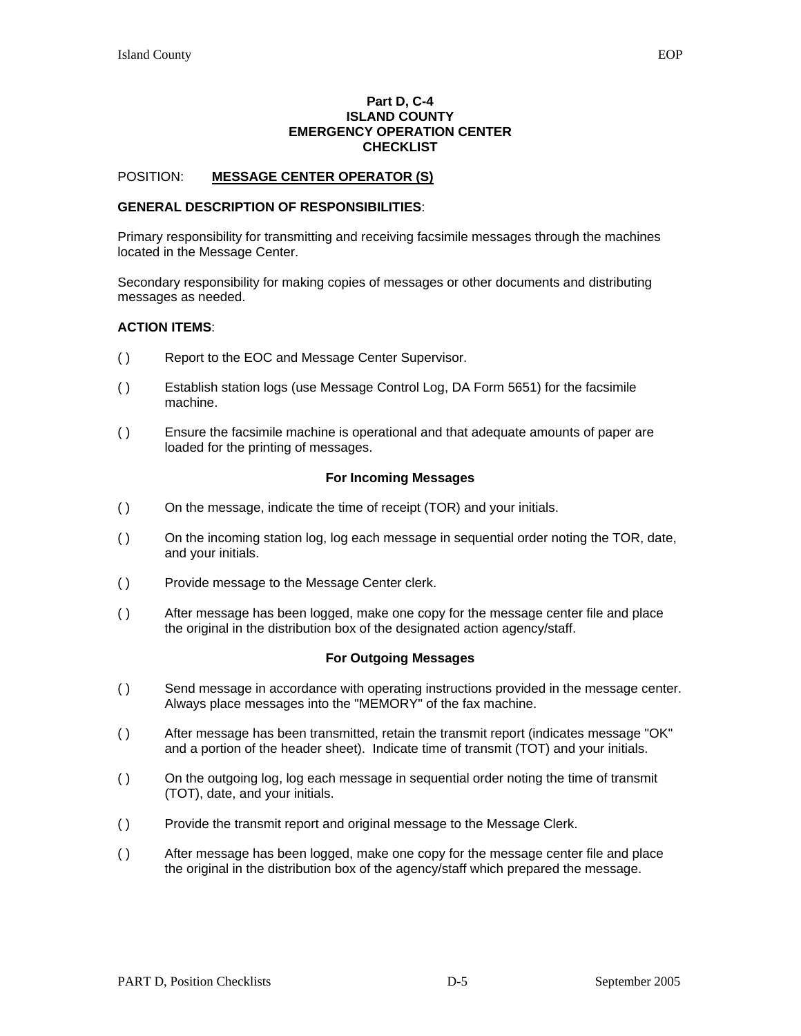**Part D, C-4**
**ISLAND COUNTY**
**EMERGENCY OPERATION CENTER**
**CHECKLIST**

POSITION: **MESSAGE CENTER OPERATOR (S)**

**GENERAL DESCRIPTION OF RESPONSIBILITIES**:

Primary responsibility for transmitting and receiving facsimile messages through the machines located in the Message Center.

Secondary responsibility for making copies of messages or other documents and distributing messages as needed.

**ACTION ITEMS**:

( ) Report to the EOC and Message Center Supervisor.

( ) Establish station logs (use Message Control Log, DA Form 5651) for the facsimile machine.

( ) Ensure the facsimile machine is operational and that adequate amounts of paper are loaded for the printing of messages.

**For Incoming Messages**

( ) On the message, indicate the time of receipt (TOR) and your initials.

( ) On the incoming station log, log each message in sequential order noting the TOR, date, and your initials.

( ) Provide message to the Message Center clerk.

( ) After message has been logged, make one copy for the message center file and place the original in the distribution box of the designated action agency/staff.

**For Outgoing Messages**

( ) Send message in accordance with operating instructions provided in the message center. Always place messages into the "MEMORY" of the fax machine.

( ) After message has been transmitted, retain the transmit report (indicates message "OK" and a portion of the header sheet). Indicate time of transmit (TOT) and your initials.

( ) On the outgoing log, log each message in sequential order noting the time of transmit (TOT), date, and your initials.

( ) Provide the transmit report and original message to the Message Clerk.

( ) After message has been logged, make one copy for the message center file and place the original in the distribution box of the agency/staff which prepared the message.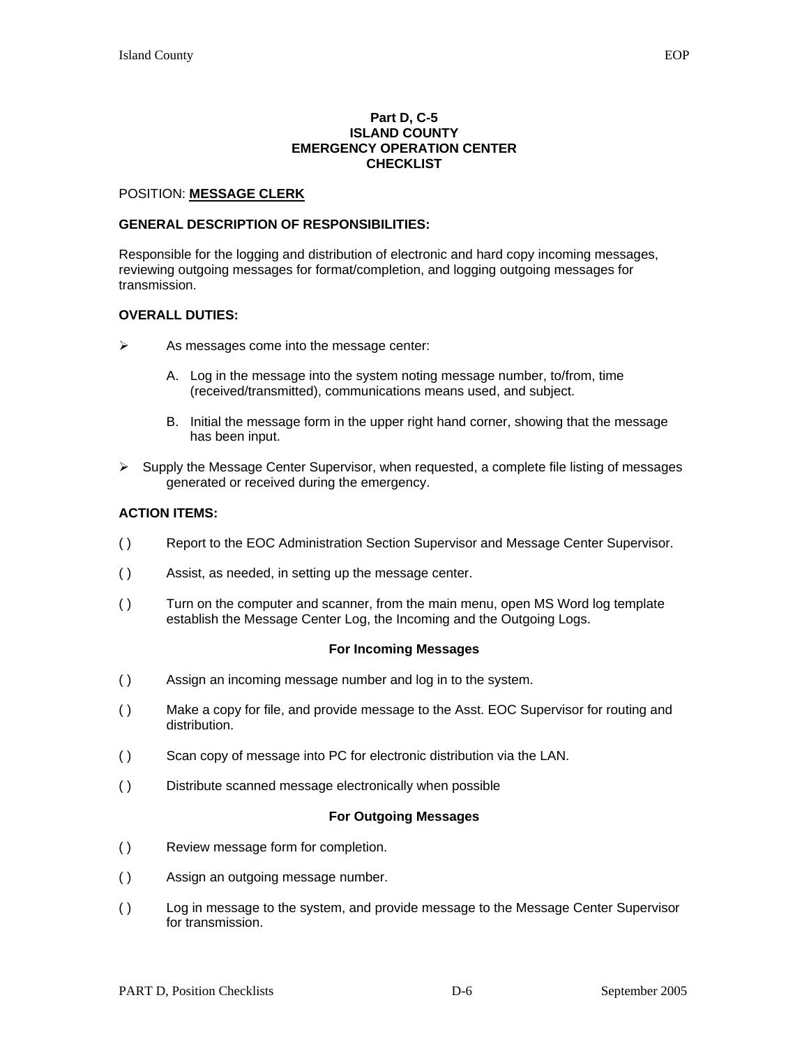**Part D, C-5**
**ISLAND COUNTY**
**EMERGENCY OPERATION CENTER**
**CHECKLIST**

POSITION: **MESSAGE CLERK**

**GENERAL DESCRIPTION OF RESPONSIBILITIES:**

Responsible for the logging and distribution of electronic and hard copy incoming messages, reviewing outgoing messages for format/completion, and logging outgoing messages for transmission.

**OVERALL DUTIES:**

- As messages come into the message center:

  A. Log in the message into the system noting message number, to/from, time (received/transmitted), communications means used, and subject.

  B. Initial the message form in the upper right hand corner, showing that the message has been input.

- Supply the Message Center Supervisor, when requested, a complete file listing of messages generated or received during the emergency.

**ACTION ITEMS:**

( ) Report to the EOC Administration Section Supervisor and Message Center Supervisor.

( ) Assist, as needed, in setting up the message center.

( ) Turn on the computer and scanner, from the main menu, open MS Word log template establish the Message Center Log, the Incoming and the Outgoing Logs.

**For Incoming Messages**

( ) Assign an incoming message number and log in to the system.

( ) Make a copy for file, and provide message to the Asst. EOC Supervisor for routing and distribution.

( ) Scan copy of message into PC for electronic distribution via the LAN.

( ) Distribute scanned message electronically when possible

**For Outgoing Messages**

( ) Review message form for completion.

( ) Assign an outgoing message number.

( ) Log in message to the system, and provide message to the Message Center Supervisor for transmission.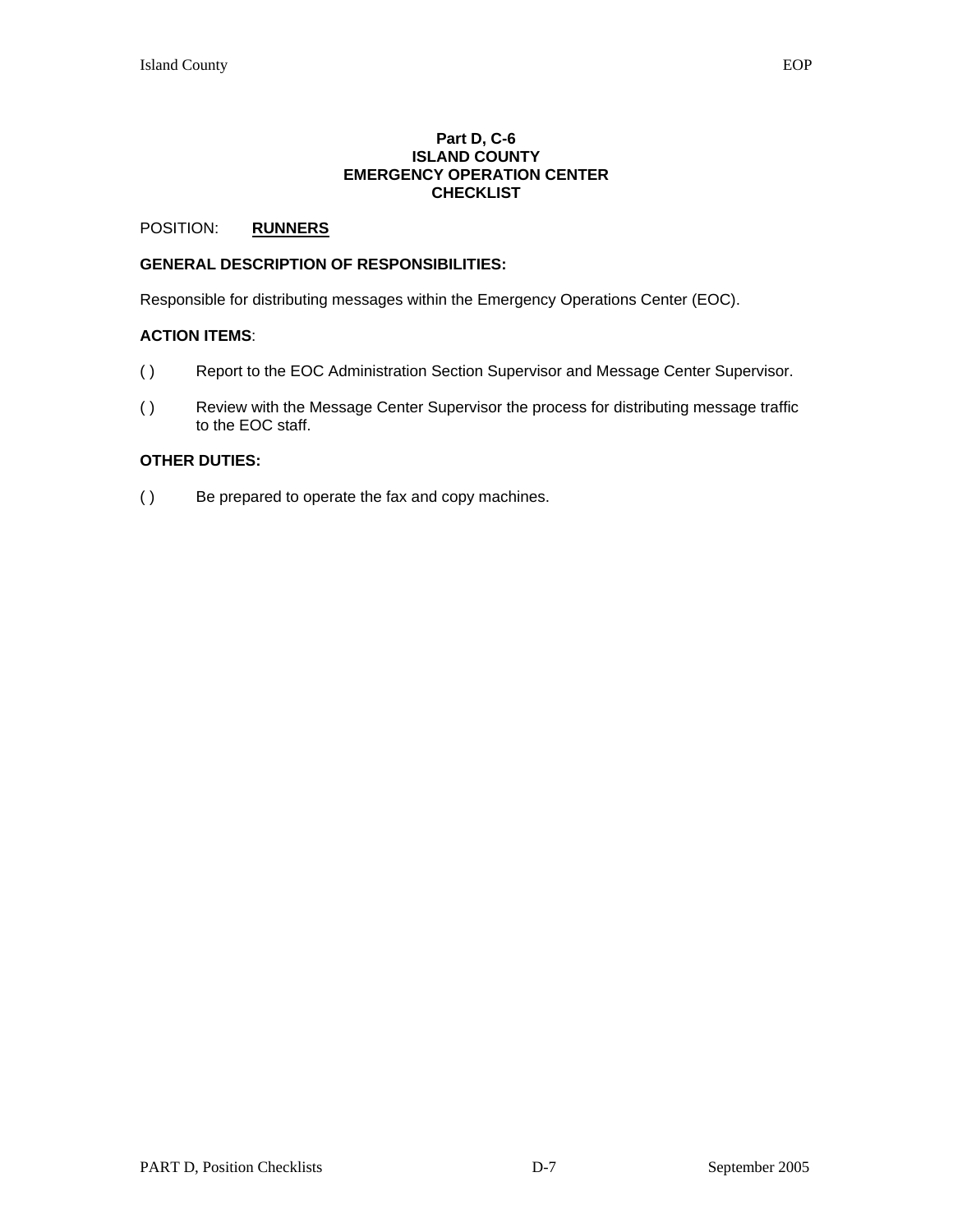**Part D, C-6**
**ISLAND COUNTY**
**EMERGENCY OPERATION CENTER**
**CHECKLIST**

POSITION: **RUNNERS**

**GENERAL DESCRIPTION OF RESPONSIBILITIES:**

Responsible for distributing messages within the Emergency Operations Center (EOC).

**ACTION ITEMS**:

( ) Report to the EOC Administration Section Supervisor and Message Center Supervisor.

( ) Review with the Message Center Supervisor the process for distributing message traffic to the EOC staff.

**OTHER DUTIES:**

( ) Be prepared to operate the fax and copy machines.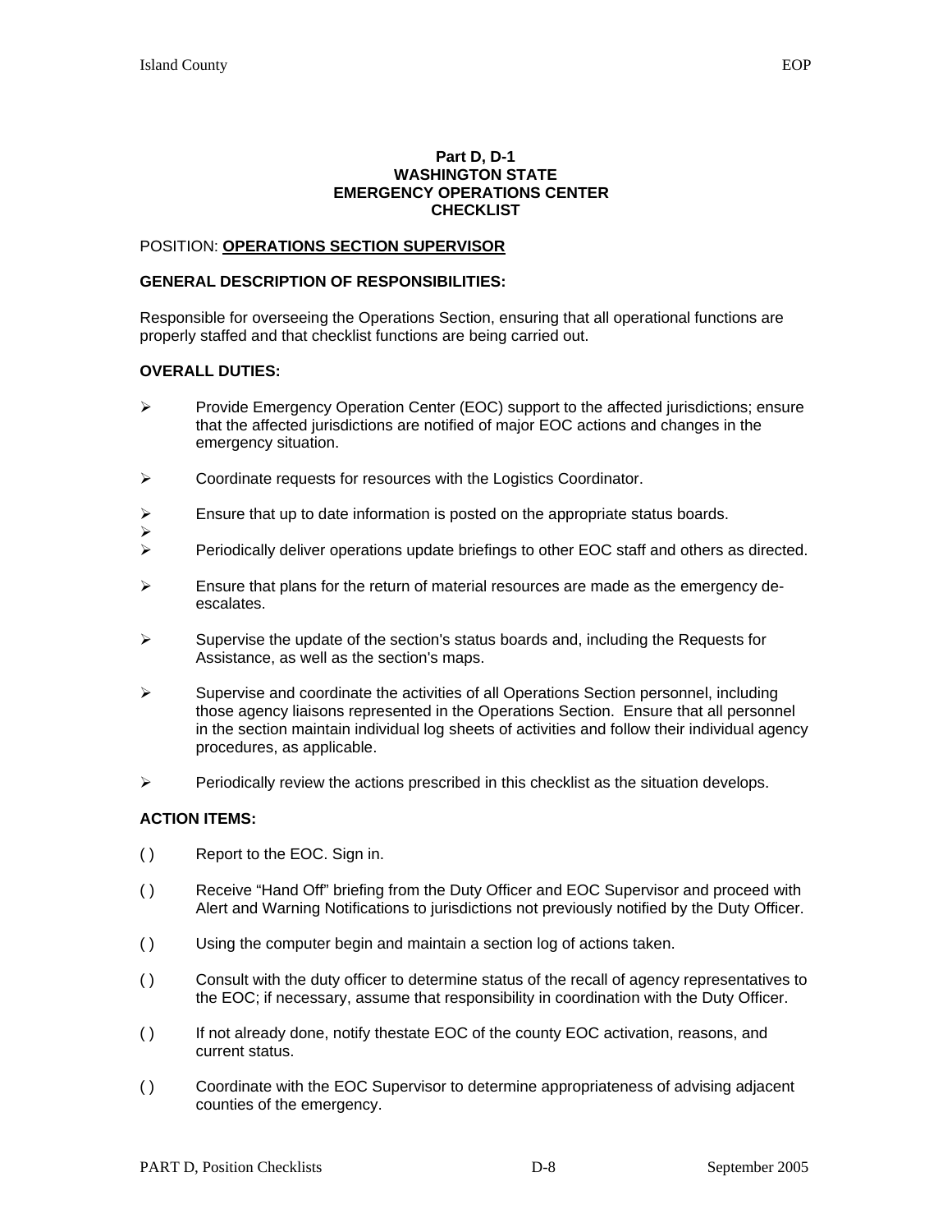**Part D, D-1**
**WASHINGTON STATE**
**EMERGENCY OPERATIONS CENTER**
**CHECKLIST**

POSITION: **OPERATIONS SECTION SUPERVISOR**

**GENERAL DESCRIPTION OF RESPONSIBILITIES:**

Responsible for overseeing the Operations Section, ensuring that all operational functions are properly staffed and that checklist functions are being carried out.

**OVERALL DUTIES:**

- Provide Emergency Operation Center (EOC) support to the affected jurisdictions; ensure that the affected jurisdictions are notified of major EOC actions and changes in the emergency situation.
- Coordinate requests for resources with the Logistics Coordinator.
- Ensure that up to date information is posted on the appropriate status boards.
- 
- Periodically deliver operations update briefings to other EOC staff and others as directed.
- Ensure that plans for the return of material resources are made as the emergency de-escalates.
- Supervise the update of the section's status boards and, including the Requests for Assistance, as well as the section's maps.
- Supervise and coordinate the activities of all Operations Section personnel, including those agency liaisons represented in the Operations Section. Ensure that all personnel in the section maintain individual log sheets of activities and follow their individual agency procedures, as applicable.
- Periodically review the actions prescribed in this checklist as the situation develops.

**ACTION ITEMS:**

( ) Report to the EOC. Sign in.

( ) Receive "Hand Off" briefing from the Duty Officer and EOC Supervisor and proceed with Alert and Warning Notifications to jurisdictions not previously notified by the Duty Officer.

( ) Using the computer begin and maintain a section log of actions taken.

( ) Consult with the duty officer to determine status of the recall of agency representatives to the EOC; if necessary, assume that responsibility in coordination with the Duty Officer.

( ) If not already done, notify thestate EOC of the county EOC activation, reasons, and current status.

( ) Coordinate with the EOC Supervisor to determine appropriateness of advising adjacent counties of the emergency.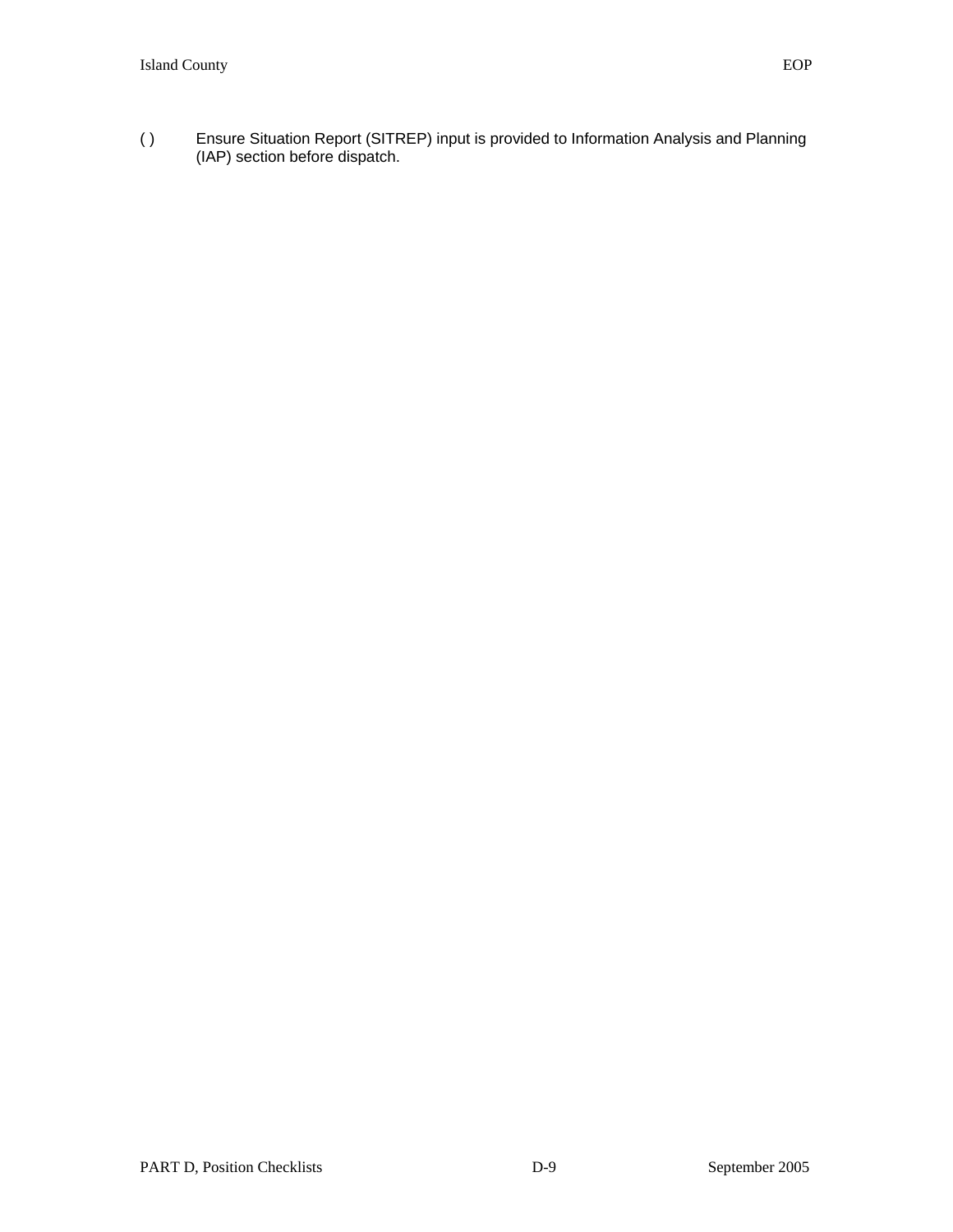( ) Ensure Situation Report (SITREP) input is provided to Information Analysis and Planning (IAP) section before dispatch.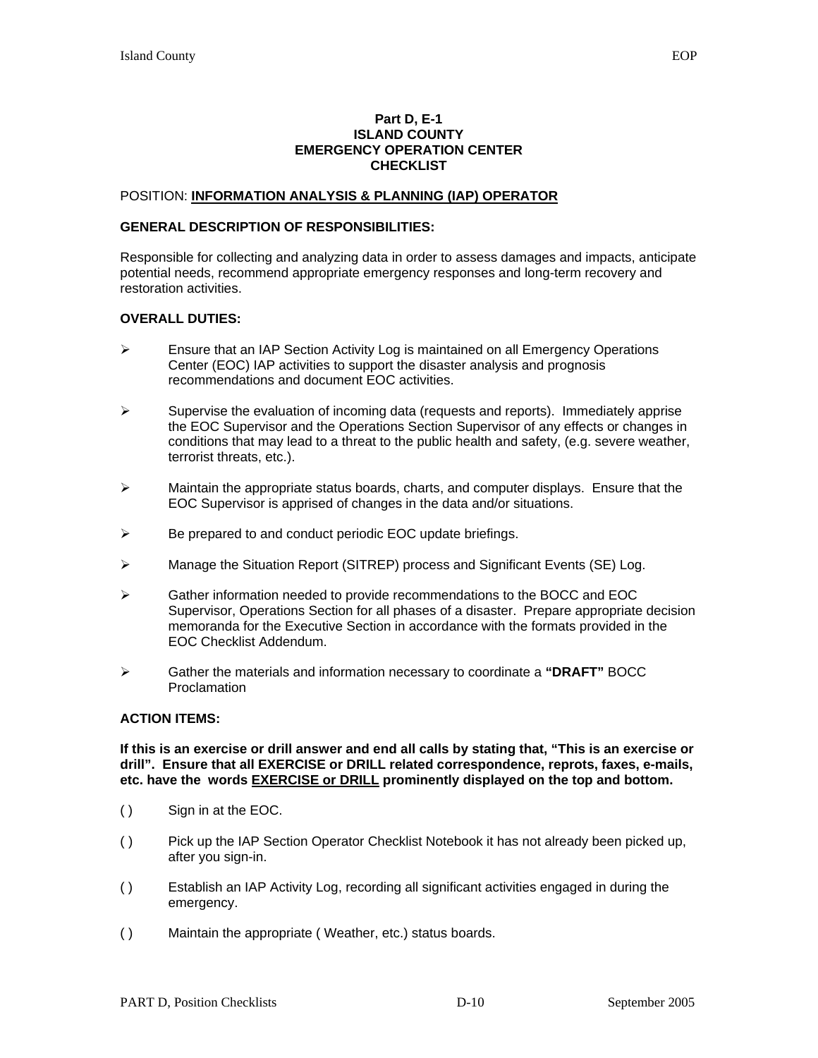**Part D, E-1**
**ISLAND COUNTY**
**EMERGENCY OPERATION CENTER**
**CHECKLIST**

POSITION: **INFORMATION ANALYSIS & PLANNING (IAP) OPERATOR**

**GENERAL DESCRIPTION OF RESPONSIBILITIES:**

Responsible for collecting and analyzing data in order to assess damages and impacts, anticipate potential needs, recommend appropriate emergency responses and long-term recovery and restoration activities.

**OVERALL DUTIES:**

- Ensure that an IAP Section Activity Log is maintained on all Emergency Operations Center (EOC) IAP activities to support the disaster analysis and prognosis recommendations and document EOC activities.
- Supervise the evaluation of incoming data (requests and reports). Immediately apprise the EOC Supervisor and the Operations Section Supervisor of any effects or changes in conditions that may lead to a threat to the public health and safety, (e.g. severe weather, terrorist threats, etc.).
- Maintain the appropriate status boards, charts, and computer displays. Ensure that the EOC Supervisor is apprised of changes in the data and/or situations.
- Be prepared to and conduct periodic EOC update briefings.
- Manage the Situation Report (SITREP) process and Significant Events (SE) Log.
- Gather information needed to provide recommendations to the BOCC and EOC Supervisor, Operations Section for all phases of a disaster. Prepare appropriate decision memoranda for the Executive Section in accordance with the formats provided in the EOC Checklist Addendum.
- Gather the materials and information necessary to coordinate a **"DRAFT"** BOCC Proclamation

**ACTION ITEMS:**

**If this is an exercise or drill answer and end all calls by stating that, "This is an exercise or drill". Ensure that all EXERCISE or DRILL related correspondence, reprots, faxes, e-mails, etc. have the words EXERCISE or DRILL prominently displayed on the top and bottom.**

( ) Sign in at the EOC.

( ) Pick up the IAP Section Operator Checklist Notebook it has not already been picked up, after you sign-in.

( ) Establish an IAP Activity Log, recording all significant activities engaged in during the emergency.

( ) Maintain the appropriate ( Weather, etc.) status boards.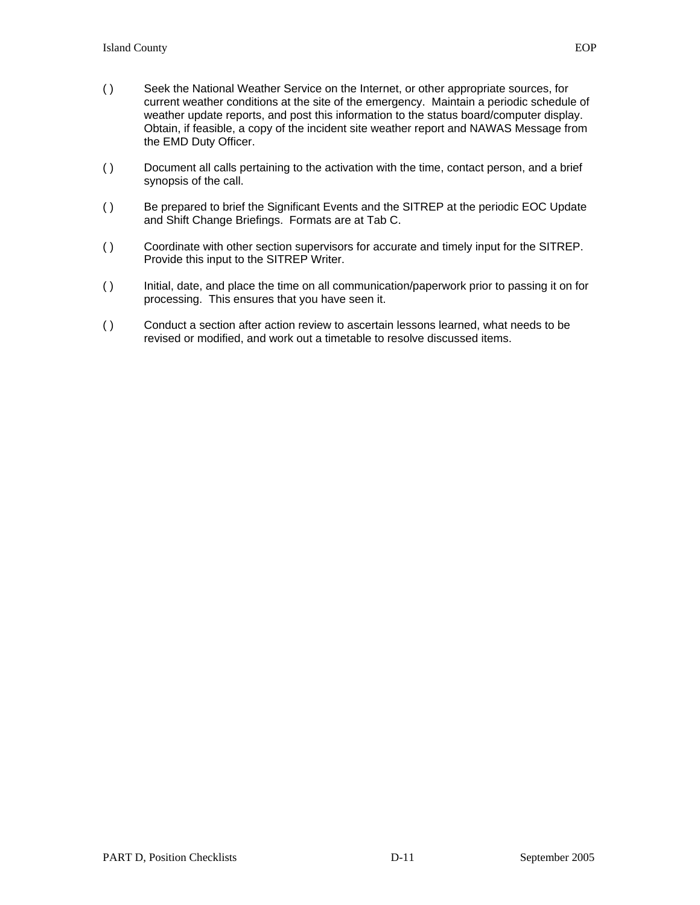( ) Seek the National Weather Service on the Internet, or other appropriate sources, for current weather conditions at the site of the emergency. Maintain a periodic schedule of weather update reports, and post this information to the status board/computer display. Obtain, if feasible, a copy of the incident site weather report and NAWAS Message from the EMD Duty Officer.

( ) Document all calls pertaining to the activation with the time, contact person, and a brief synopsis of the call.

( ) Be prepared to brief the Significant Events and the SITREP at the periodic EOC Update and Shift Change Briefings. Formats are at Tab C.

( ) Coordinate with other section supervisors for accurate and timely input for the SITREP. Provide this input to the SITREP Writer.

( ) Initial, date, and place the time on all communication/paperwork prior to passing it on for processing. This ensures that you have seen it.

( ) Conduct a section after action review to ascertain lessons learned, what needs to be revised or modified, and work out a timetable to resolve discussed items.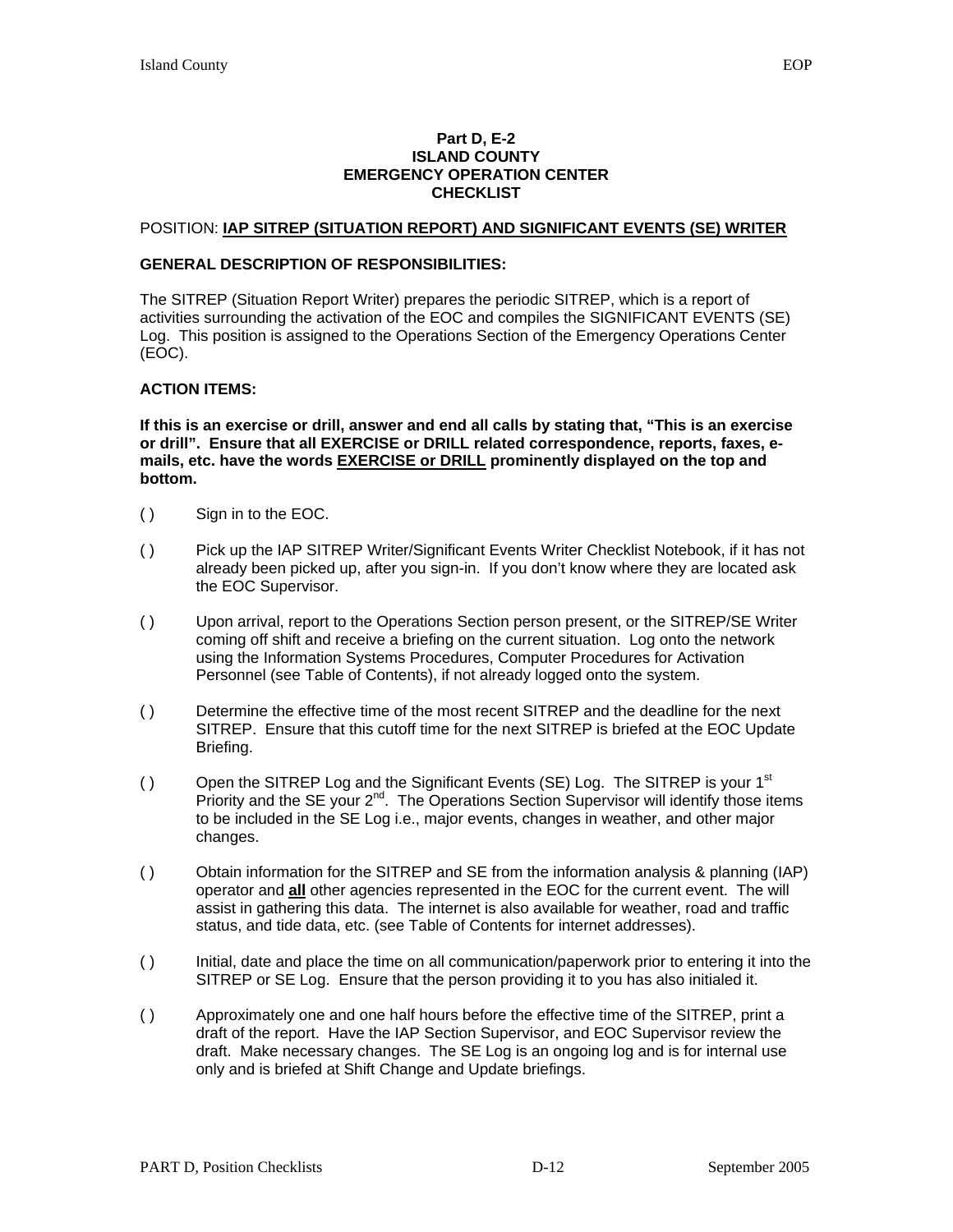**Part D, E-2**
**ISLAND COUNTY**
**EMERGENCY OPERATION CENTER**
**CHECKLIST**

POSITION: **IAP SITREP (SITUATION REPORT) AND SIGNIFICANT EVENTS (SE) WRITER**

**GENERAL DESCRIPTION OF RESPONSIBILITIES:**

The SITREP (Situation Report Writer) prepares the periodic SITREP, which is a report of activities surrounding the activation of the EOC and compiles the SIGNIFICANT EVENTS (SE) Log. This position is assigned to the Operations Section of the Emergency Operations Center (EOC).

**ACTION ITEMS:**

**If this is an exercise or drill, answer and end all calls by stating that, "This is an exercise or drill". Ensure that all EXERCISE or DRILL related correspondence, reports, faxes, e-mails, etc. have the words EXERCISE or DRILL prominently displayed on the top and bottom.**

( ) Sign in to the EOC.

( ) Pick up the IAP SITREP Writer/Significant Events Writer Checklist Notebook, if it has not already been picked up, after you sign-in. If you don't know where they are located ask the EOC Supervisor.

( ) Upon arrival, report to the Operations Section person present, or the SITREP/SE Writer coming off shift and receive a briefing on the current situation. Log onto the network using the Information Systems Procedures, Computer Procedures for Activation Personnel (see Table of Contents), if not already logged onto the system.

( ) Determine the effective time of the most recent SITREP and the deadline for the next SITREP. Ensure that this cutoff time for the next SITREP is briefed at the EOC Update Briefing.

( ) Open the SITREP Log and the Significant Events (SE) Log. The SITREP is your 1st Priority and the SE your 2nd. The Operations Section Supervisor will identify those items to be included in the SE Log i.e., major events, changes in weather, and other major changes.

( ) Obtain information for the SITREP and SE from the information analysis & planning (IAP) operator and **all** other agencies represented in the EOC for the current event. The will assist in gathering this data. The internet is also available for weather, road and traffic status, and tide data, etc. (see Table of Contents for internet addresses).

( ) Initial, date and place the time on all communication/paperwork prior to entering it into the SITREP or SE Log. Ensure that the person providing it to you has also initialed it.

( ) Approximately one and one half hours before the effective time of the SITREP, print a draft of the report. Have the IAP Section Supervisor, and EOC Supervisor review the draft. Make necessary changes. The SE Log is an ongoing log and is for internal use only and is briefed at Shift Change and Update briefings.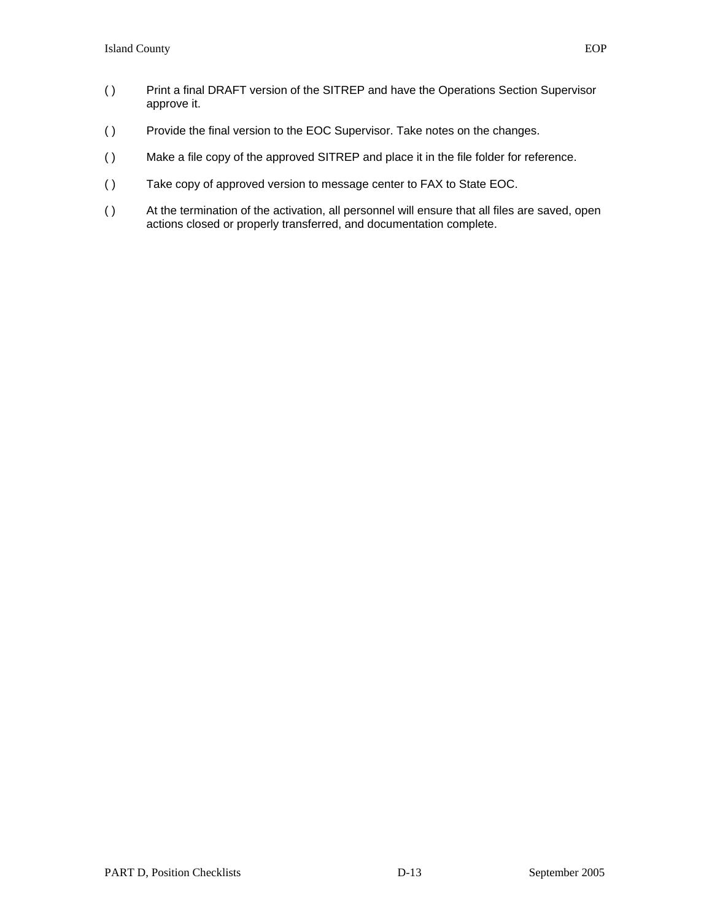( ) Print a final DRAFT version of the SITREP and have the Operations Section Supervisor approve it.

( ) Provide the final version to the EOC Supervisor. Take notes on the changes.

( ) Make a file copy of the approved SITREP and place it in the file folder for reference.

( ) Take copy of approved version to message center to FAX to State EOC.

( ) At the termination of the activation, all personnel will ensure that all files are saved, open actions closed or properly transferred, and documentation complete.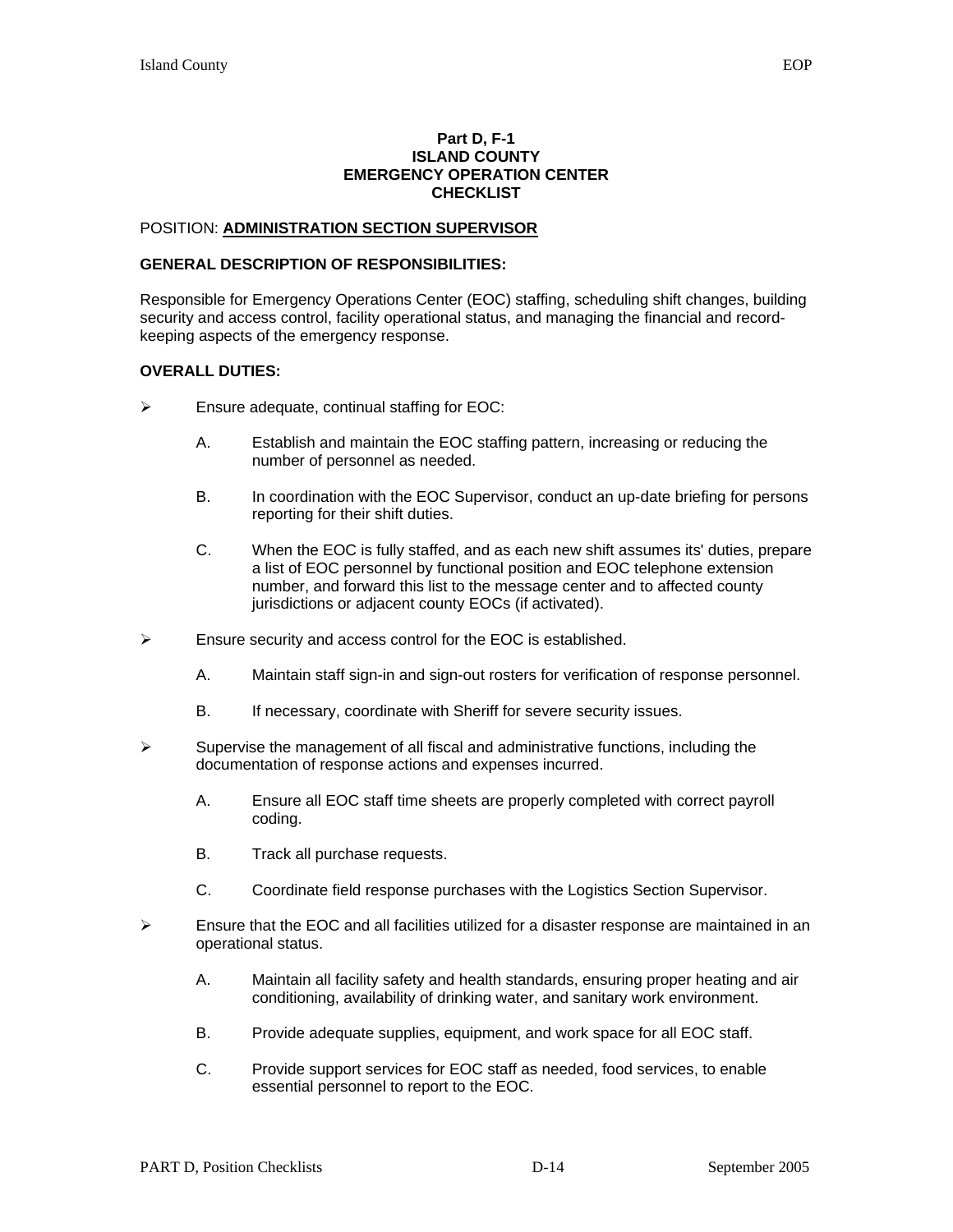**Part D, F-1**
**ISLAND COUNTY**
**EMERGENCY OPERATION CENTER**
**CHECKLIST**

POSITION: **ADMINISTRATION SECTION SUPERVISOR**

**GENERAL DESCRIPTION OF RESPONSIBILITIES:**

Responsible for Emergency Operations Center (EOC) staffing, scheduling shift changes, building security and access control, facility operational status, and managing the financial and record-keeping aspects of the emergency response.

**OVERALL DUTIES:**

- Ensure adequate, continual staffing for EOC:

  A. Establish and maintain the EOC staffing pattern, increasing or reducing the number of personnel as needed.

  B. In coordination with the EOC Supervisor, conduct an up-date briefing for persons reporting for their shift duties.

  C. When the EOC is fully staffed, and as each new shift assumes its' duties, prepare a list of EOC personnel by functional position and EOC telephone extension number, and forward this list to the message center and to affected county jurisdictions or adjacent county EOCs (if activated).

- Ensure security and access control for the EOC is established.

  A. Maintain staff sign-in and sign-out rosters for verification of response personnel.

  B. If necessary, coordinate with Sheriff for severe security issues.

- Supervise the management of all fiscal and administrative functions, including the documentation of response actions and expenses incurred.

  A. Ensure all EOC staff time sheets are properly completed with correct payroll coding.

  B. Track all purchase requests.

  C. Coordinate field response purchases with the Logistics Section Supervisor.

- Ensure that the EOC and all facilities utilized for a disaster response are maintained in an operational status.

  A. Maintain all facility safety and health standards, ensuring proper heating and air conditioning, availability of drinking water, and sanitary work environment.

  B. Provide adequate supplies, equipment, and work space for all EOC staff.

  C. Provide support services for EOC staff as needed, food services, to enable essential personnel to report to the EOC.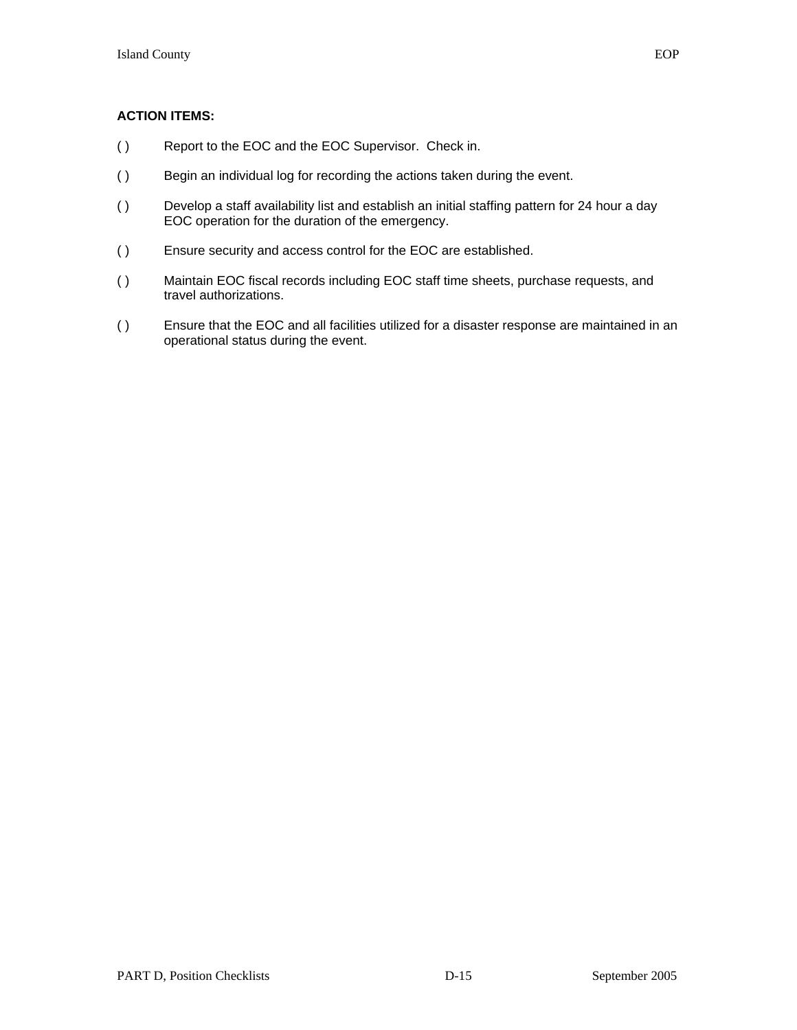**ACTION ITEMS:**

( ) Report to the EOC and the EOC Supervisor. Check in.

( ) Begin an individual log for recording the actions taken during the event.

( ) Develop a staff availability list and establish an initial staffing pattern for 24 hour a day EOC operation for the duration of the emergency.

( ) Ensure security and access control for the EOC are established.

( ) Maintain EOC fiscal records including EOC staff time sheets, purchase requests, and travel authorizations.

( ) Ensure that the EOC and all facilities utilized for a disaster response are maintained in an operational status during the event.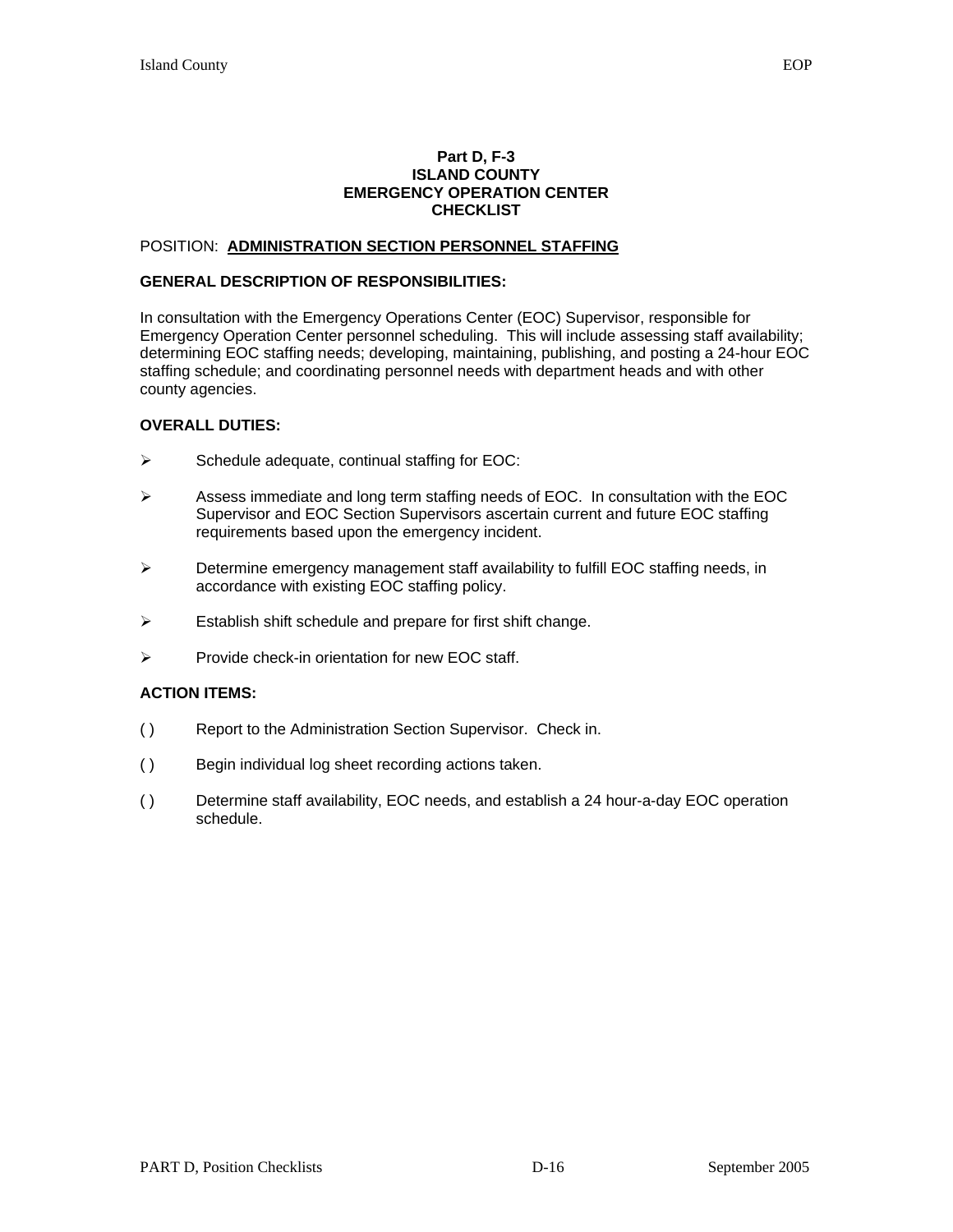# Part D, F-3
# ISLAND COUNTY
# EMERGENCY OPERATION CENTER
# CHECKLIST

POSITION: **ADMINISTRATION SECTION PERSONNEL STAFFING**

**GENERAL DESCRIPTION OF RESPONSIBILITIES:**

In consultation with the Emergency Operations Center (EOC) Supervisor, responsible for Emergency Operation Center personnel scheduling. This will include assessing staff availability; determining EOC staffing needs; developing, maintaining, publishing, and posting a 24-hour EOC staffing schedule; and coordinating personnel needs with department heads and with other county agencies.

**OVERALL DUTIES:**

- Schedule adequate, continual staffing for EOC:
- Assess immediate and long term staffing needs of EOC. In consultation with the EOC Supervisor and EOC Section Supervisors ascertain current and future EOC staffing requirements based upon the emergency incident.
- Determine emergency management staff availability to fulfill EOC staffing needs, in accordance with existing EOC staffing policy.
- Establish shift schedule and prepare for first shift change.
- Provide check-in orientation for new EOC staff.

**ACTION ITEMS:**

( ) Report to the Administration Section Supervisor. Check in.

( ) Begin individual log sheet recording actions taken.

( ) Determine staff availability, EOC needs, and establish a 24 hour-a-day EOC operation schedule.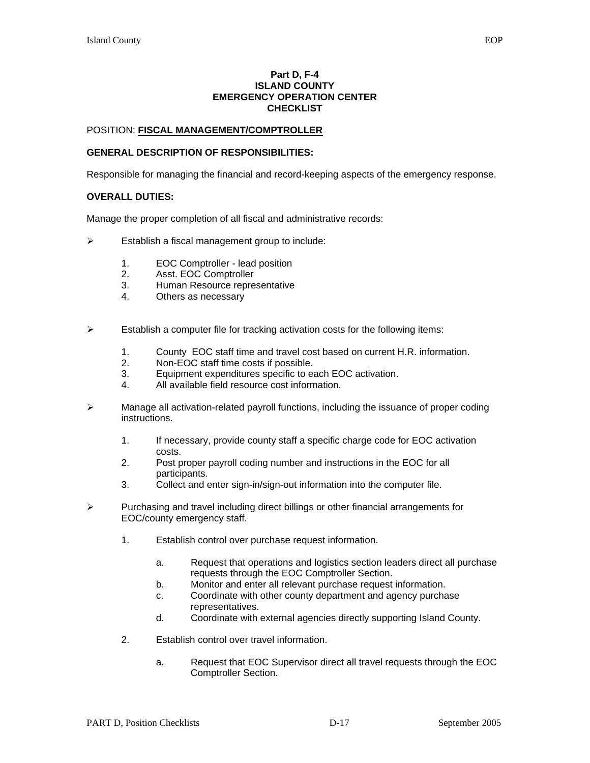**Part D, F-4**
**ISLAND COUNTY**
**EMERGENCY OPERATION CENTER**
**CHECKLIST**

POSITION: **FISCAL MANAGEMENT/COMPTROLLER**

**GENERAL DESCRIPTION OF RESPONSIBILITIES:**

Responsible for managing the financial and record-keeping aspects of the emergency response.

**OVERALL DUTIES:**

Manage the proper completion of all fiscal and administrative records:

- Establish a fiscal management group to include:
    1. EOC Comptroller - lead position
    2. Asst. EOC Comptroller
    3. Human Resource representative
    4. Others as necessary

- Establish a computer file for tracking activation costs for the following items:
    1. County EOC staff time and travel cost based on current H.R. information.
    2. Non-EOC staff time costs if possible.
    3. Equipment expenditures specific to each EOC activation.
    4. All available field resource cost information.

- Manage all activation-related payroll functions, including the issuance of proper coding instructions.
    1. If necessary, provide county staff a specific charge code for EOC activation costs.
    2. Post proper payroll coding number and instructions in the EOC for all participants.
    3. Collect and enter sign-in/sign-out information into the computer file.

- Purchasing and travel including direct billings or other financial arrangements for EOC/county emergency staff.
    1. Establish control over purchase request information.
        a. Request that operations and logistics section leaders direct all purchase requests through the EOC Comptroller Section.
        b. Monitor and enter all relevant purchase request information.
        c. Coordinate with other county department and agency purchase representatives.
        d. Coordinate with external agencies directly supporting Island County.
    2. Establish control over travel information.
        a. Request that EOC Supervisor direct all travel requests through the EOC Comptroller Section.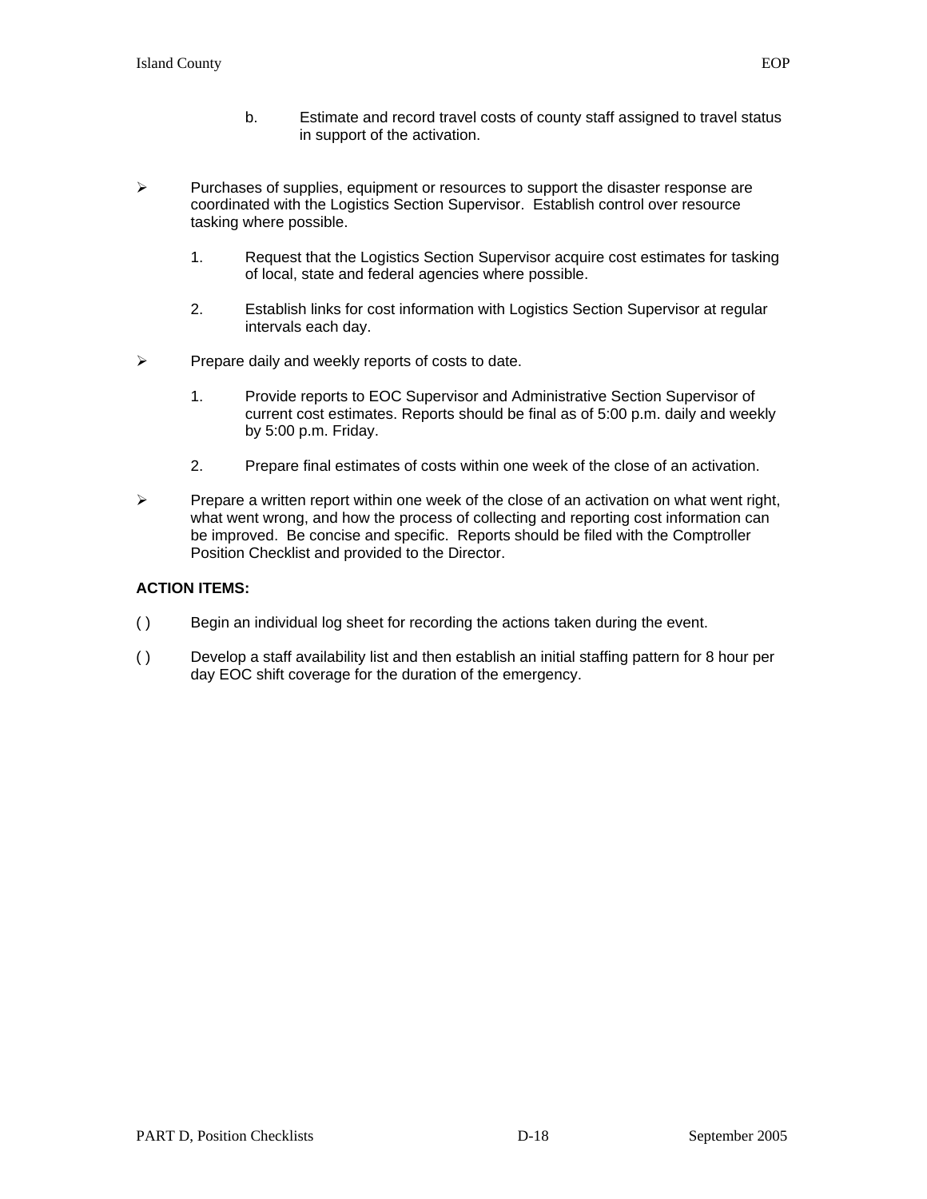b. Estimate and record travel costs of county staff assigned to travel status in support of the activation.

- Purchases of supplies, equipment or resources to support the disaster response are coordinated with the Logistics Section Supervisor. Establish control over resource tasking where possible.

  1. Request that the Logistics Section Supervisor acquire cost estimates for tasking of local, state and federal agencies where possible.

  2. Establish links for cost information with Logistics Section Supervisor at regular intervals each day.

- Prepare daily and weekly reports of costs to date.

  1. Provide reports to EOC Supervisor and Administrative Section Supervisor of current cost estimates. Reports should be final as of 5:00 p.m. daily and weekly by 5:00 p.m. Friday.

  2. Prepare final estimates of costs within one week of the close of an activation.

- Prepare a written report within one week of the close of an activation on what went right, what went wrong, and how the process of collecting and reporting cost information can be improved. Be concise and specific. Reports should be filed with the Comptroller Position Checklist and provided to the Director.

**ACTION ITEMS:**

( ) Begin an individual log sheet for recording the actions taken during the event.

( ) Develop a staff availability list and then establish an initial staffing pattern for 8 hour per day EOC shift coverage for the duration of the emergency.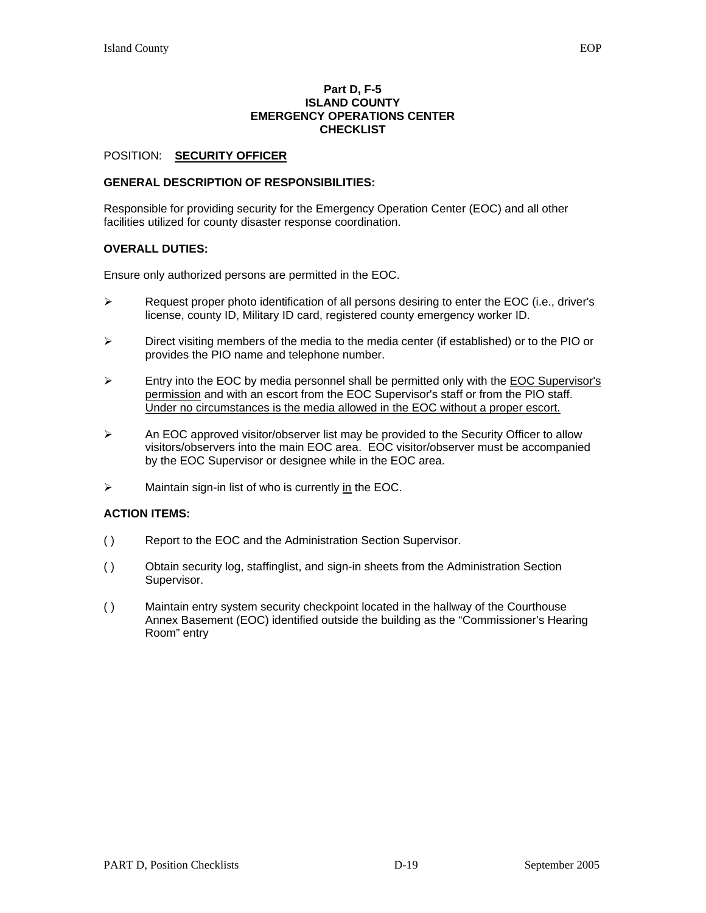**Part D, F-5**
**ISLAND COUNTY**
**EMERGENCY OPERATIONS CENTER**
**CHECKLIST**

POSITION: **SECURITY OFFICER**

**GENERAL DESCRIPTION OF RESPONSIBILITIES:**

Responsible for providing security for the Emergency Operation Center (EOC) and all other facilities utilized for county disaster response coordination.

**OVERALL DUTIES:**

Ensure only authorized persons are permitted in the EOC.

- Request proper photo identification of all persons desiring to enter the EOC (i.e., driver's license, county ID, Military ID card, registered county emergency worker ID.
- Direct visiting members of the media to the media center (if established) or to the PIO or provides the PIO name and telephone number.
- Entry into the EOC by media personnel shall be permitted only with the <u>EOC Supervisor's permission</u> and with an escort from the EOC Supervisor's staff or from the PIO staff. <u>Under no circumstances is the media allowed in the EOC without a proper escort.</u>
- An EOC approved visitor/observer list may be provided to the Security Officer to allow visitors/observers into the main EOC area. EOC visitor/observer must be accompanied by the EOC Supervisor or designee while in the EOC area.
- Maintain sign-in list of who is currently <u>in</u> the EOC.

**ACTION ITEMS:**

( ) Report to the EOC and the Administration Section Supervisor.

( ) Obtain security log, staffinglist, and sign-in sheets from the Administration Section Supervisor.

( ) Maintain entry system security checkpoint located in the hallway of the Courthouse Annex Basement (EOC) identified outside the building as the "Commissioner's Hearing Room" entry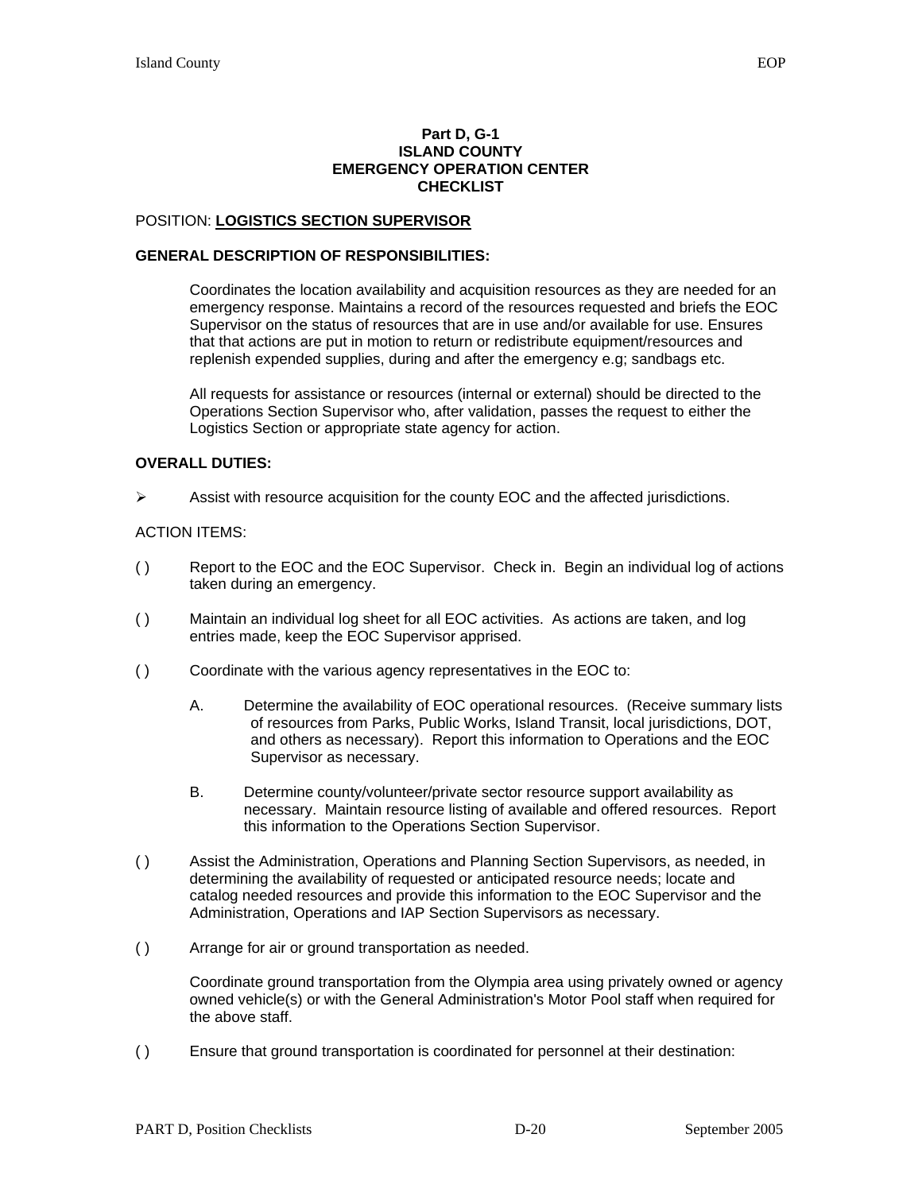**Part D, G-1**
**ISLAND COUNTY**
**EMERGENCY OPERATION CENTER**
**CHECKLIST**

POSITION: **LOGISTICS SECTION SUPERVISOR**

**GENERAL DESCRIPTION OF RESPONSIBILITIES:**

Coordinates the location availability and acquisition resources as they are needed for an emergency response. Maintains a record of the resources requested and briefs the EOC Supervisor on the status of resources that are in use and/or available for use. Ensures that that actions are put in motion to return or redistribute equipment/resources and replenish expended supplies, during and after the emergency e.g; sandbags etc.

All requests for assistance or resources (internal or external) should be directed to the Operations Section Supervisor who, after validation, passes the request to either the Logistics Section or appropriate state agency for action.

**OVERALL DUTIES:**

- Assist with resource acquisition for the county EOC and the affected jurisdictions.

ACTION ITEMS:

( ) Report to the EOC and the EOC Supervisor. Check in. Begin an individual log of actions taken during an emergency.

( ) Maintain an individual log sheet for all EOC activities. As actions are taken, and log entries made, keep the EOC Supervisor apprised.

( ) Coordinate with the various agency representatives in the EOC to:

A. Determine the availability of EOC operational resources. (Receive summary lists of resources from Parks, Public Works, Island Transit, local jurisdictions, DOT, and others as necessary). Report this information to Operations and the EOC Supervisor as necessary.

B. Determine county/volunteer/private sector resource support availability as necessary. Maintain resource listing of available and offered resources. Report this information to the Operations Section Supervisor.

( ) Assist the Administration, Operations and Planning Section Supervisors, as needed, in determining the availability of requested or anticipated resource needs; locate and catalog needed resources and provide this information to the EOC Supervisor and the Administration, Operations and IAP Section Supervisors as necessary.

( ) Arrange for air or ground transportation as needed.

Coordinate ground transportation from the Olympia area using privately owned or agency owned vehicle(s) or with the General Administration's Motor Pool staff when required for the above staff.

( ) Ensure that ground transportation is coordinated for personnel at their destination: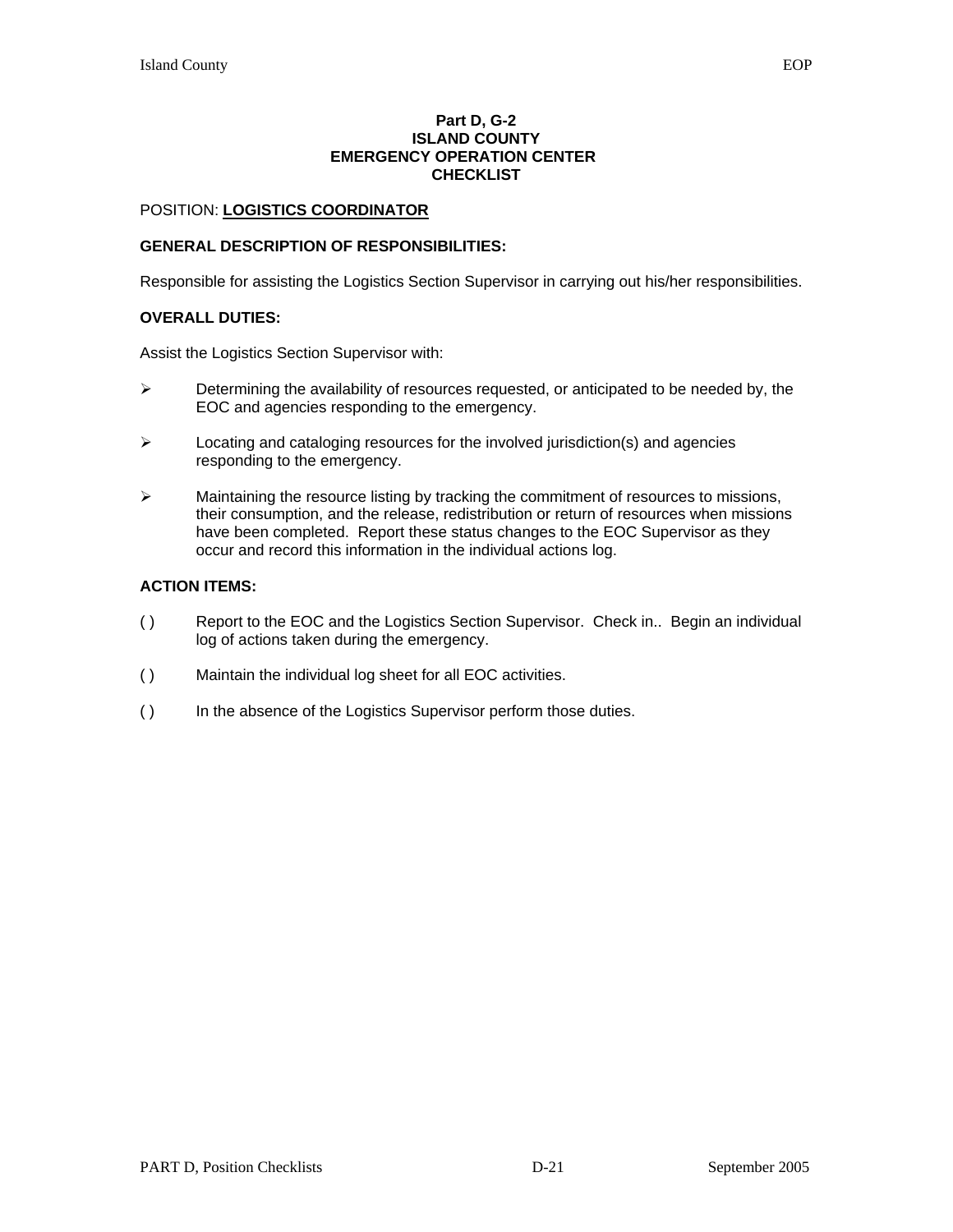**Part D, G-2**
**ISLAND COUNTY**
**EMERGENCY OPERATION CENTER**
**CHECKLIST**

POSITION: **LOGISTICS COORDINATOR**

**GENERAL DESCRIPTION OF RESPONSIBILITIES:**

Responsible for assisting the Logistics Section Supervisor in carrying out his/her responsibilities.

**OVERALL DUTIES:**

Assist the Logistics Section Supervisor with:

- Determining the availability of resources requested, or anticipated to be needed by, the EOC and agencies responding to the emergency.
- Locating and cataloging resources for the involved jurisdiction(s) and agencies responding to the emergency.
- Maintaining the resource listing by tracking the commitment of resources to missions, their consumption, and the release, redistribution or return of resources when missions have been completed. Report these status changes to the EOC Supervisor as they occur and record this information in the individual actions log.

**ACTION ITEMS:**

( ) Report to the EOC and the Logistics Section Supervisor. Check in.. Begin an individual log of actions taken during the emergency.

( ) Maintain the individual log sheet for all EOC activities.

( ) In the absence of the Logistics Supervisor perform those duties.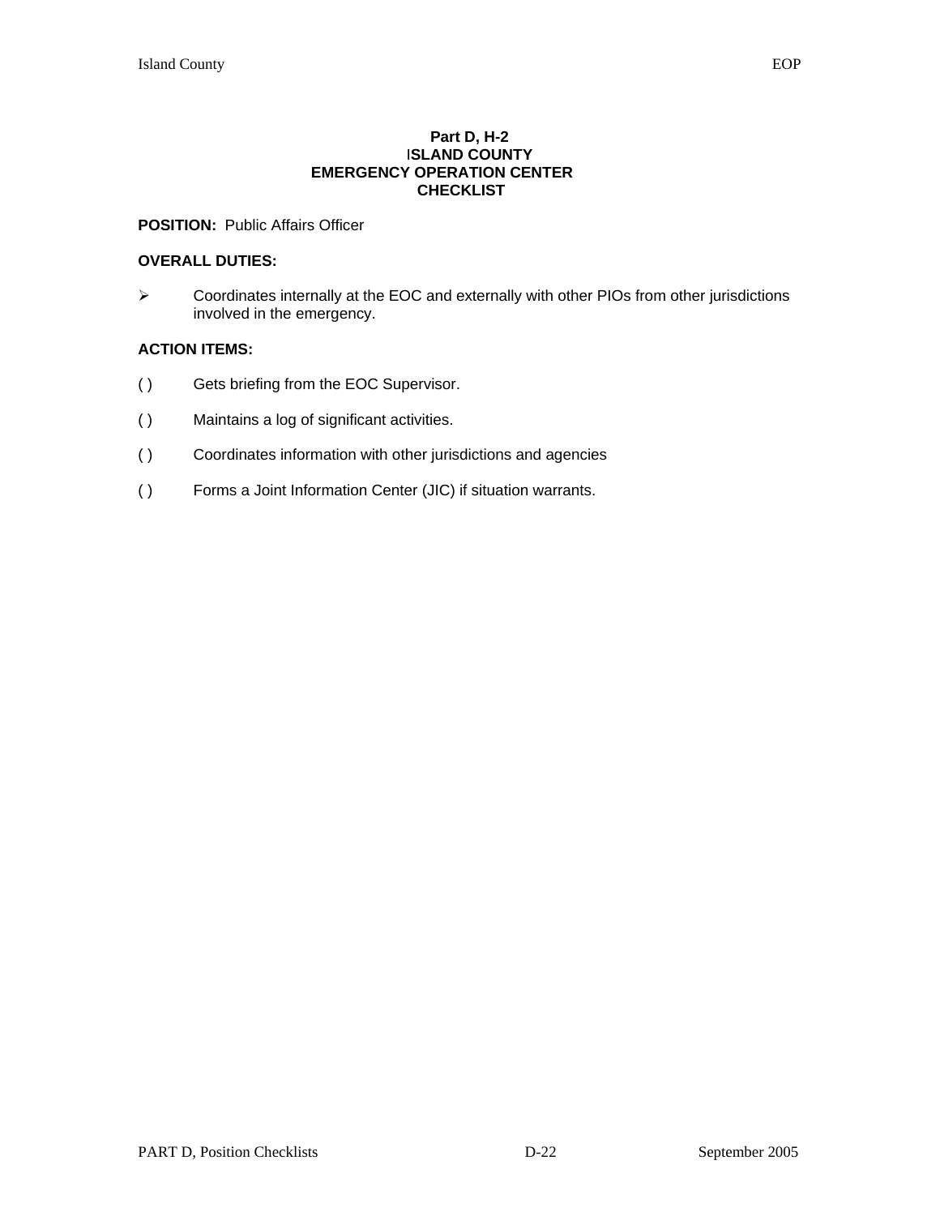**Part D, H-2**
**ISLAND COUNTY**
**EMERGENCY OPERATION CENTER**
**CHECKLIST**

**POSITION:** Public Affairs Officer

**OVERALL DUTIES:**

- Coordinates internally at the EOC and externally with other PIOs from other jurisdictions involved in the emergency.

**ACTION ITEMS:**

( ) Gets briefing from the EOC Supervisor.

( ) Maintains a log of significant activities.

( ) Coordinates information with other jurisdictions and agencies

( ) Forms a Joint Information Center (JIC) if situation warrants.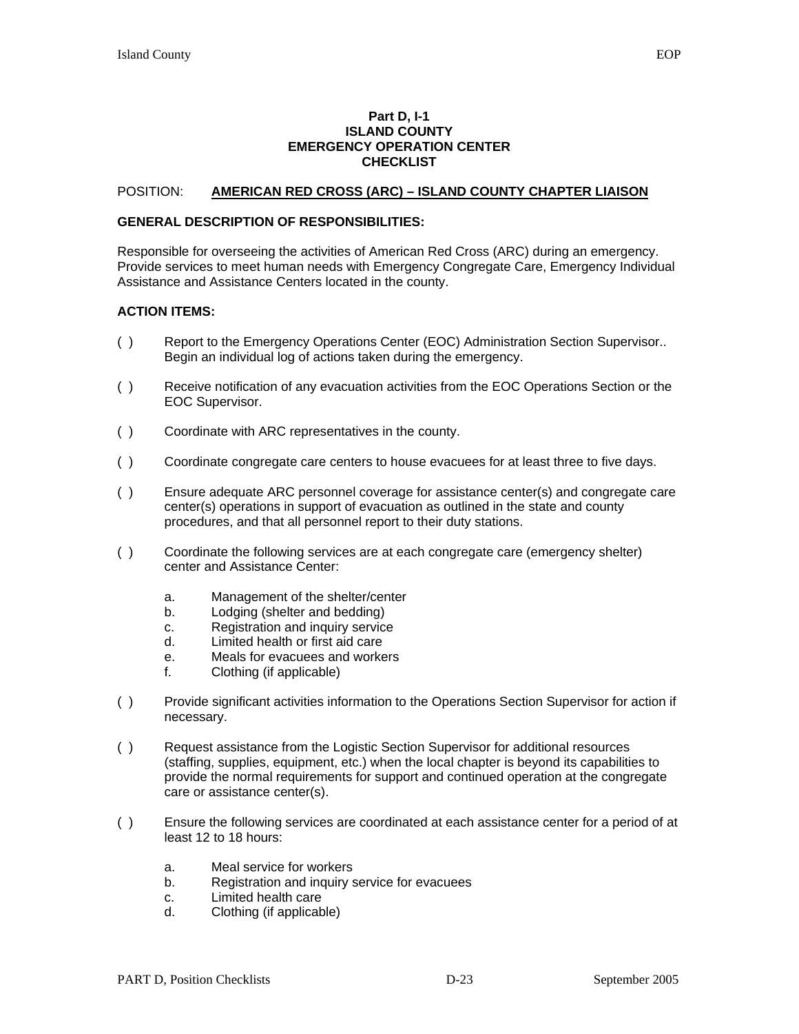**Part D, I-1**
**ISLAND COUNTY**
**EMERGENCY OPERATION CENTER**
**CHECKLIST**

POSITION: **AMERICAN RED CROSS (ARC) – ISLAND COUNTY CHAPTER LIAISON**

**GENERAL DESCRIPTION OF RESPONSIBILITIES:**

Responsible for overseeing the activities of American Red Cross (ARC) during an emergency. Provide services to meet human needs with Emergency Congregate Care, Emergency Individual Assistance and Assistance Centers located in the county.

**ACTION ITEMS:**

( ) Report to the Emergency Operations Center (EOC) Administration Section Supervisor.. Begin an individual log of actions taken during the emergency.

( ) Receive notification of any evacuation activities from the EOC Operations Section or the EOC Supervisor.

( ) Coordinate with ARC representatives in the county.

( ) Coordinate congregate care centers to house evacuees for at least three to five days.

( ) Ensure adequate ARC personnel coverage for assistance center(s) and congregate care center(s) operations in support of evacuation as outlined in the state and county procedures, and that all personnel report to their duty stations.

( ) Coordinate the following services are at each congregate care (emergency shelter) center and Assistance Center:

a. Management of the shelter/center
b. Lodging (shelter and bedding)
c. Registration and inquiry service
d. Limited health or first aid care
e. Meals for evacuees and workers
f. Clothing (if applicable)

( ) Provide significant activities information to the Operations Section Supervisor for action if necessary.

( ) Request assistance from the Logistic Section Supervisor for additional resources (staffing, supplies, equipment, etc.) when the local chapter is beyond its capabilities to provide the normal requirements for support and continued operation at the congregate care or assistance center(s).

( ) Ensure the following services are coordinated at each assistance center for a period of at least 12 to 18 hours:

a. Meal service for workers
b. Registration and inquiry service for evacuees
c. Limited health care
d. Clothing (if applicable)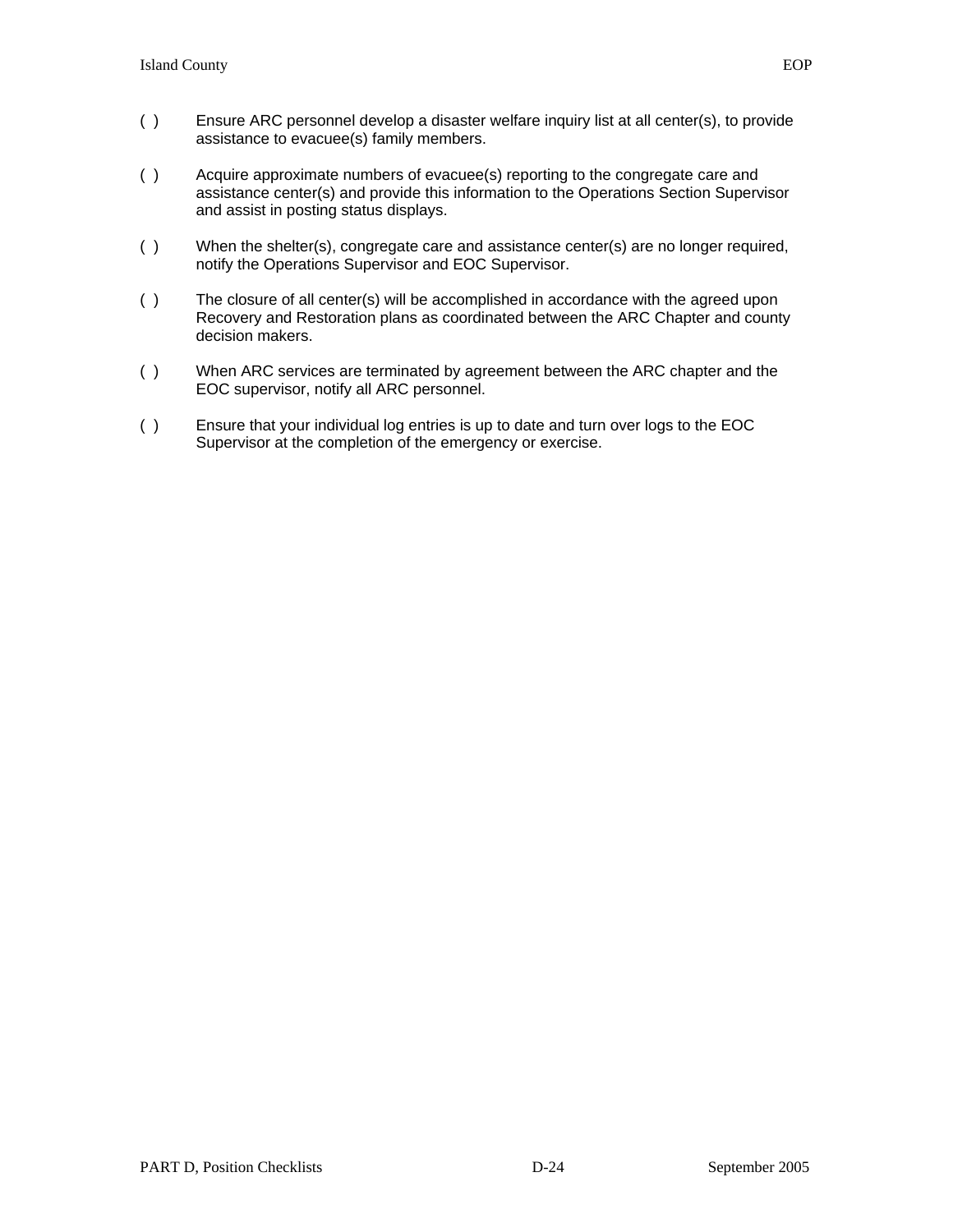( ) Ensure ARC personnel develop a disaster welfare inquiry list at all center(s), to provide assistance to evacuee(s) family members.

( ) Acquire approximate numbers of evacuee(s) reporting to the congregate care and assistance center(s) and provide this information to the Operations Section Supervisor and assist in posting status displays.

( ) When the shelter(s), congregate care and assistance center(s) are no longer required, notify the Operations Supervisor and EOC Supervisor.

( ) The closure of all center(s) will be accomplished in accordance with the agreed upon Recovery and Restoration plans as coordinated between the ARC Chapter and county decision makers.

( ) When ARC services are terminated by agreement between the ARC chapter and the EOC supervisor, notify all ARC personnel.

( ) Ensure that your individual log entries is up to date and turn over logs to the EOC Supervisor at the completion of the emergency or exercise.